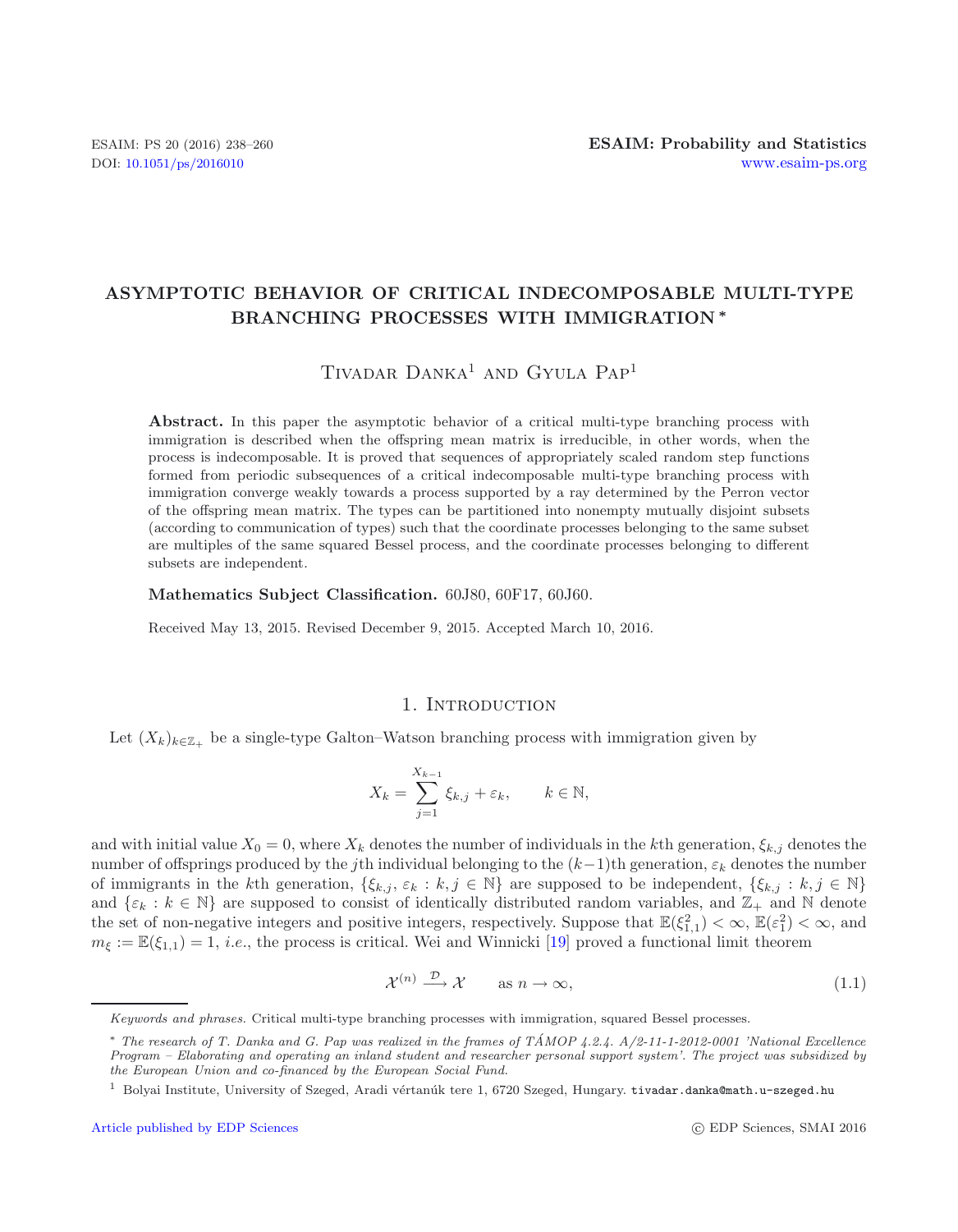# ASYMPTOTIC BEHAVIOR OF CRITICAL INDECOMPOSABLE MULTI-TYPE BRANCHING PROCESSES WITH IMMIGRATION *

Tivadar Danka[1] and Gyula Pap[1]

**Abstract.** In this paper the asymptotic behavior of a critical multi-type branching process with immigration is described when the offspring mean matrix is irreducible, in other words, when the process is indecomposable. It is proved that sequences of appropriately scaled random step functions formed from periodic subsequences of a critical indecomposable multi-type branching process with immigration converge weakly towards a process supported by a ray determined by the Perron vector of the offspring mean matrix. The types can be partitioned into nonempty mutually disjoint subsets (according to communication of types) such that the coordinate processes belonging to the same subset are multiples of the same squared Bessel process, and the coordinate processes belonging to different subsets are independent.

**Mathematics Subject Classification.** 60J80, 60F17, 60J60.

Received May 13, 2015. Revised December 9, 2015. Accepted March 10, 2016.

## 1. Introduction

Let $(X_k)_{k\in\mathbb{Z}_+}$ be a single-type Galton–Watson branching process with immigration given by

$$X_k = \sum_{j=1}^{X_{k-1}} \xi_{k,j} + \varepsilon_k, \qquad k \in \mathbb{N},$$

and with initial value $X_0 = 0$, where $X_k$ denotes the number of individuals in the $k$th generation, $\xi_{k,j}$ denotes the number of offsprings produced by the $j$th individual belonging to the $(k-1)$th generation, $\varepsilon_k$ denotes the number of immigrants in the $k$th generation, $\{\xi_{k,j}, \varepsilon_k : k, j \in \mathbb{N}\}$ are supposed to be independent, $\{\xi_{k,j} : k, j \in \mathbb{N}\}$ and $\{\varepsilon_k : k \in \mathbb{N}\}$ are supposed to consist of identically distributed random variables, and $\mathbb{Z}_+$ and $\mathbb{N}$ denote the set of non-negative integers and positive integers, respectively. Suppose that $\mathbb{E}(\xi_{1,1}^2) < \infty$, $\mathbb{E}(\varepsilon_1^2) < \infty$, and $m_\xi := \mathbb{E}(\xi_{1,1}) = 1$, *i.e.*, the process is critical. Wei and Winnicki [19] proved a functional limit theorem

$$\mathcal{X}^{(n)} \xrightarrow{\mathcal{D}} \mathcal{X} \qquad \text{as } n \to \infty, \tag{1.1}$$

*Keywords and phrases.* Critical multi-type branching processes with immigration, squared Bessel processes.

* *The research of T. Danka and G. Pap was realized in the frames of TÁMOP 4.2.4. A/2-11-1-2012-0001 'National Excellence Program – Elaborating and operating an inland student and researcher personal support system'. The project was subsidized by the European Union and co-financed by the European Social Fund.*

[1] Bolyai Institute, University of Szeged, Aradi vértanúk tere 1, 6720 Szeged, Hungary. tivadar.danka@math.u-szeged.hu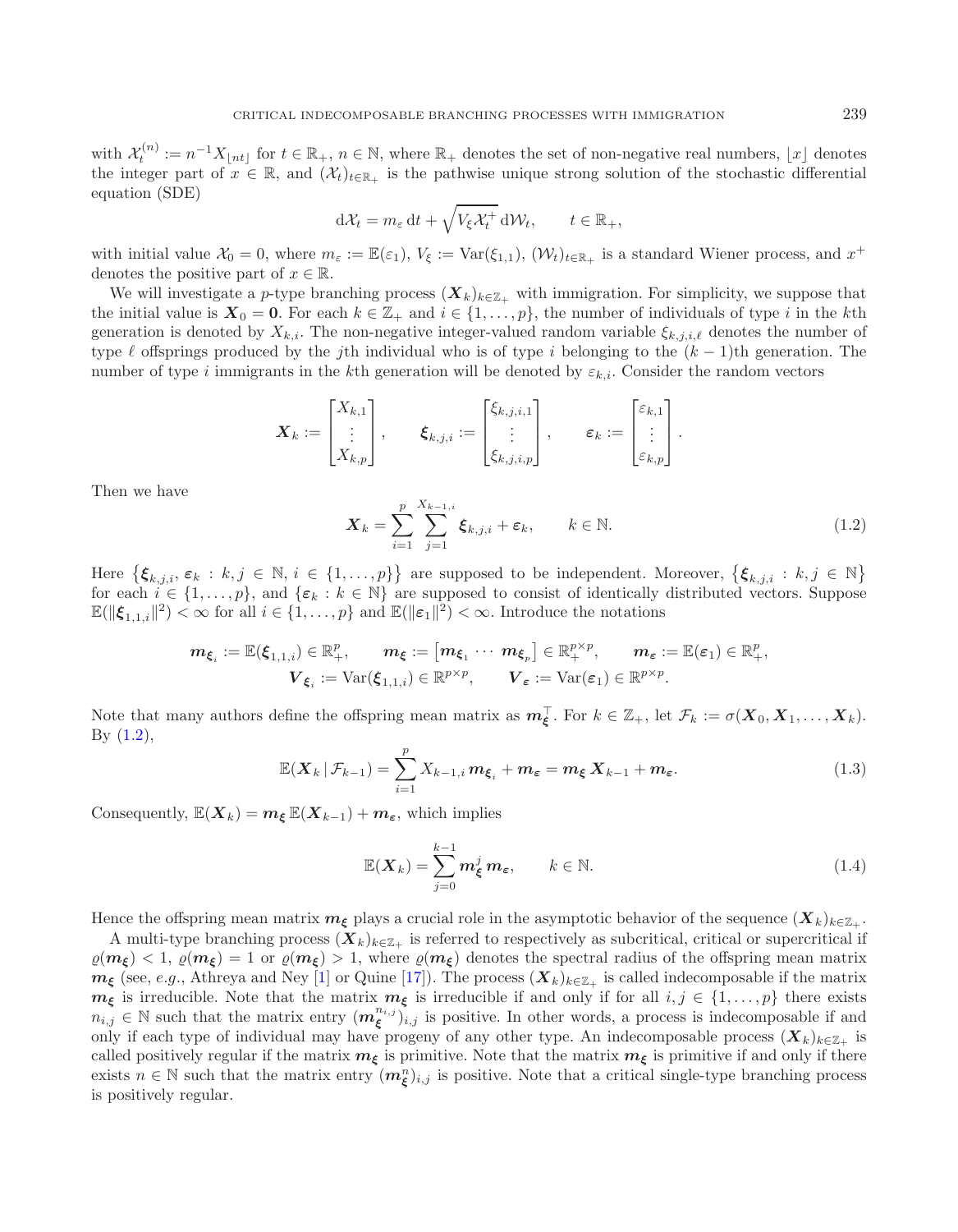with $\mathcal{X}_t^{(n)} := n^{-1} X_{\lfloor nt \rfloor}$ for $t \in \mathbb{R}_+$, $n \in \mathbb{N}$, where $\mathbb{R}_+$ denotes the set of non-negative real numbers, $\lfloor x \rfloor$ denotes the integer part of $x \in \mathbb{R}$, and $(\mathcal{X}_t)_{t \in \mathbb{R}_+}$ is the pathwise unique strong solution of the stochastic differential equation (SDE)

$$\mathrm{d}\mathcal{X}_t = m_\varepsilon \, \mathrm{d}t + \sqrt{V_\xi \mathcal{X}_t^+} \, \mathrm{d}\mathcal{W}_t, \qquad t \in \mathbb{R}_+,$$

with initial value $\mathcal{X}_0 = 0$, where $m_\varepsilon := \mathbb{E}(\varepsilon_1)$, $V_\xi := \operatorname{Var}(\xi_{1,1})$, $(\mathcal{W}_t)_{t \in \mathbb{R}_+}$ is a standard Wiener process, and $x^+$ denotes the positive part of $x \in \mathbb{R}$.

We will investigate a $p$-type branching process $(\boldsymbol{X}_k)_{k \in \mathbb{Z}_+}$ with immigration. For simplicity, we suppose that the initial value is $\boldsymbol{X}_0 = \boldsymbol{0}$. For each $k \in \mathbb{Z}_+$ and $i \in \{1, \ldots, p\}$, the number of individuals of type $i$ in the $k$th generation is denoted by $X_{k,i}$. The non-negative integer-valued random variable $\xi_{k,j,i,\ell}$ denotes the number of type $\ell$ offsprings produced by the $j$th individual who is of type $i$ belonging to the $(k-1)$th generation. The number of type $i$ immigrants in the $k$th generation will be denoted by $\varepsilon_{k,i}$. Consider the random vectors

$$\boldsymbol{X}_k := \begin{bmatrix} X_{k,1} \\ \vdots \\ X_{k,p} \end{bmatrix}, \qquad \boldsymbol{\xi}_{k,j,i} := \begin{bmatrix} \xi_{k,j,i,1} \\ \vdots \\ \xi_{k,j,i,p} \end{bmatrix}, \qquad \boldsymbol{\varepsilon}_k := \begin{bmatrix} \varepsilon_{k,1} \\ \vdots \\ \varepsilon_{k,p} \end{bmatrix}.$$

Then we have

$$\boldsymbol{X}_k = \sum_{i=1}^{p} \sum_{j=1}^{X_{k-1,i}} \boldsymbol{\xi}_{k,j,i} + \boldsymbol{\varepsilon}_k, \qquad k \in \mathbb{N}. \tag{1.2}$$

Here $\{\boldsymbol{\xi}_{k,j,i}, \boldsymbol{\varepsilon}_k : k, j \in \mathbb{N}, i \in \{1, \ldots, p\}\}$ are supposed to be independent. Moreover, $\{\boldsymbol{\xi}_{k,j,i} : k, j \in \mathbb{N}\}$ for each $i \in \{1, \ldots, p\}$, and $\{\boldsymbol{\varepsilon}_k : k \in \mathbb{N}\}$ are supposed to consist of identically distributed vectors. Suppose $\mathbb{E}(\|\boldsymbol{\xi}_{1,1,i}\|^2) < \infty$ for all $i \in \{1, \ldots, p\}$ and $\mathbb{E}(\|\boldsymbol{\varepsilon}_1\|^2) < \infty$. Introduce the notations

$$\boldsymbol{m}_{\boldsymbol{\xi}_i} := \mathbb{E}(\boldsymbol{\xi}_{1,1,i}) \in \mathbb{R}_+^p, \qquad \boldsymbol{m}_{\boldsymbol{\xi}} := \begin{bmatrix} \boldsymbol{m}_{\boldsymbol{\xi}_1} \cdots \boldsymbol{m}_{\boldsymbol{\xi}_p} \end{bmatrix} \in \mathbb{R}_+^{p \times p}, \qquad \boldsymbol{m}_{\boldsymbol{\varepsilon}} := \mathbb{E}(\boldsymbol{\varepsilon}_1) \in \mathbb{R}_+^p,$$
$$\boldsymbol{V}_{\boldsymbol{\xi}_i} := \operatorname{Var}(\boldsymbol{\xi}_{1,1,i}) \in \mathbb{R}^{p \times p}, \qquad \boldsymbol{V}_{\boldsymbol{\varepsilon}} := \operatorname{Var}(\boldsymbol{\varepsilon}_1) \in \mathbb{R}^{p \times p}.$$

Note that many authors define the offspring mean matrix as $\boldsymbol{m}_{\boldsymbol{\xi}}^\top$. For $k \in \mathbb{Z}_+$, let $\mathcal{F}_k := \sigma(\boldsymbol{X}_0, \boldsymbol{X}_1, \ldots, \boldsymbol{X}_k)$. By (1.2),

$$\mathbb{E}(\boldsymbol{X}_k \,|\, \mathcal{F}_{k-1}) = \sum_{i=1}^{p} X_{k-1,i} \, \boldsymbol{m}_{\boldsymbol{\xi}_i} + \boldsymbol{m}_{\boldsymbol{\varepsilon}} = \boldsymbol{m}_{\boldsymbol{\xi}} \, \boldsymbol{X}_{k-1} + \boldsymbol{m}_{\boldsymbol{\varepsilon}}. \tag{1.3}$$

Consequently, $\mathbb{E}(\boldsymbol{X}_k) = \boldsymbol{m}_{\boldsymbol{\xi}} \, \mathbb{E}(\boldsymbol{X}_{k-1}) + \boldsymbol{m}_{\boldsymbol{\varepsilon}}$, which implies

$$\mathbb{E}(\boldsymbol{X}_k) = \sum_{j=0}^{k-1} \boldsymbol{m}_{\boldsymbol{\xi}}^j \, \boldsymbol{m}_{\boldsymbol{\varepsilon}}, \qquad k \in \mathbb{N}. \tag{1.4}$$

Hence the offspring mean matrix $\boldsymbol{m}_{\boldsymbol{\xi}}$ plays a crucial role in the asymptotic behavior of the sequence $(\boldsymbol{X}_k)_{k \in \mathbb{Z}_+}$.

A multi-type branching process $(\boldsymbol{X}_k)_{k \in \mathbb{Z}_+}$ is referred to respectively as subcritical, critical or supercritical if $\varrho(\boldsymbol{m}_{\boldsymbol{\xi}}) < 1$, $\varrho(\boldsymbol{m}_{\boldsymbol{\xi}}) = 1$ or $\varrho(\boldsymbol{m}_{\boldsymbol{\xi}}) > 1$, where $\varrho(\boldsymbol{m}_{\boldsymbol{\xi}})$ denotes the spectral radius of the offspring mean matrix $\boldsymbol{m}_{\boldsymbol{\xi}}$ (see, *e.g.*, Athreya and Ney [1] or Quine [17]). The process $(\boldsymbol{X}_k)_{k \in \mathbb{Z}_+}$ is called indecomposable if the matrix $\boldsymbol{m}_{\boldsymbol{\xi}}$ is irreducible. Note that the matrix $\boldsymbol{m}_{\boldsymbol{\xi}}$ is irreducible if and only if for all $i, j \in \{1, \ldots, p\}$ there exists $n_{i,j} \in \mathbb{N}$ such that the matrix entry $(\boldsymbol{m}_{\boldsymbol{\xi}}^{n_{i,j}})_{i,j}$ is positive. In other words, a process is indecomposable if and only if each type of individual may have progeny of any other type. An indecomposable process $(\boldsymbol{X}_k)_{k \in \mathbb{Z}_+}$ is called positively regular if the matrix $\boldsymbol{m}_{\boldsymbol{\xi}}$ is primitive. Note that the matrix $\boldsymbol{m}_{\boldsymbol{\xi}}$ is primitive if and only if there exists $n \in \mathbb{N}$ such that the matrix entry $(\boldsymbol{m}_{\boldsymbol{\xi}}^n)_{i,j}$ is positive. Note that a critical single-type branching process is positively regular.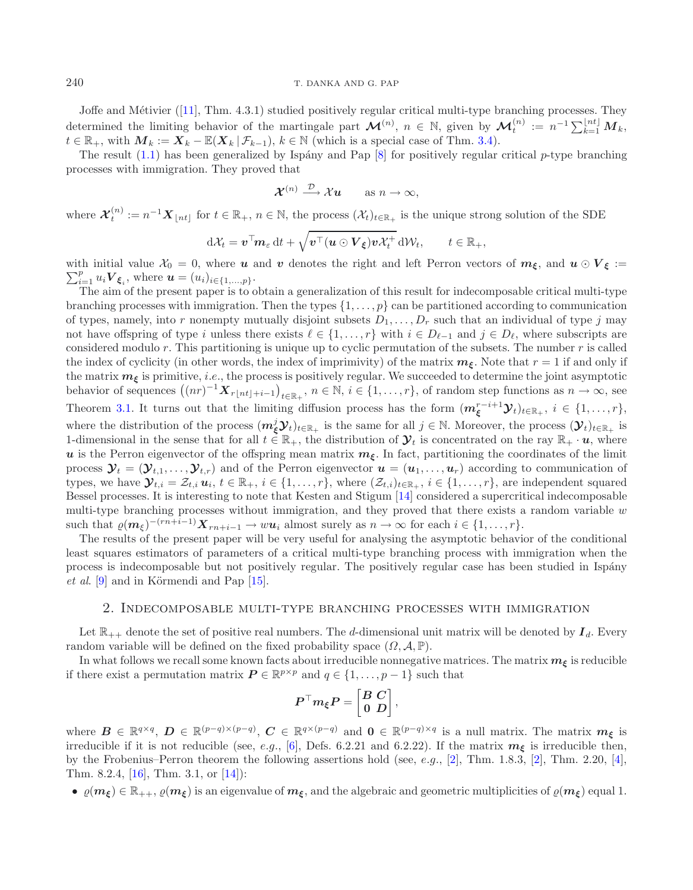Joffe and Métivier ([11], Thm. 4.3.1) studied positively regular critical multi-type branching processes. They determined the limiting behavior of the martingale part $\boldsymbol{\mathcal{M}}^{(n)}$, $n \in \mathbb{N}$, given by $\boldsymbol{\mathcal{M}}_t^{(n)} := n^{-1} \sum_{k=1}^{\lfloor nt \rfloor} \boldsymbol{M}_k$, $t \in \mathbb{R}_+$, with $\boldsymbol{M}_k := \boldsymbol{X}_k - \mathbb{E}(\boldsymbol{X}_k \,|\, \mathcal{F}_{k-1})$, $k \in \mathbb{N}$ (which is a special case of Thm. 3.4).

The result (1.1) has been generalized by Ispány and Pap [8] for positively regular critical $p$-type branching processes with immigration. They proved that

$$\boldsymbol{\mathcal{X}}^{(n)} \xrightarrow{\mathcal{D}} \mathcal{X}\boldsymbol{u} \qquad \text{as } n \to \infty,$$

where $\boldsymbol{\mathcal{X}}_t^{(n)} := n^{-1} \boldsymbol{X}_{\lfloor nt \rfloor}$ for $t \in \mathbb{R}_+$, $n \in \mathbb{N}$, the process $(\mathcal{X}_t)_{t \in \mathbb{R}_+}$ is the unique strong solution of the SDE

$$\mathrm{d}\mathcal{X}_t = \boldsymbol{v}^\top \boldsymbol{m}_\varepsilon \, \mathrm{d}t + \sqrt{\boldsymbol{v}^\top (\boldsymbol{u} \odot \boldsymbol{V}_{\boldsymbol{\xi}}) \boldsymbol{v} \mathcal{X}_t^+} \, \mathrm{d}\mathcal{W}_t, \qquad t \in \mathbb{R}_+,$$

with initial value $\mathcal{X}_0 = 0$, where $\boldsymbol{u}$ and $\boldsymbol{v}$ denotes the right and left Perron vectors of $\boldsymbol{m}_{\boldsymbol{\xi}}$, and $\boldsymbol{u} \odot \boldsymbol{V}_{\boldsymbol{\xi}} := \sum_{i=1}^p u_i \boldsymbol{V}_{\boldsymbol{\xi}_i}$, where $\boldsymbol{u} = (u_i)_{i \in \{1,\ldots,p\}}$.

The aim of the present paper is to obtain a generalization of this result for indecomposable critical multi-type branching processes with immigration. Then the types $\{1, \ldots, p\}$ can be partitioned according to communication of types, namely, into $r$ nonempty mutually disjoint subsets $D_1, \ldots, D_r$ such that an individual of type $j$ may not have offspring of type $i$ unless there exists $\ell \in \{1, \ldots, r\}$ with $i \in D_{\ell-1}$ and $j \in D_\ell$, where subscripts are considered modulo $r$. This partitioning is unique up to cyclic permutation of the subsets. The number $r$ is called the index of cyclicity (in other words, the index of imprimivity) of the matrix $\boldsymbol{m}_{\boldsymbol{\xi}}$. Note that $r = 1$ if and only if the matrix $\boldsymbol{m}_{\boldsymbol{\xi}}$ is primitive, *i.e.*, the process is positively regular. We succeeded to determine the joint asymptotic behavior of sequences $\big((nr)^{-1} \boldsymbol{X}_{r\lfloor nt \rfloor + i-1}\big)_{t \in \mathbb{R}_+}$, $n \in \mathbb{N}$, $i \in \{1, \ldots, r\}$, of random step functions as $n \to \infty$, see Theorem 3.1. It turns out that the limiting diffusion process has the form $(\boldsymbol{m}_{\boldsymbol{\xi}}^{r-i+1} \boldsymbol{\mathcal{Y}}_t)_{t \in \mathbb{R}_+}$, $i \in \{1, \ldots, r\}$, where the distribution of the process $(\boldsymbol{m}_{\boldsymbol{\xi}}^j \boldsymbol{\mathcal{Y}}_t)_{t \in \mathbb{R}_+}$ is the same for all $j \in \mathbb{N}$. Moreover, the process $(\boldsymbol{\mathcal{Y}}_t)_{t \in \mathbb{R}_+}$ is 1-dimensional in the sense that for all $t \in \mathbb{R}_+$, the distribution of $\boldsymbol{\mathcal{Y}}_t$ is concentrated on the ray $\mathbb{R}_+ \cdot \boldsymbol{u}$, where $\boldsymbol{u}$ is the Perron eigenvector of the offspring mean matrix $\boldsymbol{m}_{\boldsymbol{\xi}}$. In fact, partitioning the coordinates of the limit process $\boldsymbol{\mathcal{Y}}_t = (\boldsymbol{\mathcal{Y}}_{t,1}, \ldots, \boldsymbol{\mathcal{Y}}_{t,r})$ and of the Perron eigenvector $\boldsymbol{u} = (\boldsymbol{u}_1, \ldots, \boldsymbol{u}_r)$ according to communication of types, we have $\boldsymbol{\mathcal{Y}}_{t,i} = \mathcal{Z}_{t,i} \boldsymbol{u}_i$, $t \in \mathbb{R}_+$, $i \in \{1, \ldots, r\}$, where $(\mathcal{Z}_{t,i})_{t \in \mathbb{R}_+}$, $i \in \{1, \ldots, r\}$, are independent squared Bessel processes. It is interesting to note that Kesten and Stigum [14] considered a supercritical indecomposable multi-type branching processes without immigration, and they proved that there exists a random variable $w$ such that $\varrho(\boldsymbol{m}_\xi)^{-(rn+i-1)} \boldsymbol{X}_{rn+i-1} \to w \boldsymbol{u}_i$ almost surely as $n \to \infty$ for each $i \in \{1, \ldots, r\}$.

The results of the present paper will be very useful for analysing the asymptotic behavior of the conditional least squares estimators of parameters of a critical multi-type branching process with immigration when the process is indecomposable but not positively regular. The positively regular case has been studied in Ispány *et al.* [9] and in Körmendi and Pap [15].

## 2. Indecomposable multi-type branching processes with immigration

Let $\mathbb{R}_{++}$ denote the set of positive real numbers. The $d$-dimensional unit matrix will be denoted by $\boldsymbol{I}_d$. Every random variable will be defined on the fixed probability space $(\Omega, \mathcal{A}, \mathbb{P})$.

In what follows we recall some known facts about irreducible nonnegative matrices. The matrix $\boldsymbol{m}_{\boldsymbol{\xi}}$ is reducible if there exist a permutation matrix $\boldsymbol{P} \in \mathbb{R}^{p \times p}$ and $q \in \{1, \ldots, p-1\}$ such that

$$\boldsymbol{P}^\top \boldsymbol{m}_{\boldsymbol{\xi}} \boldsymbol{P} = \begin{bmatrix} \boldsymbol{B} & \boldsymbol{C} \\ \boldsymbol{0} & \boldsymbol{D} \end{bmatrix},$$

where $\boldsymbol{B} \in \mathbb{R}^{q \times q}$, $\boldsymbol{D} \in \mathbb{R}^{(p-q) \times (p-q)}$, $\boldsymbol{C} \in \mathbb{R}^{q \times (p-q)}$ and $\boldsymbol{0} \in \mathbb{R}^{(p-q) \times q}$ is a null matrix. The matrix $\boldsymbol{m}_{\boldsymbol{\xi}}$ is irreducible if it is not reducible (see, *e.g.*, [6], Defs. 6.2.21 and 6.2.22). If the matrix $\boldsymbol{m}_{\boldsymbol{\xi}}$ is irreducible then, by the Frobenius–Perron theorem the following assertions hold (see, *e.g.*, [2], Thm. 1.8.3, [2], Thm. 2.20, [4], Thm. 8.2.4, [16], Thm. 3.1, or [14]):

- $\varrho(\boldsymbol{m}_{\boldsymbol{\xi}}) \in \mathbb{R}_{++}$, $\varrho(\boldsymbol{m}_{\boldsymbol{\xi}})$ is an eigenvalue of $\boldsymbol{m}_{\boldsymbol{\xi}}$, and the algebraic and geometric multiplicities of $\varrho(\boldsymbol{m}_{\boldsymbol{\xi}})$ equal 1.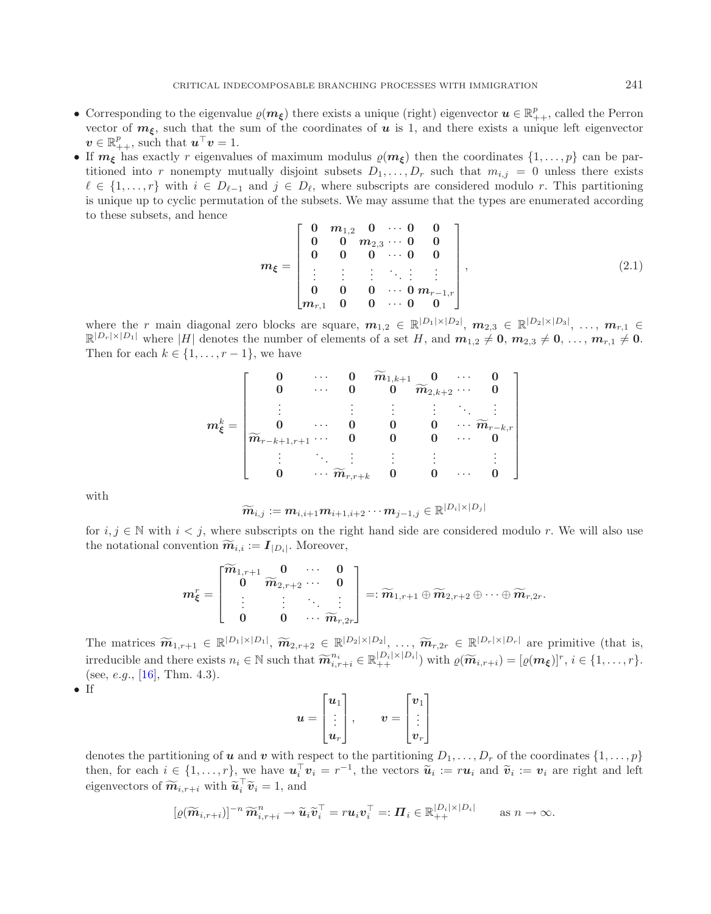- Corresponding to the eigenvalue $\varrho(\boldsymbol{m_\xi})$ there exists a unique (right) eigenvector $\boldsymbol{u} \in \mathbb{R}^p_{++}$, called the Perron vector of $\boldsymbol{m_\xi}$, such that the sum of the coordinates of $\boldsymbol{u}$ is 1, and there exists a unique left eigenvector $\boldsymbol{v} \in \mathbb{R}^p_{++}$, such that $\boldsymbol{u}^\top \boldsymbol{v} = 1$.
- If $\boldsymbol{m_\xi}$ has exactly $r$ eigenvalues of maximum modulus $\varrho(\boldsymbol{m_\xi})$ then the coordinates $\{1, \dots, p\}$ can be partitioned into $r$ nonempty mutually disjoint subsets $D_1, \dots, D_r$ such that $m_{i,j} = 0$ unless there exists $\ell \in \{1, \dots, r\}$ with $i \in D_{\ell-1}$ and $j \in D_\ell$, where subscripts are considered modulo $r$. This partitioning is unique up to cyclic permutation of the subsets. We may assume that the types are enumerated according to these subsets, and hence

$$
\boldsymbol{m_\xi} = \begin{bmatrix} \boldsymbol{0} & \boldsymbol{m}_{1,2} & \boldsymbol{0} & \cdots & \boldsymbol{0} & \boldsymbol{0} \\ \boldsymbol{0} & \boldsymbol{0} & \boldsymbol{m}_{2,3} & \cdots & \boldsymbol{0} & \boldsymbol{0} \\ \boldsymbol{0} & \boldsymbol{0} & \boldsymbol{0} & \cdots & \boldsymbol{0} & \boldsymbol{0} \\ \vdots & \vdots & \vdots & \ddots & \vdots & \vdots \\ \boldsymbol{0} & \boldsymbol{0} & \boldsymbol{0} & \cdots & \boldsymbol{0} & \boldsymbol{m}_{r-1,r} \\ \boldsymbol{m}_{r,1} & \boldsymbol{0} & \boldsymbol{0} & \cdots & \boldsymbol{0} & \boldsymbol{0} \end{bmatrix}, \tag{2.1}
$$

where the $r$ main diagonal zero blocks are square, $\boldsymbol{m}_{1,2} \in \mathbb{R}^{|D_1| \times |D_2|}$, $\boldsymbol{m}_{2,3} \in \mathbb{R}^{|D_2| \times |D_3|}$, $\dots$, $\boldsymbol{m}_{r,1} \in \mathbb{R}^{|D_r| \times |D_1|}$ where $|H|$ denotes the number of elements of a set $H$, and $\boldsymbol{m}_{1,2} \neq \boldsymbol{0}$, $\boldsymbol{m}_{2,3} \neq \boldsymbol{0}$, $\dots$, $\boldsymbol{m}_{r,1} \neq \boldsymbol{0}$. Then for each $k \in \{1, \dots, r-1\}$, we have

$$
\boldsymbol{m}_{\boldsymbol{\xi}}^k = \begin{bmatrix} \boldsymbol{0} & \cdots & \boldsymbol{0} & \widetilde{\boldsymbol{m}}_{1,k+1} & \boldsymbol{0} & \cdots & \boldsymbol{0} \\ \boldsymbol{0} & \cdots & \boldsymbol{0} & \boldsymbol{0} & \widetilde{\boldsymbol{m}}_{2,k+2} & \cdots & \boldsymbol{0} \\ \vdots & & \vdots & \vdots & \vdots & \ddots & \vdots \\ \boldsymbol{0} & \cdots & \boldsymbol{0} & \boldsymbol{0} & \boldsymbol{0} & \cdots & \widetilde{\boldsymbol{m}}_{r-k,r} \\ \widetilde{\boldsymbol{m}}_{r-k+1,r+1} & \cdots & \boldsymbol{0} & \boldsymbol{0} & \boldsymbol{0} & \cdots & \boldsymbol{0} \\ \vdots & \ddots & \vdots & \vdots & \vdots & & \vdots \\ \boldsymbol{0} & \cdots & \widetilde{\boldsymbol{m}}_{r,r+k} & \boldsymbol{0} & \boldsymbol{0} & \cdots & \boldsymbol{0} \end{bmatrix}
$$

with

$$
\widetilde{\boldsymbol{m}}_{i,j} := \boldsymbol{m}_{i,i+1} \boldsymbol{m}_{i+1,i+2} \cdots \boldsymbol{m}_{j-1,j} \in \mathbb{R}^{|D_i| \times |D_j|}
$$

for $i, j \in \mathbb{N}$ with $i < j$, where subscripts on the right hand side are considered modulo $r$. We will also use the notational convention $\widetilde{\boldsymbol{m}}_{i,i} := \boldsymbol{I}_{|D_i|}$. Moreover,

$$
\boldsymbol{m}_{\boldsymbol{\xi}}^r = \begin{bmatrix} \widetilde{\boldsymbol{m}}_{1,r+1} & \boldsymbol{0} & \cdots & \boldsymbol{0} \\ \boldsymbol{0} & \widetilde{\boldsymbol{m}}_{2,r+2} & \cdots & \boldsymbol{0} \\ \vdots & \vdots & \ddots & \vdots \\ \boldsymbol{0} & \boldsymbol{0} & \cdots & \widetilde{\boldsymbol{m}}_{r,2r} \end{bmatrix} =: \widetilde{\boldsymbol{m}}_{1,r+1} \oplus \widetilde{\boldsymbol{m}}_{2,r+2} \oplus \cdots \oplus \widetilde{\boldsymbol{m}}_{r,2r}.
$$

The matrices $\widetilde{\boldsymbol{m}}_{1,r+1} \in \mathbb{R}^{|D_1| \times |D_1|}$, $\widetilde{\boldsymbol{m}}_{2,r+2} \in \mathbb{R}^{|D_2| \times |D_2|}$, $\dots$, $\widetilde{\boldsymbol{m}}_{r,2r} \in \mathbb{R}^{|D_r| \times |D_r|}$ are primitive (that is, irreducible and there exists $n_i \in \mathbb{N}$ such that $\widetilde{\boldsymbol{m}}_{i,r+i}^{n_i} \in \mathbb{R}^{|D_i| \times |D_i|}_{++}$) with $\varrho(\widetilde{\boldsymbol{m}}_{i,r+i}) = [\varrho(\boldsymbol{m_\xi})]^r$, $i \in \{1, \dots, r\}$. (see, *e.g.*, [16], Thm. 4.3).
- If

$$
\boldsymbol{u} = \begin{bmatrix} \boldsymbol{u}_1 \\ \vdots \\ \boldsymbol{u}_r \end{bmatrix}, \qquad \boldsymbol{v} = \begin{bmatrix} \boldsymbol{v}_1 \\ \vdots \\ \boldsymbol{v}_r \end{bmatrix}
$$

denotes the partitioning of $\boldsymbol{u}$ and $\boldsymbol{v}$ with respect to the partitioning $D_1, \dots, D_r$ of the coordinates $\{1, \dots, p\}$ then, for each $i \in \{1, \dots, r\}$, we have $\boldsymbol{u}_i^\top \boldsymbol{v}_i = r^{-1}$, the vectors $\widetilde{\boldsymbol{u}}_i := r\boldsymbol{u}_i$ and $\widetilde{\boldsymbol{v}}_i := \boldsymbol{v}_i$ are right and left eigenvectors of $\widetilde{\boldsymbol{m}}_{i,r+i}$ with $\widetilde{\boldsymbol{u}}_i^\top \widetilde{\boldsymbol{v}}_i = 1$, and

$$
[\varrho(\widetilde{\boldsymbol{m}}_{i,r+i})]^{-n} \, \widetilde{\boldsymbol{m}}_{i,r+i}^n \to \widetilde{\boldsymbol{u}}_i \widetilde{\boldsymbol{v}}_i^\top = r\boldsymbol{u}_i \boldsymbol{v}_i^\top =: \boldsymbol{\Pi}_i \in \mathbb{R}^{|D_i| \times |D_i|}_{++} \qquad \text{as } n \to \infty.
$$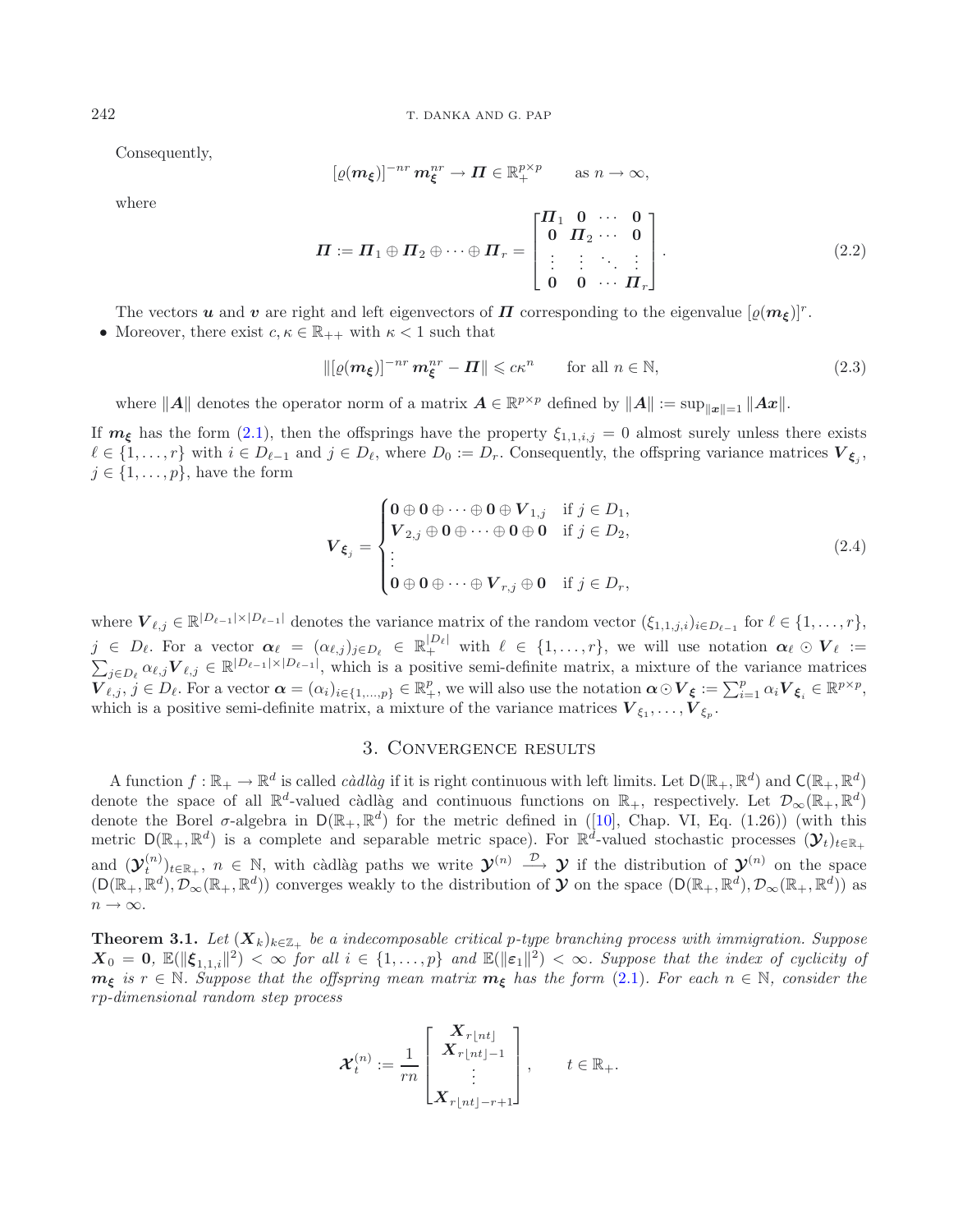Consequently,

$$[\varrho(\boldsymbol{m}_{\boldsymbol{\xi}})]^{-nr}\, \boldsymbol{m}_{\boldsymbol{\xi}}^{nr} \to \boldsymbol{\Pi} \in \mathbb{R}_+^{p\times p} \qquad \text{as } n \to \infty,$$

where

$$\boldsymbol{\Pi} := \boldsymbol{\Pi}_1 \oplus \boldsymbol{\Pi}_2 \oplus \cdots \oplus \boldsymbol{\Pi}_r = \begin{bmatrix} \boldsymbol{\Pi}_1 & \boldsymbol{0} & \cdots & \boldsymbol{0} \\ \boldsymbol{0} & \boldsymbol{\Pi}_2 & \cdots & \boldsymbol{0} \\ \vdots & \vdots & \ddots & \vdots \\ \boldsymbol{0} & \boldsymbol{0} & \cdots & \boldsymbol{\Pi}_r \end{bmatrix}. \tag{2.2}$$

The vectors $\boldsymbol{u}$ and $\boldsymbol{v}$ are right and left eigenvectors of $\boldsymbol{\Pi}$ corresponding to the eigenvalue $[\varrho(\boldsymbol{m}_{\boldsymbol{\xi}})]^r$.

- Moreover, there exist $c, \kappa \in \mathbb{R}_{++}$ with $\kappa < 1$ such that

$$\|[\varrho(\boldsymbol{m}_{\boldsymbol{\xi}})]^{-nr}\, \boldsymbol{m}_{\boldsymbol{\xi}}^{nr} - \boldsymbol{\Pi}\| \leqslant c\kappa^n \qquad \text{for all } n \in \mathbb{N}, \tag{2.3}$$

where $\|\boldsymbol{A}\|$ denotes the operator norm of a matrix $\boldsymbol{A} \in \mathbb{R}^{p\times p}$ defined by $\|\boldsymbol{A}\| := \sup_{\|\boldsymbol{x}\|=1} \|\boldsymbol{A}\boldsymbol{x}\|$.

If $\boldsymbol{m}_{\boldsymbol{\xi}}$ has the form (2.1), then the offsprings have the property $\xi_{1,1,i,j} = 0$ almost surely unless there exists $\ell \in \{1, \ldots, r\}$ with $i \in D_{\ell-1}$ and $j \in D_\ell$, where $D_0 := D_r$. Consequently, the offspring variance matrices $\boldsymbol{V}_{\boldsymbol{\xi}_j}$, $j \in \{1, \ldots, p\}$, have the form

$$\boldsymbol{V}_{\boldsymbol{\xi}_j} = \begin{cases} \boldsymbol{0} \oplus \boldsymbol{0} \oplus \cdots \oplus \boldsymbol{0} \oplus \boldsymbol{V}_{1,j} & \text{if } j \in D_1, \\ \boldsymbol{V}_{2,j} \oplus \boldsymbol{0} \oplus \cdots \oplus \boldsymbol{0} \oplus \boldsymbol{0} & \text{if } j \in D_2, \\ \vdots & \\ \boldsymbol{0} \oplus \boldsymbol{0} \oplus \cdots \oplus \boldsymbol{V}_{r,j} \oplus \boldsymbol{0} & \text{if } j \in D_r, \end{cases} \tag{2.4}$$

where $\boldsymbol{V}_{\ell,j} \in \mathbb{R}^{|D_{\ell-1}|\times|D_{\ell-1}|}$ denotes the variance matrix of the random vector $(\xi_{1,1,j,i})_{i\in D_{\ell-1}}$ for $\ell \in \{1, \ldots, r\}$, $j \in D_\ell$. For a vector $\boldsymbol{\alpha}_\ell = (\alpha_{\ell,j})_{j\in D_\ell} \in \mathbb{R}_+^{|D_\ell|}$ with $\ell \in \{1, \ldots, r\}$, we will use notation $\boldsymbol{\alpha}_\ell \odot \boldsymbol{V}_\ell := \sum_{j\in D_\ell} \alpha_{\ell,j} \boldsymbol{V}_{\ell,j} \in \mathbb{R}^{|D_{\ell-1}|\times|D_{\ell-1}|}$, which is a positive semi-definite matrix, a mixture of the variance matrices $\boldsymbol{V}_{\ell,j}$, $j \in D_\ell$. For a vector $\boldsymbol{\alpha} = (\alpha_i)_{i\in\{1,\ldots,p\}} \in \mathbb{R}_+^p$, we will also use the notation $\boldsymbol{\alpha} \odot \boldsymbol{V}_{\boldsymbol{\xi}} := \sum_{i=1}^p \alpha_i \boldsymbol{V}_{\boldsymbol{\xi}_i} \in \mathbb{R}^{p\times p}$, which is a positive semi-definite matrix, a mixture of the variance matrices $\boldsymbol{V}_{\xi_1}, \ldots, \boldsymbol{V}_{\xi_p}$.

## 3. Convergence results

A function $f : \mathbb{R}_+ \to \mathbb{R}^d$ is called *càdlàg* if it is right continuous with left limits. Let $\mathsf{D}(\mathbb{R}_+, \mathbb{R}^d)$ and $\mathsf{C}(\mathbb{R}_+, \mathbb{R}^d)$ denote the space of all $\mathbb{R}^d$-valued càdlàg and continuous functions on $\mathbb{R}_+$, respectively. Let $\mathcal{D}_\infty(\mathbb{R}_+, \mathbb{R}^d)$ denote the Borel $\sigma$-algebra in $\mathsf{D}(\mathbb{R}_+, \mathbb{R}^d)$ for the metric defined in ([10], Chap. VI, Eq. (1.26)) (with this metric $\mathsf{D}(\mathbb{R}_+, \mathbb{R}^d)$ is a complete and separable metric space). For $\mathbb{R}^d$-valued stochastic processes $(\boldsymbol{\mathcal{Y}}_t)_{t\in\mathbb{R}_+}$ and $(\boldsymbol{\mathcal{Y}}_t^{(n)})_{t\in\mathbb{R}_+}$, $n \in \mathbb{N}$, with càdlàg paths we write $\boldsymbol{\mathcal{Y}}^{(n)} \xrightarrow{\mathcal{D}} \boldsymbol{\mathcal{Y}}$ if the distribution of $\boldsymbol{\mathcal{Y}}^{(n)}$ on the space $(\mathsf{D}(\mathbb{R}_+, \mathbb{R}^d), \mathcal{D}_\infty(\mathbb{R}_+, \mathbb{R}^d))$ converges weakly to the distribution of $\boldsymbol{\mathcal{Y}}$ on the space $(\mathsf{D}(\mathbb{R}_+, \mathbb{R}^d), \mathcal{D}_\infty(\mathbb{R}_+, \mathbb{R}^d))$ as $n \to \infty$.

**Theorem 3.1.** *Let $(\boldsymbol{X}_k)_{k\in\mathbb{Z}_+}$ be a indecomposable critical p-type branching process with immigration. Suppose $\boldsymbol{X}_0 = \boldsymbol{0}$, $\mathbb{E}(\|\boldsymbol{\xi}_{1,1,i}\|^2) < \infty$ for all $i \in \{1, \ldots, p\}$ and $\mathbb{E}(\|\boldsymbol{\varepsilon}_1\|^2) < \infty$. Suppose that the index of cyclicity of $\boldsymbol{m}_{\boldsymbol{\xi}}$ is $r \in \mathbb{N}$. Suppose that the offspring mean matrix $\boldsymbol{m}_{\boldsymbol{\xi}}$ has the form (2.1). For each $n \in \mathbb{N}$, consider the rp-dimensional random step process*

$$\boldsymbol{\mathcal{X}}_t^{(n)} := \frac{1}{rn} \begin{bmatrix} \boldsymbol{X}_{r\lfloor nt\rfloor} \\ \boldsymbol{X}_{r\lfloor nt\rfloor-1} \\ \vdots \\ \boldsymbol{X}_{r\lfloor nt\rfloor-r+1} \end{bmatrix}, \qquad t \in \mathbb{R}_+.$$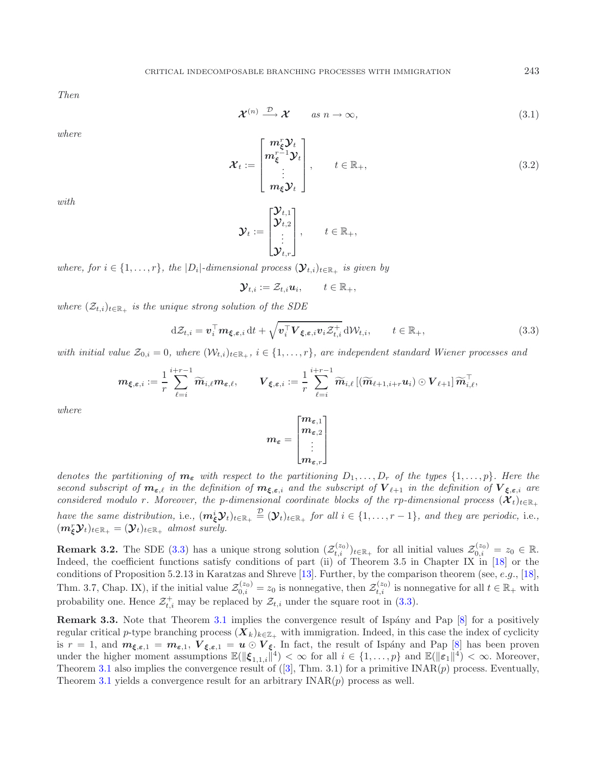*Then*

$$\boldsymbol{\mathcal{X}}^{(n)} \xrightarrow{\mathcal{D}} \boldsymbol{\mathcal{X}} \qquad \text{as } n \to \infty, \tag{3.1}$$

*where*

$$\boldsymbol{\mathcal{X}}_t := \begin{bmatrix} \boldsymbol{m}_{\boldsymbol{\xi}}^r \boldsymbol{\mathcal{Y}}_t \\ \boldsymbol{m}_{\boldsymbol{\xi}}^{r-1} \boldsymbol{\mathcal{Y}}_t \\ \vdots \\ \boldsymbol{m}_{\boldsymbol{\xi}} \boldsymbol{\mathcal{Y}}_t \end{bmatrix}, \qquad t \in \mathbb{R}_+, \tag{3.2}$$

*with*

$$\boldsymbol{\mathcal{Y}}_t := \begin{bmatrix} \boldsymbol{\mathcal{Y}}_{t,1} \\ \boldsymbol{\mathcal{Y}}_{t,2} \\ \vdots \\ \boldsymbol{\mathcal{Y}}_{t,r} \end{bmatrix}, \qquad t \in \mathbb{R}_+,$$

*where, for $i \in \{1, \ldots, r\}$, the $|D_i|$-dimensional process $(\boldsymbol{\mathcal{Y}}_{t,i})_{t \in \mathbb{R}_+}$ is given by*

$$\boldsymbol{\mathcal{Y}}_{t,i} := \mathcal{Z}_{t,i} \boldsymbol{u}_i, \qquad t \in \mathbb{R}_+,$$

*where $(\mathcal{Z}_{t,i})_{t \in \mathbb{R}_+}$ is the unique strong solution of the SDE*

$$\mathrm{d}\mathcal{Z}_{t,i} = \boldsymbol{v}_i^\top \boldsymbol{m}_{\boldsymbol{\xi},\boldsymbol{\varepsilon},i} \, \mathrm{d}t + \sqrt{\boldsymbol{v}_i^\top \boldsymbol{V}_{\boldsymbol{\xi},\boldsymbol{\varepsilon},i} \boldsymbol{v}_i \mathcal{Z}_{t,i}^+} \, \mathrm{d}\mathcal{W}_{t,i}, \qquad t \in \mathbb{R}_+, \tag{3.3}$$

*with initial value $\mathcal{Z}_{0,i} = 0$, where $(\mathcal{W}_{t,i})_{t \in \mathbb{R}_+}$, $i \in \{1, \ldots, r\}$, are independent standard Wiener processes and*

$$\boldsymbol{m}_{\boldsymbol{\xi},\boldsymbol{\varepsilon},i} := \frac{1}{r} \sum_{\ell=i}^{i+r-1} \widetilde{\boldsymbol{m}}_{i,\ell} \boldsymbol{m}_{\boldsymbol{\varepsilon},\ell}, \qquad \boldsymbol{V}_{\boldsymbol{\xi},\boldsymbol{\varepsilon},i} := \frac{1}{r} \sum_{\ell=i}^{i+r-1} \widetilde{\boldsymbol{m}}_{i,\ell} \left[ (\widetilde{\boldsymbol{m}}_{\ell+1,i+r} \boldsymbol{u}_i) \odot \boldsymbol{V}_{\ell+1} \right] \widetilde{\boldsymbol{m}}_{i,\ell}^\top,$$

*where*

$$\boldsymbol{m}_{\boldsymbol{\varepsilon}} = \begin{bmatrix} \boldsymbol{m}_{\boldsymbol{\varepsilon},1} \\ \boldsymbol{m}_{\boldsymbol{\varepsilon},2} \\ \vdots \\ \boldsymbol{m}_{\boldsymbol{\varepsilon},r} \end{bmatrix}$$

*denotes the partitioning of $\boldsymbol{m}_{\boldsymbol{\varepsilon}}$ with respect to the partitioning $D_1, \ldots, D_r$ of the types $\{1, \ldots, p\}$. Here the second subscript of $\boldsymbol{m}_{\boldsymbol{\varepsilon},\ell}$ in the definition of $\boldsymbol{m}_{\boldsymbol{\xi},\boldsymbol{\varepsilon},i}$ and the subscript of $\boldsymbol{V}_{\ell+1}$ in the definition of $\boldsymbol{V}_{\boldsymbol{\xi},\boldsymbol{\varepsilon},i}$ are considered modulo $r$. Moreover, the $p$-dimensional coordinate blocks of the $rp$-dimensional process $(\boldsymbol{\mathcal{X}}_t)_{t \in \mathbb{R}_+}$ have the same distribution,* i.e., *$(\boldsymbol{m}_{\boldsymbol{\xi}}^i \boldsymbol{\mathcal{Y}}_t)_{t \in \mathbb{R}_+} \stackrel{\mathcal{D}}{=} (\boldsymbol{\mathcal{Y}}_t)_{t \in \mathbb{R}_+}$ for all $i \in \{1, \ldots, r-1\}$, and they are periodic,* i.e., *$(\boldsymbol{m}_{\boldsymbol{\xi}}^r \boldsymbol{\mathcal{Y}}_t)_{t \in \mathbb{R}_+} = (\boldsymbol{\mathcal{Y}}_t)_{t \in \mathbb{R}_+}$ almost surely.*

**Remark 3.2.** The SDE (3.3) has a unique strong solution $(\mathcal{Z}_{t,i}^{(z_0)})_{t \in \mathbb{R}_+}$ for all initial values $\mathcal{Z}_{0,i}^{(z_0)} = z_0 \in \mathbb{R}$. Indeed, the coefficient functions satisfy conditions of part (ii) of Theorem 3.5 in Chapter IX in [18] or the conditions of Proposition 5.2.13 in Karatzas and Shreve [13]. Further, by the comparison theorem (see, *e.g.*, [18], Thm. 3.7, Chap. IX), if the initial value $\mathcal{Z}_{0,i}^{(z_0)} = z_0$ is nonnegative, then $\mathcal{Z}_{t,i}^{(z_0)}$ is nonnegative for all $t \in \mathbb{R}_+$ with probability one. Hence $\mathcal{Z}_{t,i}^+$ may be replaced by $\mathcal{Z}_{t,i}$ under the square root in (3.3).

**Remark 3.3.** Note that Theorem 3.1 implies the convergence result of Ispány and Pap [8] for a positively regular critical $p$-type branching process $(\boldsymbol{X}_k)_{k \in \mathbb{Z}_+}$ with immigration. Indeed, in this case the index of cyclicity is $r = 1$, and $\boldsymbol{m}_{\boldsymbol{\xi},\boldsymbol{\varepsilon},1} = \boldsymbol{m}_{\boldsymbol{\varepsilon},1}$, $\boldsymbol{V}_{\boldsymbol{\xi},\boldsymbol{\varepsilon},1} = \boldsymbol{u} \odot \boldsymbol{V}_{\boldsymbol{\xi}}$. In fact, the result of Ispány and Pap [8] has been proven under the higher moment assumptions $\mathbb{E}(\|\boldsymbol{\xi}_{1,1,i}\|^4) < \infty$ for all $i \in \{1, \ldots, p\}$ and $\mathbb{E}(\|\boldsymbol{\varepsilon}_1\|^4) < \infty$. Moreover, Theorem 3.1 also implies the convergence result of ([3], Thm. 3.1) for a primitive INAR($p$) process. Eventually, Theorem 3.1 yields a convergence result for an arbitrary INAR($p$) process as well.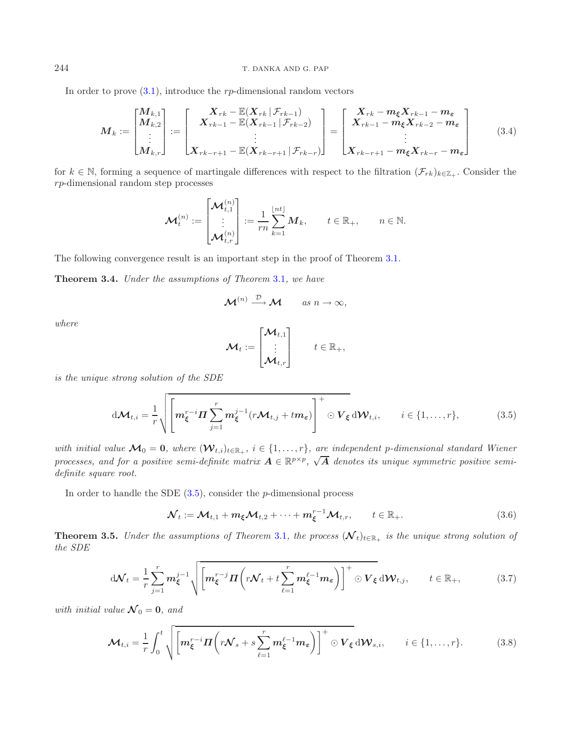In order to prove (3.1), introduce the $rp$-dimensional random vectors

$$
\boldsymbol{M}_k := \begin{bmatrix} \boldsymbol{M}_{k,1} \\ \boldsymbol{M}_{k,2} \\ \vdots \\ \boldsymbol{M}_{k,r} \end{bmatrix} := \begin{bmatrix} \boldsymbol{X}_{rk} - \mathbb{E}(\boldsymbol{X}_{rk} \,|\, \mathcal{F}_{rk-1}) \\ \boldsymbol{X}_{rk-1} - \mathbb{E}(\boldsymbol{X}_{rk-1} \,|\, \mathcal{F}_{rk-2}) \\ \vdots \\ \boldsymbol{X}_{rk-r+1} - \mathbb{E}(\boldsymbol{X}_{rk-r+1} \,|\, \mathcal{F}_{rk-r}) \end{bmatrix} = \begin{bmatrix} \boldsymbol{X}_{rk} - \boldsymbol{m}_{\boldsymbol{\xi}} \boldsymbol{X}_{rk-1} - \boldsymbol{m}_{\boldsymbol{\varepsilon}} \\ \boldsymbol{X}_{rk-1} - \boldsymbol{m}_{\boldsymbol{\xi}} \boldsymbol{X}_{rk-2} - \boldsymbol{m}_{\boldsymbol{\varepsilon}} \\ \vdots \\ \boldsymbol{X}_{rk-r+1} - \boldsymbol{m}_{\boldsymbol{\xi}} \boldsymbol{X}_{rk-r} - \boldsymbol{m}_{\boldsymbol{\varepsilon}} \end{bmatrix} \tag{3.4}
$$

for $k \in \mathbb{N}$, forming a sequence of martingale differences with respect to the filtration $(\mathcal{F}_{rk})_{k \in \mathbb{Z}_+}$. Consider the $rp$-dimensional random step processes

$$
\boldsymbol{\mathcal{M}}_t^{(n)} := \begin{bmatrix} \boldsymbol{\mathcal{M}}_{t,1}^{(n)} \\ \vdots \\ \boldsymbol{\mathcal{M}}_{t,r}^{(n)} \end{bmatrix} := \frac{1}{rn} \sum_{k=1}^{\lfloor nt \rfloor} \boldsymbol{M}_k, \qquad t \in \mathbb{R}_+, \qquad n \in \mathbb{N}.
$$

The following convergence result is an important step in the proof of Theorem 3.1.

**Theorem 3.4.** *Under the assumptions of Theorem 3.1, we have*

$$
\boldsymbol{\mathcal{M}}^{(n)} \xrightarrow{\mathcal{D}} \boldsymbol{\mathcal{M}} \qquad \text{as } n \to \infty,
$$

*where*

$$
\boldsymbol{\mathcal{M}}_t := \begin{bmatrix} \boldsymbol{\mathcal{M}}_{t,1} \\ \vdots \\ \boldsymbol{\mathcal{M}}_{t,r} \end{bmatrix} \qquad t \in \mathbb{R}_+,
$$

*is the unique strong solution of the SDE*

$$
\mathrm{d}\boldsymbol{\mathcal{M}}_{t,i} = \frac{1}{r} \sqrt{\left[ \boldsymbol{m}_{\boldsymbol{\xi}}^{r-i} \boldsymbol{\Pi} \sum_{j=1}^{r} \boldsymbol{m}_{\boldsymbol{\xi}}^{j-1} (r \boldsymbol{\mathcal{M}}_{t,j} + t \boldsymbol{m}_{\boldsymbol{\varepsilon}}) \right]^+ \odot \boldsymbol{V}_{\boldsymbol{\xi}}} \, \mathrm{d}\boldsymbol{\mathcal{W}}_{t,i}, \qquad i \in \{1, \ldots, r\}, \tag{3.5}
$$

*with initial value $\boldsymbol{\mathcal{M}}_0 = \boldsymbol{0}$, where $(\boldsymbol{\mathcal{W}}_{t,i})_{t \in \mathbb{R}_+}$, $i \in \{1, \ldots, r\}$, are independent $p$-dimensional standard Wiener processes, and for a positive semi-definite matrix $\boldsymbol{A} \in \mathbb{R}^{p \times p}$, $\sqrt{\boldsymbol{A}}$ denotes its unique symmetric positive semi-definite square root.*

In order to handle the SDE (3.5), consider the $p$-dimensional process

$$
\boldsymbol{\mathcal{N}}_t := \boldsymbol{\mathcal{M}}_{t,1} + \boldsymbol{m}_{\boldsymbol{\xi}} \boldsymbol{\mathcal{M}}_{t,2} + \cdots + \boldsymbol{m}_{\boldsymbol{\xi}}^{r-1} \boldsymbol{\mathcal{M}}_{t,r}, \qquad t \in \mathbb{R}_+. \tag{3.6}
$$

**Theorem 3.5.** *Under the assumptions of Theorem 3.1, the process $(\boldsymbol{\mathcal{N}}_t)_{t \in \mathbb{R}_+}$ is the unique strong solution of the SDE*

$$
\mathrm{d}\boldsymbol{\mathcal{N}}_t = \frac{1}{r} \sum_{j=1}^{r} \boldsymbol{m}_{\boldsymbol{\xi}}^{j-1} \sqrt{\left[ \boldsymbol{m}_{\boldsymbol{\xi}}^{r-j} \boldsymbol{\Pi} \left( r \boldsymbol{\mathcal{N}}_t + t \sum_{\ell=1}^{r} \boldsymbol{m}_{\boldsymbol{\xi}}^{\ell-1} \boldsymbol{m}_{\boldsymbol{\varepsilon}} \right) \right]^+ \odot \boldsymbol{V}_{\boldsymbol{\xi}}} \, \mathrm{d}\boldsymbol{\mathcal{W}}_{t,j}, \qquad t \in \mathbb{R}_+, \tag{3.7}
$$

*with initial value $\boldsymbol{\mathcal{N}}_0 = \boldsymbol{0}$, and*

$$
\boldsymbol{\mathcal{M}}_{t,i} = \frac{1}{r} \int_0^t \sqrt{\left[ \boldsymbol{m}_{\boldsymbol{\xi}}^{r-i} \boldsymbol{\Pi} \left( r \boldsymbol{\mathcal{N}}_s + s \sum_{\ell=1}^{r} \boldsymbol{m}_{\boldsymbol{\xi}}^{\ell-1} \boldsymbol{m}_{\boldsymbol{\varepsilon}} \right) \right]^+ \odot \boldsymbol{V}_{\boldsymbol{\xi}}} \, \mathrm{d}\boldsymbol{\mathcal{W}}_{s,i}, \qquad i \in \{1, \ldots, r\}. \tag{3.8}
$$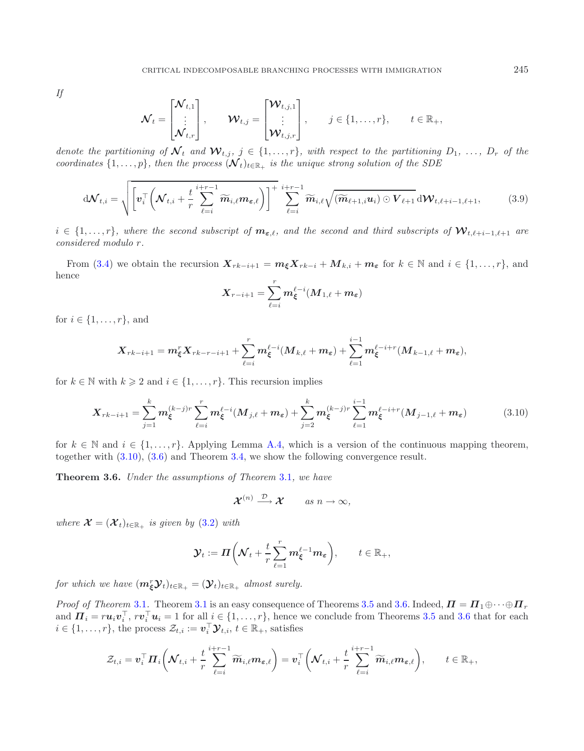*If*

$$\boldsymbol{\mathcal{N}}_t = \begin{bmatrix} \boldsymbol{\mathcal{N}}_{t,1} \\ \vdots \\ \boldsymbol{\mathcal{N}}_{t,r} \end{bmatrix}, \qquad \boldsymbol{\mathcal{W}}_{t,j} = \begin{bmatrix} \boldsymbol{\mathcal{W}}_{t,j,1} \\ \vdots \\ \boldsymbol{\mathcal{W}}_{t,j,r} \end{bmatrix}, \qquad j \in \{1, \ldots, r\}, \qquad t \in \mathbb{R}_+,$$

*denote the partitioning of $\boldsymbol{\mathcal{N}}_t$ and $\boldsymbol{\mathcal{W}}_{t,j}$, $j \in \{1, \ldots, r\}$, with respect to the partitioning $D_1, \ldots, D_r$ of the coordinates $\{1, \ldots, p\}$, then the process $(\boldsymbol{\mathcal{N}}_t)_{t \in \mathbb{R}_+}$ is the unique strong solution of the SDE*

$$\mathrm{d}\boldsymbol{\mathcal{N}}_{t,i} = \sqrt{\left[\boldsymbol{v}_i^\top \left(\boldsymbol{\mathcal{N}}_{t,i} + \frac{t}{r} \sum_{\ell=i}^{i+r-1} \widetilde{\boldsymbol{m}}_{i,\ell} \boldsymbol{m}_{\boldsymbol{\varepsilon},\ell}\right)\right]^+} \sum_{\ell=i}^{i+r-1} \widetilde{\boldsymbol{m}}_{i,\ell} \sqrt{(\widetilde{\boldsymbol{m}}_{\ell+1,i} \boldsymbol{u}_i) \odot \boldsymbol{V}_{\ell+1}} \, \mathrm{d}\boldsymbol{\mathcal{W}}_{t,\ell+i-1,\ell+1}, \tag{3.9}$$

*$i \in \{1, \ldots, r\}$, where the second subscript of $\boldsymbol{m}_{\boldsymbol{\varepsilon},\ell}$, and the second and third subscripts of $\boldsymbol{\mathcal{W}}_{t,\ell+i-1,\ell+1}$ are considered modulo $r$.*

From (3.4) we obtain the recursion $\boldsymbol{X}_{rk-i+1} = \boldsymbol{m}_{\boldsymbol{\xi}} \boldsymbol{X}_{rk-i} + \boldsymbol{M}_{k,i} + \boldsymbol{m}_{\boldsymbol{\varepsilon}}$ for $k \in \mathbb{N}$ and $i \in \{1, \ldots, r\}$, and hence

$$\boldsymbol{X}_{r-i+1} = \sum_{\ell=i}^{r} \boldsymbol{m}_{\boldsymbol{\xi}}^{\ell-i} (\boldsymbol{M}_{1,\ell} + \boldsymbol{m}_{\boldsymbol{\varepsilon}})$$

for $i \in \{1, \ldots, r\}$, and

$$\boldsymbol{X}_{rk-i+1} = \boldsymbol{m}_{\boldsymbol{\xi}}^r \boldsymbol{X}_{rk-r-i+1} + \sum_{\ell=i}^{r} \boldsymbol{m}_{\boldsymbol{\xi}}^{\ell-i} (\boldsymbol{M}_{k,\ell} + \boldsymbol{m}_{\boldsymbol{\varepsilon}}) + \sum_{\ell=1}^{i-1} \boldsymbol{m}_{\boldsymbol{\xi}}^{\ell-i+r} (\boldsymbol{M}_{k-1,\ell} + \boldsymbol{m}_{\boldsymbol{\varepsilon}}),$$

for $k \in \mathbb{N}$ with $k \geqslant 2$ and $i \in \{1, \ldots, r\}$. This recursion implies

$$\boldsymbol{X}_{rk-i+1} = \sum_{j=1}^{k} \boldsymbol{m}_{\boldsymbol{\xi}}^{(k-j)r} \sum_{\ell=i}^{r} \boldsymbol{m}_{\boldsymbol{\xi}}^{\ell-i} (\boldsymbol{M}_{j,\ell} + \boldsymbol{m}_{\boldsymbol{\varepsilon}}) + \sum_{j=2}^{k} \boldsymbol{m}_{\boldsymbol{\xi}}^{(k-j)r} \sum_{\ell=1}^{i-1} \boldsymbol{m}_{\boldsymbol{\xi}}^{\ell-i+r} (\boldsymbol{M}_{j-1,\ell} + \boldsymbol{m}_{\boldsymbol{\varepsilon}}) \tag{3.10}$$

for $k \in \mathbb{N}$ and $i \in \{1, \ldots, r\}$. Applying Lemma A.4, which is a version of the continuous mapping theorem, together with (3.10), (3.6) and Theorem 3.4, we show the following convergence result.

**Theorem 3.6.** *Under the assumptions of Theorem 3.1, we have*

$$\boldsymbol{\mathcal{X}}^{(n)} \xrightarrow{\mathcal{D}} \boldsymbol{\mathcal{X}} \qquad \text{as } n \to \infty,$$

*where $\boldsymbol{\mathcal{X}} = (\boldsymbol{\mathcal{X}}_t)_{t \in \mathbb{R}_+}$ is given by (3.2) with*

$$\boldsymbol{\mathcal{Y}}_t := \boldsymbol{\Pi} \left( \boldsymbol{\mathcal{N}}_t + \frac{t}{r} \sum_{\ell=1}^{r} \boldsymbol{m}_{\boldsymbol{\xi}}^{\ell-1} \boldsymbol{m}_{\boldsymbol{\varepsilon}} \right), \qquad t \in \mathbb{R}_+,$$

*for which we have $(\boldsymbol{m}_{\boldsymbol{\xi}}^r \boldsymbol{\mathcal{Y}}_t)_{t \in \mathbb{R}_+} = (\boldsymbol{\mathcal{Y}}_t)_{t \in \mathbb{R}_+}$ almost surely.*

*Proof of Theorem 3.1.* Theorem 3.1 is an easy consequence of Theorems 3.5 and 3.6. Indeed, $\boldsymbol{\Pi} = \boldsymbol{\Pi}_1 \oplus \cdots \oplus \boldsymbol{\Pi}_r$ and $\boldsymbol{\Pi}_i = r \boldsymbol{u}_i \boldsymbol{v}_i^\top$, $r \boldsymbol{v}_i^\top \boldsymbol{u}_i = 1$ for all $i \in \{1, \ldots, r\}$, hence we conclude from Theorems 3.5 and 3.6 that for each $i \in \{1, \ldots, r\}$, the process $\mathcal{Z}_{t,i} := \boldsymbol{v}_i^\top \boldsymbol{\mathcal{Y}}_{t,i}$, $t \in \mathbb{R}_+$, satisfies

$$\mathcal{Z}_{t,i} = \boldsymbol{v}_i^\top \boldsymbol{\Pi}_i \left( \boldsymbol{\mathcal{N}}_{t,i} + \frac{t}{r} \sum_{\ell=i}^{i+r-1} \widetilde{\boldsymbol{m}}_{i,\ell} \boldsymbol{m}_{\boldsymbol{\varepsilon},\ell} \right) = \boldsymbol{v}_i^\top \left( \boldsymbol{\mathcal{N}}_{t,i} + \frac{t}{r} \sum_{\ell=i}^{i+r-1} \widetilde{\boldsymbol{m}}_{i,\ell} \boldsymbol{m}_{\boldsymbol{\varepsilon},\ell} \right), \qquad t \in \mathbb{R}_+,$$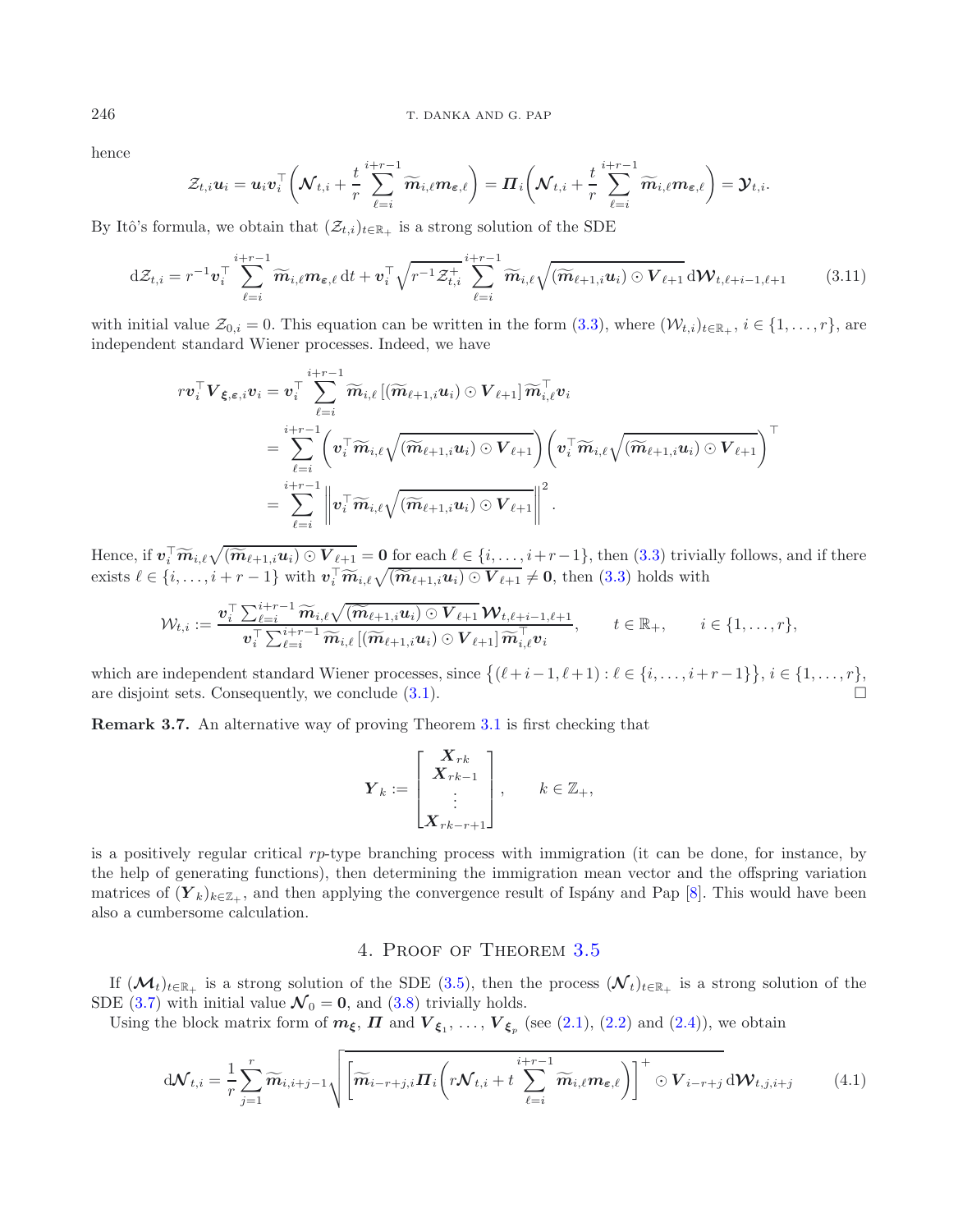hence

$$\mathcal{Z}_{t,i}\boldsymbol{u}_i = \boldsymbol{u}_i\boldsymbol{v}_i^\top\left(\boldsymbol{\mathcal{N}}_{t,i} + \frac{t}{r}\sum_{\ell=i}^{i+r-1}\widetilde{\boldsymbol{m}}_{i,\ell}\boldsymbol{m}_{\boldsymbol{\varepsilon},\ell}\right) = \boldsymbol{\Pi}_i\left(\boldsymbol{\mathcal{N}}_{t,i} + \frac{t}{r}\sum_{\ell=i}^{i+r-1}\widetilde{\boldsymbol{m}}_{i,\ell}\boldsymbol{m}_{\boldsymbol{\varepsilon},\ell}\right) = \boldsymbol{\mathcal{Y}}_{t,i}.$$

By Itô's formula, we obtain that $(\mathcal{Z}_{t,i})_{t\in\mathbb{R}_+}$ is a strong solution of the SDE

$$\mathrm{d}\mathcal{Z}_{t,i} = r^{-1}\boldsymbol{v}_i^\top\sum_{\ell=i}^{i+r-1}\widetilde{\boldsymbol{m}}_{i,\ell}\boldsymbol{m}_{\boldsymbol{\varepsilon},\ell}\,\mathrm{d}t + \boldsymbol{v}_i^\top\sqrt{r^{-1}\mathcal{Z}_{t,i}^+}\sum_{\ell=i}^{i+r-1}\widetilde{\boldsymbol{m}}_{i,\ell}\sqrt{(\widetilde{\boldsymbol{m}}_{\ell+1,i}\boldsymbol{u}_i)\odot\boldsymbol{V}_{\ell+1}}\,\mathrm{d}\boldsymbol{\mathcal{W}}_{t,\ell+i-1,\ell+1} \tag{3.11}$$

with initial value $\mathcal{Z}_{0,i} = 0$. This equation can be written in the form (3.3), where $(\mathcal{W}_{t,i})_{t\in\mathbb{R}_+}$, $i\in\{1,\dots,r\}$, are independent standard Wiener processes. Indeed, we have

$$\begin{aligned}
r\boldsymbol{v}_i^\top\boldsymbol{V}_{\boldsymbol{\xi},\boldsymbol{\varepsilon},i}\boldsymbol{v}_i &= \boldsymbol{v}_i^\top\sum_{\ell=i}^{i+r-1}\widetilde{\boldsymbol{m}}_{i,\ell}\left[(\widetilde{\boldsymbol{m}}_{\ell+1,i}\boldsymbol{u}_i)\odot\boldsymbol{V}_{\ell+1}\right]\widetilde{\boldsymbol{m}}_{i,\ell}^\top\boldsymbol{v}_i\\
&= \sum_{\ell=i}^{i+r-1}\left(\boldsymbol{v}_i^\top\widetilde{\boldsymbol{m}}_{i,\ell}\sqrt{(\widetilde{\boldsymbol{m}}_{\ell+1,i}\boldsymbol{u}_i)\odot\boldsymbol{V}_{\ell+1}}\right)\left(\boldsymbol{v}_i^\top\widetilde{\boldsymbol{m}}_{i,\ell}\sqrt{(\widetilde{\boldsymbol{m}}_{\ell+1,i}\boldsymbol{u}_i)\odot\boldsymbol{V}_{\ell+1}}\right)^\top\\
&= \sum_{\ell=i}^{i+r-1}\left\|\boldsymbol{v}_i^\top\widetilde{\boldsymbol{m}}_{i,\ell}\sqrt{(\widetilde{\boldsymbol{m}}_{\ell+1,i}\boldsymbol{u}_i)\odot\boldsymbol{V}_{\ell+1}}\right\|^2.
\end{aligned}$$

Hence, if $\boldsymbol{v}_i^\top\widetilde{\boldsymbol{m}}_{i,\ell}\sqrt{(\widetilde{\boldsymbol{m}}_{\ell+1,i}\boldsymbol{u}_i)\odot\boldsymbol{V}_{\ell+1}} = \boldsymbol{0}$ for each $\ell\in\{i,\dots,i+r-1\}$, then (3.3) trivially follows, and if there exists $\ell\in\{i,\dots,i+r-1\}$ with $\boldsymbol{v}_i^\top\widetilde{\boldsymbol{m}}_{i,\ell}\sqrt{(\widetilde{\boldsymbol{m}}_{\ell+1,i}\boldsymbol{u}_i)\odot\boldsymbol{V}_{\ell+1}} \neq \boldsymbol{0}$, then (3.3) holds with

$$\mathcal{W}_{t,i} := \frac{\boldsymbol{v}_i^\top\sum_{\ell=i}^{i+r-1}\widetilde{\boldsymbol{m}}_{i,\ell}\sqrt{(\widetilde{\boldsymbol{m}}_{\ell+1,i}\boldsymbol{u}_i)\odot\boldsymbol{V}_{\ell+1}}\,\boldsymbol{\mathcal{W}}_{t,\ell+i-1,\ell+1}}{\boldsymbol{v}_i^\top\sum_{\ell=i}^{i+r-1}\widetilde{\boldsymbol{m}}_{i,\ell}\left[(\widetilde{\boldsymbol{m}}_{\ell+1,i}\boldsymbol{u}_i)\odot\boldsymbol{V}_{\ell+1}\right]\widetilde{\boldsymbol{m}}_{i,\ell}^\top\boldsymbol{v}_i}, \qquad t\in\mathbb{R}_+, \qquad i\in\{1,\dots,r\},$$

which are independent standard Wiener processes, since $\{(\ell+i-1,\ell+1) : \ell\in\{i,\dots,i+r-1\}\}$, $i\in\{1,\dots,r\}$, are disjoint sets. Consequently, we conclude (3.1). $\square$

**Remark 3.7.** An alternative way of proving Theorem 3.1 is first checking that

$$\boldsymbol{Y}_k := \begin{bmatrix}\boldsymbol{X}_{rk}\\ \boldsymbol{X}_{rk-1}\\ \vdots\\ \boldsymbol{X}_{rk-r+1}\end{bmatrix}, \qquad k\in\mathbb{Z}_+,$$

is a positively regular critical $rp$-type branching process with immigration (it can be done, for instance, by the help of generating functions), then determining the immigration mean vector and the offspring variation matrices of $(\boldsymbol{Y}_k)_{k\in\mathbb{Z}_+}$, and then applying the convergence result of Ispány and Pap [8]. This would have been also a cumbersome calculation.

## 4. Proof of Theorem 3.5

If $(\boldsymbol{\mathcal{M}}_t)_{t\in\mathbb{R}_+}$ is a strong solution of the SDE (3.5), then the process $(\boldsymbol{\mathcal{N}}_t)_{t\in\mathbb{R}_+}$ is a strong solution of the SDE (3.7) with initial value $\boldsymbol{\mathcal{N}}_0 = \boldsymbol{0}$, and (3.8) trivially holds.

Using the block matrix form of $\boldsymbol{m}_{\boldsymbol{\xi}}$, $\boldsymbol{\Pi}$ and $\boldsymbol{V}_{\boldsymbol{\xi}_1},\dots,\boldsymbol{V}_{\boldsymbol{\xi}_p}$ (see (2.1), (2.2) and (2.4)), we obtain

$$\mathrm{d}\boldsymbol{\mathcal{N}}_{t,i} = \frac{1}{r}\sum_{j=1}^{r}\widetilde{\boldsymbol{m}}_{i,i+j-1}\sqrt{\left[\widetilde{\boldsymbol{m}}_{i-r+j,i}\boldsymbol{\Pi}_i\left(r\boldsymbol{\mathcal{N}}_{t,i} + t\sum_{\ell=i}^{i+r-1}\widetilde{\boldsymbol{m}}_{i,\ell}\boldsymbol{m}_{\boldsymbol{\varepsilon},\ell}\right)\right]^+\odot\boldsymbol{V}_{i-r+j}}\,\mathrm{d}\boldsymbol{\mathcal{W}}_{t,j,i+j} \tag{4.1}$$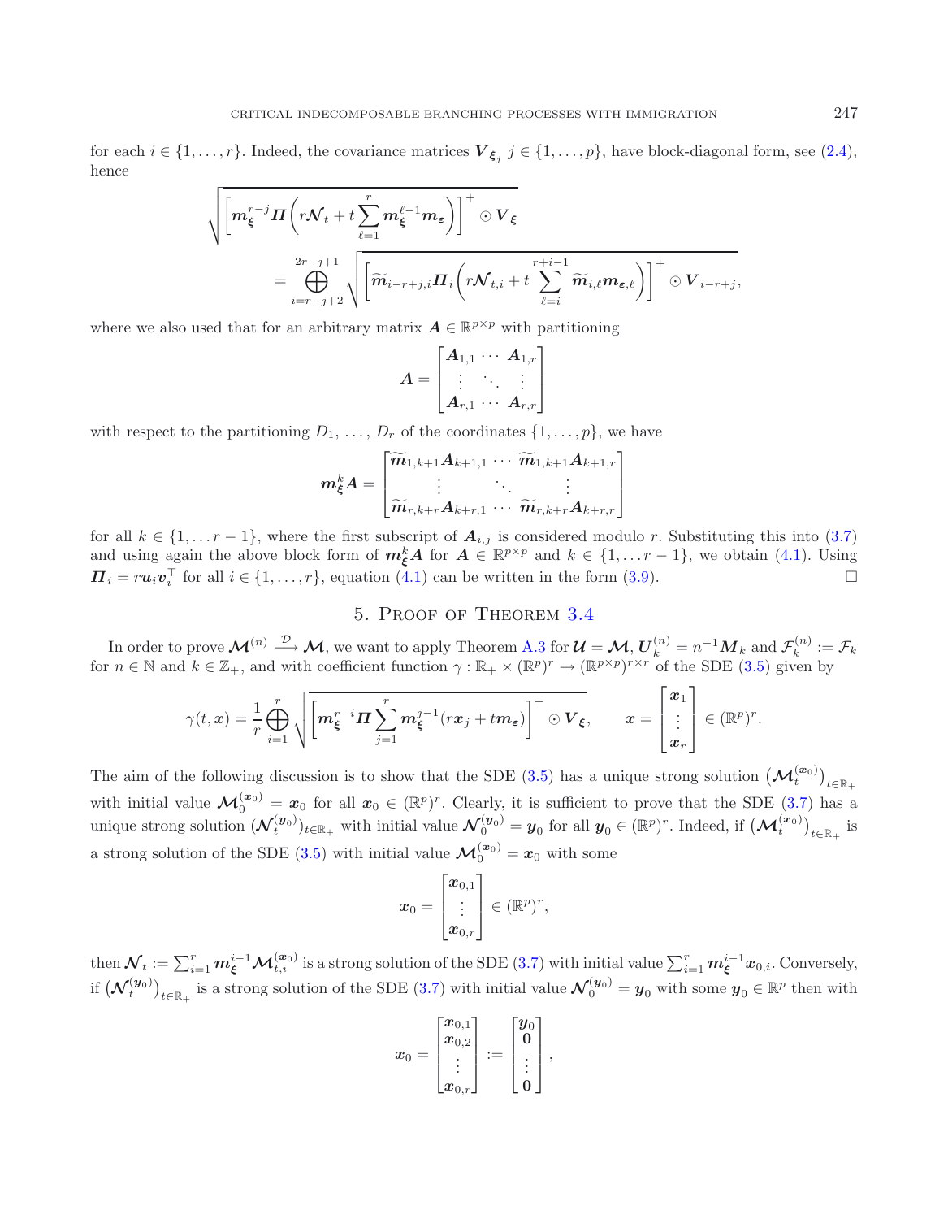for each $i \in \{1, \ldots, r\}$. Indeed, the covariance matrices $\boldsymbol{V}_{\boldsymbol{\xi}_j}$ $j \in \{1, \ldots, p\}$, have block-diagonal form, see (2.4), hence

$$\sqrt{\left[\boldsymbol{m}_{\boldsymbol{\xi}}^{r-j} \boldsymbol{\Pi}\left(r \boldsymbol{\mathcal{N}}_t + t \sum_{\ell=1}^{r} \boldsymbol{m}_{\boldsymbol{\xi}}^{\ell-1} \boldsymbol{m}_{\boldsymbol{\varepsilon}}\right)\right]^+ \odot \boldsymbol{V}_{\boldsymbol{\xi}}}$$
$$= \bigoplus_{i=r-j+2}^{2r-j+1} \sqrt{\left[\widetilde{\boldsymbol{m}}_{i-r+j,i} \boldsymbol{\Pi}_i \left(r \boldsymbol{\mathcal{N}}_{t,i} + t \sum_{\ell=i}^{r+i-1} \widetilde{\boldsymbol{m}}_{i,\ell} \boldsymbol{m}_{\boldsymbol{\varepsilon},\ell}\right)\right]^+ \odot \boldsymbol{V}_{i-r+j}},$$

where we also used that for an arbitrary matrix $\boldsymbol{A} \in \mathbb{R}^{p \times p}$ with partitioning

$$\boldsymbol{A} = \begin{bmatrix} \boldsymbol{A}_{1,1} & \cdots & \boldsymbol{A}_{1,r} \\ \vdots & \ddots & \vdots \\ \boldsymbol{A}_{r,1} & \cdots & \boldsymbol{A}_{r,r} \end{bmatrix}$$

with respect to the partitioning $D_1, \ldots, D_r$ of the coordinates $\{1, \ldots, p\}$, we have

$$\boldsymbol{m}_{\boldsymbol{\xi}}^k \boldsymbol{A} = \begin{bmatrix} \widetilde{\boldsymbol{m}}_{1,k+1} \boldsymbol{A}_{k+1,1} & \cdots & \widetilde{\boldsymbol{m}}_{1,k+1} \boldsymbol{A}_{k+1,r} \\ \vdots & \ddots & \vdots \\ \widetilde{\boldsymbol{m}}_{r,k+r} \boldsymbol{A}_{k+r,1} & \cdots & \widetilde{\boldsymbol{m}}_{r,k+r} \boldsymbol{A}_{k+r,r} \end{bmatrix}$$

for all $k \in \{1, \ldots r-1\}$, where the first subscript of $\boldsymbol{A}_{i,j}$ is considered modulo $r$. Substituting this into (3.7) and using again the above block form of $\boldsymbol{m}_{\boldsymbol{\xi}}^k \boldsymbol{A}$ for $\boldsymbol{A} \in \mathbb{R}^{p \times p}$ and $k \in \{1, \ldots r-1\}$, we obtain (4.1). Using $\boldsymbol{\Pi}_i = r \boldsymbol{u}_i \boldsymbol{v}_i^\top$ for all $i \in \{1, \ldots, r\}$, equation (4.1) can be written in the form (3.9). $\square$

## 5. Proof of Theorem 3.4

In order to prove $\boldsymbol{\mathcal{M}}^{(n)} \xrightarrow{\mathcal{D}} \boldsymbol{\mathcal{M}}$, we want to apply Theorem A.3 for $\boldsymbol{\mathcal{U}} = \boldsymbol{\mathcal{M}}$, $\boldsymbol{U}_k^{(n)} = n^{-1} \boldsymbol{M}_k$ and $\mathcal{F}_k^{(n)} := \mathcal{F}_k$ for $n \in \mathbb{N}$ and $k \in \mathbb{Z}_+$, and with coefficient function $\gamma : \mathbb{R}_+ \times (\mathbb{R}^p)^r \to (\mathbb{R}^{p \times p})^{r \times r}$ of the SDE (3.5) given by

$$\gamma(t, \boldsymbol{x}) = \frac{1}{r} \bigoplus_{i=1}^{r} \sqrt{\left[\boldsymbol{m}_{\boldsymbol{\xi}}^{r-i} \boldsymbol{\Pi} \sum_{j=1}^{r} \boldsymbol{m}_{\boldsymbol{\xi}}^{j-1} (r \boldsymbol{x}_j + t \boldsymbol{m}_{\boldsymbol{\varepsilon}})\right]^+ \odot \boldsymbol{V}_{\boldsymbol{\xi}}}, \qquad \boldsymbol{x} = \begin{bmatrix} \boldsymbol{x}_1 \\ \vdots \\ \boldsymbol{x}_r \end{bmatrix} \in (\mathbb{R}^p)^r.$$

The aim of the following discussion is to show that the SDE (3.5) has a unique strong solution $\left(\boldsymbol{\mathcal{M}}_t^{(\boldsymbol{x}_0)}\right)_{t \in \mathbb{R}_+}$ with initial value $\boldsymbol{\mathcal{M}}_0^{(\boldsymbol{x}_0)} = \boldsymbol{x}_0$ for all $\boldsymbol{x}_0 \in (\mathbb{R}^p)^r$. Clearly, it is sufficient to prove that the SDE (3.7) has a unique strong solution $(\boldsymbol{\mathcal{N}}_t^{(\boldsymbol{y}_0)})_{t \in \mathbb{R}_+}$ with initial value $\boldsymbol{\mathcal{N}}_0^{(\boldsymbol{y}_0)} = \boldsymbol{y}_0$ for all $\boldsymbol{y}_0 \in (\mathbb{R}^p)^r$. Indeed, if $\left(\boldsymbol{\mathcal{M}}_t^{(\boldsymbol{x}_0)}\right)_{t \in \mathbb{R}_+}$ is a strong solution of the SDE (3.5) with initial value $\boldsymbol{\mathcal{M}}_0^{(\boldsymbol{x}_0)} = \boldsymbol{x}_0$ with some

$$\boldsymbol{x}_0 = \begin{bmatrix} \boldsymbol{x}_{0,1} \\ \vdots \\ \boldsymbol{x}_{0,r} \end{bmatrix} \in (\mathbb{R}^p)^r,$$

then $\boldsymbol{\mathcal{N}}_t := \sum_{i=1}^r \boldsymbol{m}_{\boldsymbol{\xi}}^{i-1} \boldsymbol{\mathcal{M}}_{t,i}^{(\boldsymbol{x}_0)}$ is a strong solution of the SDE (3.7) with initial value $\sum_{i=1}^r \boldsymbol{m}_{\boldsymbol{\xi}}^{i-1} \boldsymbol{x}_{0,i}$. Conversely, if $\left(\boldsymbol{\mathcal{N}}_t^{(\boldsymbol{y}_0)}\right)_{t \in \mathbb{R}_+}$ is a strong solution of the SDE (3.7) with initial value $\boldsymbol{\mathcal{N}}_0^{(\boldsymbol{y}_0)} = \boldsymbol{y}_0$ with some $\boldsymbol{y}_0 \in \mathbb{R}^p$ then with

$$\boldsymbol{x}_0 = \begin{bmatrix} \boldsymbol{x}_{0,1} \\ \boldsymbol{x}_{0,2} \\ \vdots \\ \boldsymbol{x}_{0,r} \end{bmatrix} := \begin{bmatrix} \boldsymbol{y}_0 \\ \boldsymbol{0} \\ \vdots \\ \boldsymbol{0} \end{bmatrix},$$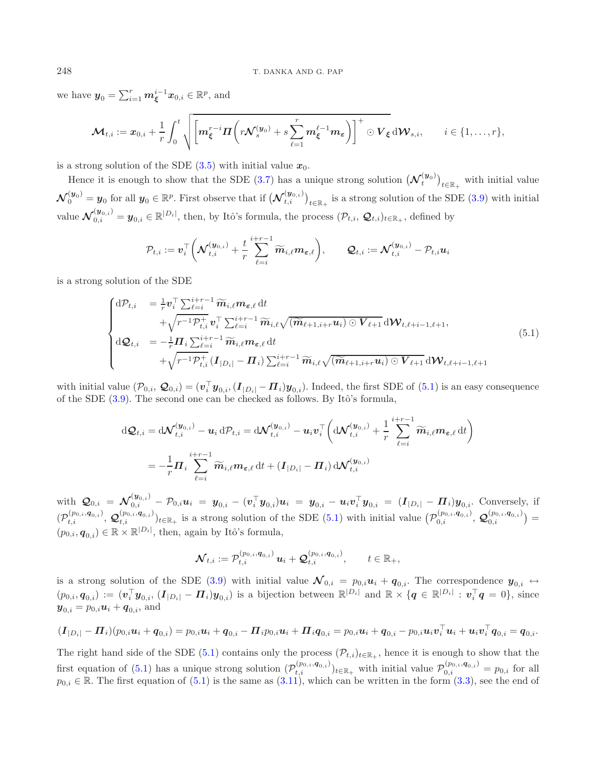we have $\boldsymbol{y}_0 = \sum_{i=1}^r \boldsymbol{m}_{\boldsymbol{\xi}}^{i-1}\boldsymbol{x}_{0,i} \in \mathbb{R}^p$, and

$$\boldsymbol{\mathcal{M}}_{t,i} := \boldsymbol{x}_{0,i} + \frac{1}{r}\int_0^t \sqrt{\left[\boldsymbol{m}_{\boldsymbol{\xi}}^{r-i}\boldsymbol{\Pi}\left(r\boldsymbol{\mathcal{N}}_s^{(\boldsymbol{y}_0)} + s\sum_{\ell=1}^r \boldsymbol{m}_{\boldsymbol{\xi}}^{\ell-1}\boldsymbol{m}_{\boldsymbol{\varepsilon}}\right)\right]^+ \odot \boldsymbol{V}_{\boldsymbol{\xi}}}\,\mathrm{d}\boldsymbol{\mathcal{W}}_{s,i}, \qquad i \in \{1,\dots,r\},$$

is a strong solution of the SDE (3.5) with initial value $\boldsymbol{x}_0$.

Hence it is enough to show that the SDE (3.7) has a unique strong solution $\big(\boldsymbol{\mathcal{N}}_t^{(\boldsymbol{y}_0)}\big)_{t\in\mathbb{R}_+}$ with initial value $\boldsymbol{\mathcal{N}}_0^{(\boldsymbol{y}_0)} = \boldsymbol{y}_0$ for all $\boldsymbol{y}_0 \in \mathbb{R}^p$. First observe that if $\big(\boldsymbol{\mathcal{N}}_{t,i}^{(\boldsymbol{y}_{0,i})}\big)_{t\in\mathbb{R}_+}$ is a strong solution of the SDE (3.9) with initial value $\boldsymbol{\mathcal{N}}_{0,i}^{(\boldsymbol{y}_{0,i})} = \boldsymbol{y}_{0,i} \in \mathbb{R}^{|D_i|}$, then, by Itô's formula, the process $(\mathcal{P}_{t,i},\, \boldsymbol{\mathcal{Q}}_{t,i})_{t\in\mathbb{R}_+}$, defined by

$$\mathcal{P}_{t,i} := \boldsymbol{v}_i^\top\left(\boldsymbol{\mathcal{N}}_{t,i}^{(\boldsymbol{y}_{0,i})} + \frac{t}{r}\sum_{\ell=i}^{i+r-1}\widetilde{\boldsymbol{m}}_{i,\ell}\boldsymbol{m}_{\boldsymbol{\varepsilon},\ell}\right), \qquad \boldsymbol{\mathcal{Q}}_{t,i} := \boldsymbol{\mathcal{N}}_{t,i}^{(\boldsymbol{y}_{0,i})} - \mathcal{P}_{t,i}\boldsymbol{u}_i$$

is a strong solution of the SDE

$$\begin{cases} \mathrm{d}\mathcal{P}_{t,i} &= \frac{1}{r}\boldsymbol{v}_i^\top\sum_{\ell=i}^{i+r-1}\widetilde{\boldsymbol{m}}_{i,\ell}\boldsymbol{m}_{\boldsymbol{\varepsilon},\ell}\,\mathrm{d}t \\ &\quad + \sqrt{r^{-1}\mathcal{P}_{t,i}^+}\,\boldsymbol{v}_i^\top\sum_{\ell=i}^{i+r-1}\widetilde{\boldsymbol{m}}_{i,\ell}\sqrt{(\widetilde{\boldsymbol{m}}_{\ell+1,i+r}\boldsymbol{u}_i)\odot\boldsymbol{V}_{\ell+1}}\,\mathrm{d}\boldsymbol{\mathcal{W}}_{t,\ell+i-1,\ell+1}, \\ \mathrm{d}\boldsymbol{\mathcal{Q}}_{t,i} &= -\frac{1}{r}\boldsymbol{\Pi}_i\sum_{\ell=i}^{i+r-1}\widetilde{\boldsymbol{m}}_{i,\ell}\boldsymbol{m}_{\boldsymbol{\varepsilon},\ell}\,\mathrm{d}t \\ &\quad + \sqrt{r^{-1}\mathcal{P}_{t,i}^+}\,(\boldsymbol{I}_{|D_i|} - \boldsymbol{\Pi}_i)\sum_{\ell=i}^{i+r-1}\widetilde{\boldsymbol{m}}_{i,\ell}\sqrt{(\widetilde{\boldsymbol{m}}_{\ell+1,i+r}\boldsymbol{u}_i)\odot\boldsymbol{V}_{\ell+1}}\,\mathrm{d}\boldsymbol{\mathcal{W}}_{t,\ell+i-1,\ell+1} \end{cases} \tag{5.1}$$

with initial value $(\mathcal{P}_{0,i},\, \boldsymbol{\mathcal{Q}}_{0,i}) = (\boldsymbol{v}_i^\top\boldsymbol{y}_{0,i}, (\boldsymbol{I}_{|D_i|} - \boldsymbol{\Pi}_i)\boldsymbol{y}_{0,i})$. Indeed, the first SDE of (5.1) is an easy consequence of the SDE (3.9). The second one can be checked as follows. By Itô's formula,

$$\begin{aligned} \mathrm{d}\boldsymbol{\mathcal{Q}}_{t,i} &= \mathrm{d}\boldsymbol{\mathcal{N}}_{t,i}^{(\boldsymbol{y}_{0,i})} - \boldsymbol{u}_i\,\mathrm{d}\mathcal{P}_{t,i} = \mathrm{d}\boldsymbol{\mathcal{N}}_{t,i}^{(\boldsymbol{y}_{0,i})} - \boldsymbol{u}_i\boldsymbol{v}_i^\top\left(\mathrm{d}\boldsymbol{\mathcal{N}}_{t,i}^{(\boldsymbol{y}_{0,i})} + \frac{1}{r}\sum_{\ell=i}^{i+r-1}\widetilde{\boldsymbol{m}}_{i,\ell}\boldsymbol{m}_{\boldsymbol{\varepsilon},\ell}\,\mathrm{d}t\right) \\ &= -\frac{1}{r}\boldsymbol{\Pi}_i\sum_{\ell=i}^{i+r-1}\widetilde{\boldsymbol{m}}_{i,\ell}\boldsymbol{m}_{\boldsymbol{\varepsilon},\ell}\,\mathrm{d}t + (\boldsymbol{I}_{|D_i|} - \boldsymbol{\Pi}_i)\,\mathrm{d}\boldsymbol{\mathcal{N}}_{t,i}^{(\boldsymbol{y}_{0,i})} \end{aligned}$$

with $\boldsymbol{\mathcal{Q}}_{0,i} = \boldsymbol{\mathcal{N}}_{0,i}^{(\boldsymbol{y}_{0,i})} - \mathcal{P}_{0,i}\boldsymbol{u}_i = \boldsymbol{y}_{0,i} - (\boldsymbol{v}_i^\top\boldsymbol{y}_{0,i})\boldsymbol{u}_i = \boldsymbol{y}_{0,i} - \boldsymbol{u}_i\boldsymbol{v}_i^\top\boldsymbol{y}_{0,i} = (\boldsymbol{I}_{|D_i|} - \boldsymbol{\Pi}_i)\boldsymbol{y}_{0,i}$. Conversely, if $(\mathcal{P}_{t,i}^{(p_{0,i},\boldsymbol{q}_{0,i})},\, \boldsymbol{\mathcal{Q}}_{t,i}^{(p_{0,i},\boldsymbol{q}_{0,i})})_{t\in\mathbb{R}_+}$ is a strong solution of the SDE (5.1) with initial value $\big(\mathcal{P}_{0,i}^{(p_{0,i},\boldsymbol{q}_{0,i})},\, \boldsymbol{\mathcal{Q}}_{0,i}^{(p_{0,i},\boldsymbol{q}_{0,i})}\big) = (p_{0,i}, \boldsymbol{q}_{0,i}) \in \mathbb{R}\times\mathbb{R}^{|D_i|}$, then, again by Itô's formula,

$$\boldsymbol{\mathcal{N}}_{t,i} := \mathcal{P}_{t,i}^{(p_{0,i},\boldsymbol{q}_{0,i})}\boldsymbol{u}_i + \boldsymbol{\mathcal{Q}}_{t,i}^{(p_{0,i},\boldsymbol{q}_{0,i})}, \qquad t \in \mathbb{R}_+,$$

is a strong solution of the SDE (3.9) with initial value $\boldsymbol{\mathcal{N}}_{0,i} = p_{0,i}\boldsymbol{u}_i + \boldsymbol{q}_{0,i}$. The correspondence $\boldsymbol{y}_{0,i} \leftrightarrow (p_{0,i}, \boldsymbol{q}_{0,i}) := (\boldsymbol{v}_i^\top\boldsymbol{y}_{0,i}, (\boldsymbol{I}_{|D_i|} - \boldsymbol{\Pi}_i)\boldsymbol{y}_{0,i})$ is a bijection between $\mathbb{R}^{|D_i|}$ and $\mathbb{R}\times\{\boldsymbol{q}\in\mathbb{R}^{|D_i|} : \boldsymbol{v}_i^\top\boldsymbol{q} = 0\}$, since $\boldsymbol{y}_{0,i} = p_{0,i}\boldsymbol{u}_i + \boldsymbol{q}_{0,i}$, and

$$(\boldsymbol{I}_{|D_i|} - \boldsymbol{\Pi}_i)(p_{0,i}\boldsymbol{u}_i + \boldsymbol{q}_{0,i}) = p_{0,i}\boldsymbol{u}_i + \boldsymbol{q}_{0,i} - \boldsymbol{\Pi}_i p_{0,i}\boldsymbol{u}_i + \boldsymbol{\Pi}_i\boldsymbol{q}_{0,i} = p_{0,i}\boldsymbol{u}_i + \boldsymbol{q}_{0,i} - p_{0,i}\boldsymbol{u}_i\boldsymbol{v}_i^\top\boldsymbol{u}_i + \boldsymbol{u}_i\boldsymbol{v}_i^\top\boldsymbol{q}_{0,i} = \boldsymbol{q}_{0,i}.$$

The right hand side of the SDE (5.1) contains only the process $(\mathcal{P}_{t,i})_{t\in\mathbb{R}_+}$, hence it is enough to show that the first equation of (5.1) has a unique strong solution $(\mathcal{P}_{t,i}^{(p_{0,i},\boldsymbol{q}_{0,i})})_{t\in\mathbb{R}_+}$ with initial value $\mathcal{P}_{0,i}^{(p_{0,i},\boldsymbol{q}_{0,i})} = p_{0,i}$ for all $p_{0,i}\in\mathbb{R}$. The first equation of (5.1) is the same as (3.11), which can be written in the form (3.3), see the end of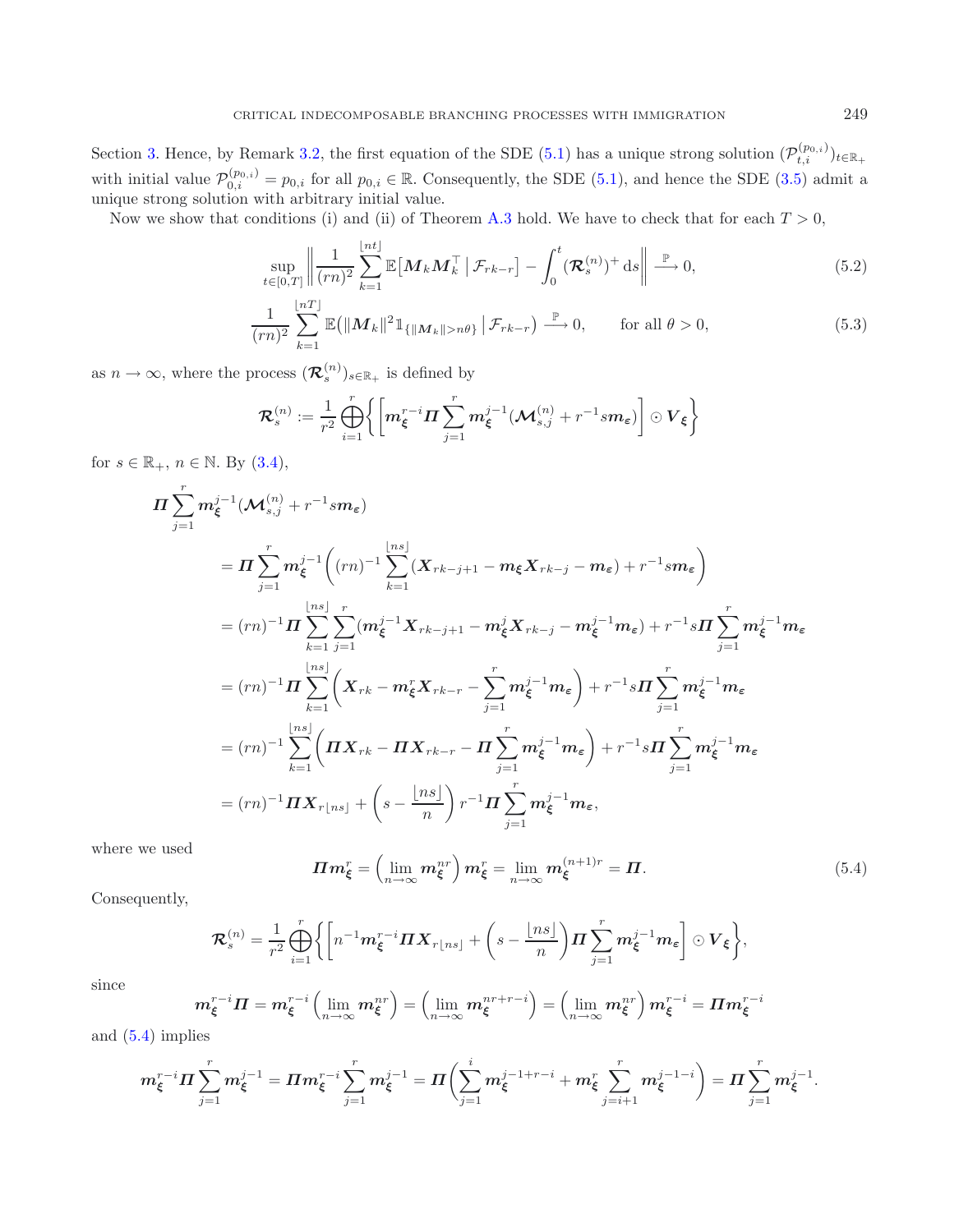Section 3. Hence, by Remark 3.2, the first equation of the SDE (5.1) has a unique strong solution $(\mathcal{P}_{t,i}^{(p_{0,i})})_{t\in\mathbb{R}_+}$ with initial value $\mathcal{P}_{0,i}^{(p_{0,i})} = p_{0,i}$ for all $p_{0,i} \in \mathbb{R}$. Consequently, the SDE (5.1), and hence the SDE (3.5) admit a unique strong solution with arbitrary initial value.

Now we show that conditions (i) and (ii) of Theorem A.3 hold. We have to check that for each $T > 0$,

$$\sup_{t\in[0,T]} \left\| \frac{1}{(rn)^2} \sum_{k=1}^{\lfloor nt \rfloor} \mathbb{E}\big[\boldsymbol{M}_k \boldsymbol{M}_k^\top \,\big|\, \mathcal{F}_{rk-r}\big] - \int_0^t (\boldsymbol{\mathcal{R}}_s^{(n)})^+ \,\mathrm{d}s \right\| \xrightarrow{\mathbb{P}} 0, \tag{5.2}$$

$$\frac{1}{(rn)^2} \sum_{k=1}^{\lfloor nT \rfloor} \mathbb{E}\big(\|\boldsymbol{M}_k\|^2 \mathbb{1}_{\{\|\boldsymbol{M}_k\| > n\theta\}} \,\big|\, \mathcal{F}_{rk-r}\big) \xrightarrow{\mathbb{P}} 0, \qquad \text{for all } \theta > 0, \tag{5.3}$$

as $n \to \infty$, where the process $(\boldsymbol{\mathcal{R}}_s^{(n)})_{s\in\mathbb{R}_+}$ is defined by

$$\boldsymbol{\mathcal{R}}_s^{(n)} := \frac{1}{r^2} \bigoplus_{i=1}^{r} \left\{ \left[ \boldsymbol{m}_{\boldsymbol{\xi}}^{r-i} \boldsymbol{\Pi} \sum_{j=1}^{r} \boldsymbol{m}_{\boldsymbol{\xi}}^{j-1} (\boldsymbol{\mathcal{M}}_{s,j}^{(n)} + r^{-1} s \boldsymbol{m}_{\boldsymbol{\varepsilon}}) \right] \odot \boldsymbol{V}_{\boldsymbol{\xi}} \right\}$$

for $s \in \mathbb{R}_+$, $n \in \mathbb{N}$. By (3.4),

$$\begin{aligned}
&\boldsymbol{\Pi} \sum_{j=1}^{r} \boldsymbol{m}_{\boldsymbol{\xi}}^{j-1} (\boldsymbol{\mathcal{M}}_{s,j}^{(n)} + r^{-1} s \boldsymbol{m}_{\boldsymbol{\varepsilon}}) \\
&\quad = \boldsymbol{\Pi} \sum_{j=1}^{r} \boldsymbol{m}_{\boldsymbol{\xi}}^{j-1} \left( (rn)^{-1} \sum_{k=1}^{\lfloor ns \rfloor} (\boldsymbol{X}_{rk-j+1} - \boldsymbol{m}_{\boldsymbol{\xi}} \boldsymbol{X}_{rk-j} - \boldsymbol{m}_{\boldsymbol{\varepsilon}}) + r^{-1} s \boldsymbol{m}_{\boldsymbol{\varepsilon}} \right) \\
&\quad = (rn)^{-1} \boldsymbol{\Pi} \sum_{k=1}^{\lfloor ns \rfloor} \sum_{j=1}^{r} (\boldsymbol{m}_{\boldsymbol{\xi}}^{j-1} \boldsymbol{X}_{rk-j+1} - \boldsymbol{m}_{\boldsymbol{\xi}}^{j} \boldsymbol{X}_{rk-j} - \boldsymbol{m}_{\boldsymbol{\xi}}^{j-1} \boldsymbol{m}_{\boldsymbol{\varepsilon}}) + r^{-1} s \boldsymbol{\Pi} \sum_{j=1}^{r} \boldsymbol{m}_{\boldsymbol{\xi}}^{j-1} \boldsymbol{m}_{\boldsymbol{\varepsilon}} \\
&\quad = (rn)^{-1} \boldsymbol{\Pi} \sum_{k=1}^{\lfloor ns \rfloor} \left( \boldsymbol{X}_{rk} - \boldsymbol{m}_{\boldsymbol{\xi}}^{r} \boldsymbol{X}_{rk-r} - \sum_{j=1}^{r} \boldsymbol{m}_{\boldsymbol{\xi}}^{j-1} \boldsymbol{m}_{\boldsymbol{\varepsilon}} \right) + r^{-1} s \boldsymbol{\Pi} \sum_{j=1}^{r} \boldsymbol{m}_{\boldsymbol{\xi}}^{j-1} \boldsymbol{m}_{\boldsymbol{\varepsilon}} \\
&\quad = (rn)^{-1} \sum_{k=1}^{\lfloor ns \rfloor} \left( \boldsymbol{\Pi} \boldsymbol{X}_{rk} - \boldsymbol{\Pi} \boldsymbol{X}_{rk-r} - \boldsymbol{\Pi} \sum_{j=1}^{r} \boldsymbol{m}_{\boldsymbol{\xi}}^{j-1} \boldsymbol{m}_{\boldsymbol{\varepsilon}} \right) + r^{-1} s \boldsymbol{\Pi} \sum_{j=1}^{r} \boldsymbol{m}_{\boldsymbol{\xi}}^{j-1} \boldsymbol{m}_{\boldsymbol{\varepsilon}} \\
&\quad = (rn)^{-1} \boldsymbol{\Pi} \boldsymbol{X}_{r\lfloor ns \rfloor} + \left( s - \frac{\lfloor ns \rfloor}{n} \right) r^{-1} \boldsymbol{\Pi} \sum_{j=1}^{r} \boldsymbol{m}_{\boldsymbol{\xi}}^{j-1} \boldsymbol{m}_{\boldsymbol{\varepsilon}},
\end{aligned}$$

where we used

$$\boldsymbol{\Pi} \boldsymbol{m}_{\boldsymbol{\xi}}^{r} = \left( \lim_{n\to\infty} \boldsymbol{m}_{\boldsymbol{\xi}}^{nr} \right) \boldsymbol{m}_{\boldsymbol{\xi}}^{r} = \lim_{n\to\infty} \boldsymbol{m}_{\boldsymbol{\xi}}^{(n+1)r} = \boldsymbol{\Pi}. \tag{5.4}$$

Consequently,

$$\boldsymbol{\mathcal{R}}_s^{(n)} = \frac{1}{r^2} \bigoplus_{i=1}^{r} \left\{ \left[ n^{-1} \boldsymbol{m}_{\boldsymbol{\xi}}^{r-i} \boldsymbol{\Pi} \boldsymbol{X}_{r\lfloor ns \rfloor} + \left( s - \frac{\lfloor ns \rfloor}{n} \right) \boldsymbol{\Pi} \sum_{j=1}^{r} \boldsymbol{m}_{\boldsymbol{\xi}}^{j-1} \boldsymbol{m}_{\boldsymbol{\varepsilon}} \right] \odot \boldsymbol{V}_{\boldsymbol{\xi}} \right\},$$

since

$$\boldsymbol{m}_{\boldsymbol{\xi}}^{r-i} \boldsymbol{\Pi} = \boldsymbol{m}_{\boldsymbol{\xi}}^{r-i} \left( \lim_{n\to\infty} \boldsymbol{m}_{\boldsymbol{\xi}}^{nr} \right) = \left( \lim_{n\to\infty} \boldsymbol{m}_{\boldsymbol{\xi}}^{nr+r-i} \right) = \left( \lim_{n\to\infty} \boldsymbol{m}_{\boldsymbol{\xi}}^{nr} \right) \boldsymbol{m}_{\boldsymbol{\xi}}^{r-i} = \boldsymbol{\Pi} \boldsymbol{m}_{\boldsymbol{\xi}}^{r-i}$$

and (5.4) implies

$$\boldsymbol{m}_{\boldsymbol{\xi}}^{r-i} \boldsymbol{\Pi} \sum_{j=1}^{r} \boldsymbol{m}_{\boldsymbol{\xi}}^{j-1} = \boldsymbol{\Pi} \boldsymbol{m}_{\boldsymbol{\xi}}^{r-i} \sum_{j=1}^{r} \boldsymbol{m}_{\boldsymbol{\xi}}^{j-1} = \boldsymbol{\Pi} \left( \sum_{j=1}^{i} \boldsymbol{m}_{\boldsymbol{\xi}}^{j-1+r-i} + \boldsymbol{m}_{\boldsymbol{\xi}}^{r} \sum_{j=i+1}^{r} \boldsymbol{m}_{\boldsymbol{\xi}}^{j-1-i} \right) = \boldsymbol{\Pi} \sum_{j=1}^{r} \boldsymbol{m}_{\boldsymbol{\xi}}^{j-1}.$$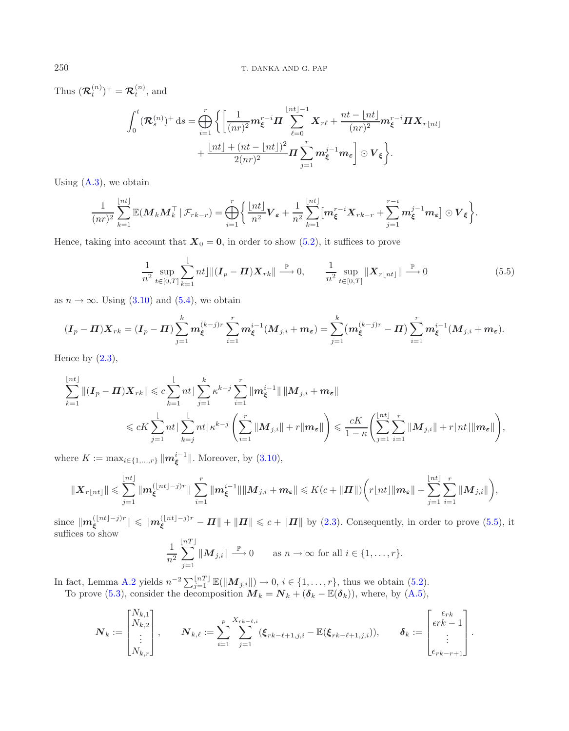Thus $(\boldsymbol{\mathcal{R}}_t^{(n)})^+ = \boldsymbol{\mathcal{R}}_t^{(n)}$, and

$$\int_0^t (\boldsymbol{\mathcal{R}}_s^{(n)})^+ \, \mathrm{d}s = \bigoplus_{i=1}^r \bigg\{ \bigg[ \frac{1}{(nr)^2} \boldsymbol{m}_{\boldsymbol{\xi}}^{r-i} \boldsymbol{\Pi} \sum_{\ell=0}^{\lfloor nt \rfloor - 1} \boldsymbol{X}_{r\ell} + \frac{nt - \lfloor nt \rfloor}{(nr)^2} \boldsymbol{m}_{\boldsymbol{\xi}}^{r-i} \boldsymbol{\Pi} \boldsymbol{X}_{r\lfloor nt \rfloor} + \frac{\lfloor nt \rfloor + (nt - \lfloor nt \rfloor)^2}{2(nr)^2} \boldsymbol{\Pi} \sum_{j=1}^r \boldsymbol{m}_{\boldsymbol{\xi}}^{j-1} \boldsymbol{m}_{\boldsymbol{\varepsilon}} \bigg] \odot \boldsymbol{V}_{\boldsymbol{\xi}} \bigg\}.$$

Using (A.3), we obtain

$$\frac{1}{(nr)^2} \sum_{k=1}^{\lfloor nt \rfloor} \mathbb{E}(\boldsymbol{M}_k \boldsymbol{M}_k^\top \mid \mathcal{F}_{rk-r}) = \bigoplus_{i=1}^r \bigg\{ \frac{\lfloor nt \rfloor}{n^2} \boldsymbol{V}_{\boldsymbol{\varepsilon}} + \frac{1}{n^2} \sum_{k=1}^{\lfloor nt \rfloor} \big[ \boldsymbol{m}_{\boldsymbol{\xi}}^{r-i} \boldsymbol{X}_{rk-r} + \sum_{j=1}^{r-i} \boldsymbol{m}_{\boldsymbol{\xi}}^{j-1} \boldsymbol{m}_{\boldsymbol{\varepsilon}} \big] \odot \boldsymbol{V}_{\boldsymbol{\xi}} \bigg\}.$$

Hence, taking into account that $\boldsymbol{X}_0 = \boldsymbol{0}$, in order to show (5.2), it suffices to prove

$$\frac{1}{n^2} \sup_{t \in [0,T]} \sum_{k=1}^{\lfloor nt \rfloor} \|(\boldsymbol{I}_p - \boldsymbol{\Pi}) \boldsymbol{X}_{rk}\| \xrightarrow{\mathbb{P}} 0, \qquad \frac{1}{n^2} \sup_{t \in [0,T]} \|\boldsymbol{X}_{r\lfloor nt \rfloor}\| \xrightarrow{\mathbb{P}} 0 \tag{5.5}$$

as $n \to \infty$. Using (3.10) and (5.4), we obtain

$$(\boldsymbol{I}_p - \boldsymbol{\Pi}) \boldsymbol{X}_{rk} = (\boldsymbol{I}_p - \boldsymbol{\Pi}) \sum_{j=1}^k \boldsymbol{m}_{\boldsymbol{\xi}}^{(k-j)r} \sum_{i=1}^r \boldsymbol{m}_{\boldsymbol{\xi}}^{i-1} (\boldsymbol{M}_{j,i} + \boldsymbol{m}_{\boldsymbol{\varepsilon}}) = \sum_{j=1}^k (\boldsymbol{m}_{\boldsymbol{\xi}}^{(k-j)r} - \boldsymbol{\Pi}) \sum_{i=1}^r \boldsymbol{m}_{\boldsymbol{\xi}}^{i-1} (\boldsymbol{M}_{j,i} + \boldsymbol{m}_{\boldsymbol{\varepsilon}}).$$

Hence by (2.3),

$$\begin{aligned}
\sum_{k=1}^{\lfloor nt \rfloor} \|(\boldsymbol{I}_p - \boldsymbol{\Pi}) \boldsymbol{X}_{rk}\| &\leqslant c \sum_{k=1}^{\lfloor nt \rfloor} \sum_{j=1}^k \kappa^{k-j} \sum_{i=1}^r \|\boldsymbol{m}_{\boldsymbol{\xi}}^{i-1}\| \, \|\boldsymbol{M}_{j,i} + \boldsymbol{m}_{\boldsymbol{\varepsilon}}\| \\
&\leqslant cK \sum_{j=1}^{\lfloor nt \rfloor} \sum_{k=j}^{\lfloor nt \rfloor} \kappa^{k-j} \bigg( \sum_{i=1}^r \|\boldsymbol{M}_{j,i}\| + r \|\boldsymbol{m}_{\boldsymbol{\varepsilon}}\| \bigg) \leqslant \frac{cK}{1-\kappa} \bigg( \sum_{j=1}^{\lfloor nt \rfloor} \sum_{i=1}^r \|\boldsymbol{M}_{j,i}\| + r \lfloor nt \rfloor \|\boldsymbol{m}_{\boldsymbol{\varepsilon}}\| \bigg),
\end{aligned}$$

where $K := \max_{i \in \{1,\ldots,r\}} \|\boldsymbol{m}_{\boldsymbol{\xi}}^{i-1}\|$. Moreover, by (3.10),

$$\|\boldsymbol{X}_{r\lfloor nt \rfloor}\| \leqslant \sum_{j=1}^{\lfloor nt \rfloor} \|\boldsymbol{m}_{\boldsymbol{\xi}}^{(\lfloor nt \rfloor - j)r}\| \sum_{i=1}^r \|\boldsymbol{m}_{\boldsymbol{\xi}}^{i-1}\| \|\boldsymbol{M}_{j,i} + \boldsymbol{m}_{\boldsymbol{\varepsilon}}\| \leqslant K(c + \|\boldsymbol{\Pi}\|) \bigg( r \lfloor nt \rfloor \|\boldsymbol{m}_{\boldsymbol{\varepsilon}}\| + \sum_{j=1}^{\lfloor nt \rfloor} \sum_{i=1}^r \|\boldsymbol{M}_{j,i}\| \bigg),$$

since $\|\boldsymbol{m}_{\boldsymbol{\xi}}^{(\lfloor nt \rfloor - j)r}\| \leqslant \|\boldsymbol{m}_{\boldsymbol{\xi}}^{(\lfloor nt \rfloor - j)r} - \boldsymbol{\Pi}\| + \|\boldsymbol{\Pi}\| \leqslant c + \|\boldsymbol{\Pi}\|$ by (2.3). Consequently, in order to prove (5.5), it suffices to show

$$\frac{1}{n^2} \sum_{j=1}^{\lfloor nT \rfloor} \|\boldsymbol{M}_{j,i}\| \xrightarrow{\mathbb{P}} 0 \qquad \text{as } n \to \infty \text{ for all } i \in \{1, \ldots, r\}.$$

In fact, Lemma A.2 yields $n^{-2} \sum_{j=1}^{\lfloor nT \rfloor} \mathbb{E}(\|\boldsymbol{M}_{j,i}\|) \to 0$, $i \in \{1, \ldots, r\}$, thus we obtain (5.2).

To prove (5.3), consider the decomposition $\boldsymbol{M}_k = \boldsymbol{N}_k + (\boldsymbol{\delta}_k - \mathbb{E}(\boldsymbol{\delta}_k))$, where, by (A.5),

$$\boldsymbol{N}_k := \begin{bmatrix} N_{k,1} \\ N_{k,2} \\ \vdots \\ N_{k,r} \end{bmatrix}, \qquad \boldsymbol{N}_{k,\ell} := \sum_{i=1}^p \sum_{j=1}^{X_{rk-\ell,i}} (\boldsymbol{\xi}_{rk-\ell+1,j,i} - \mathbb{E}(\boldsymbol{\xi}_{rk-\ell+1,j,i})), \qquad \boldsymbol{\delta}_k := \begin{bmatrix} \epsilon_{rk} \\ \epsilon rk - 1 \\ \vdots \\ \epsilon_{rk-r+1} \end{bmatrix}.$$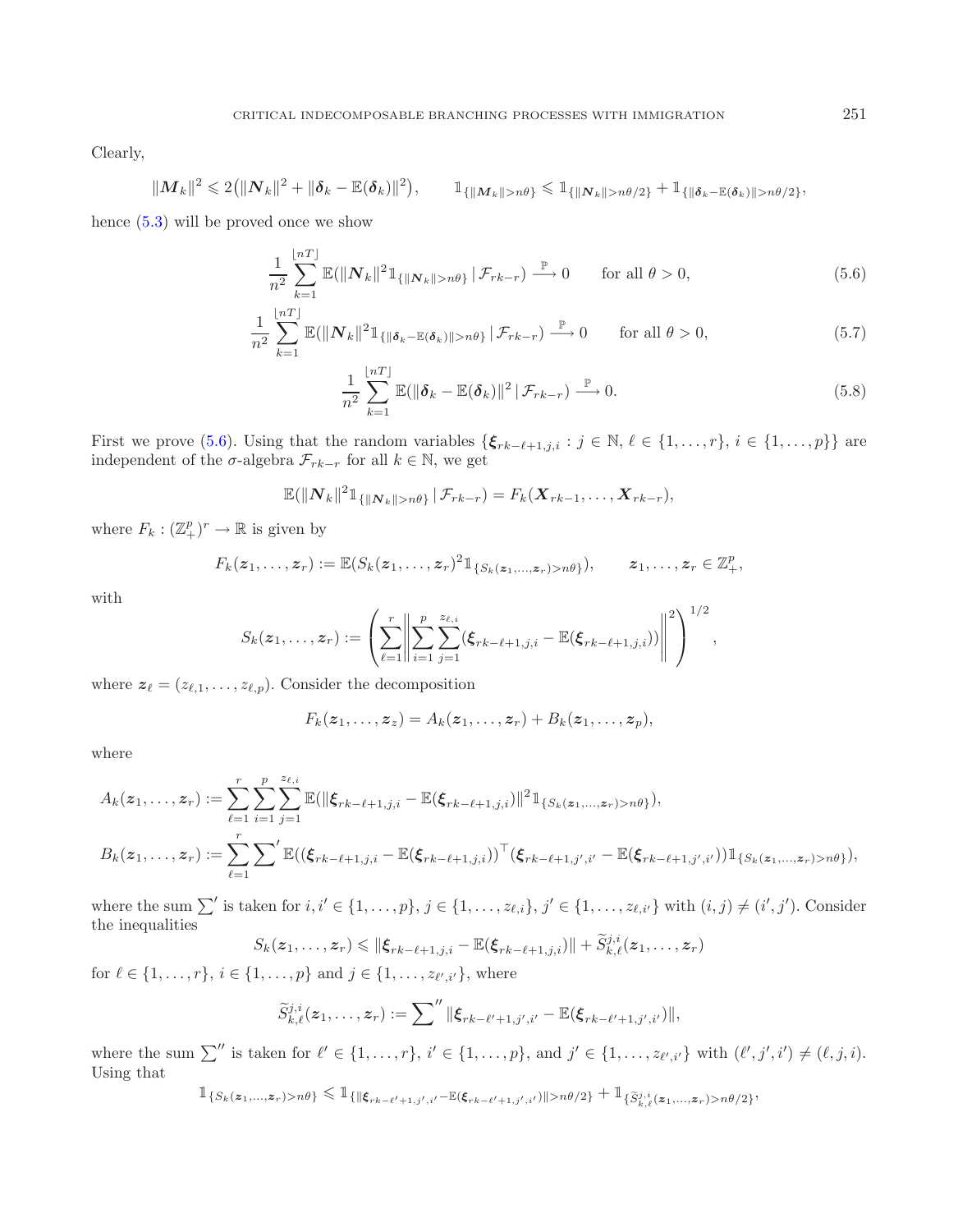Clearly,

$$\|\boldsymbol{M}_k\|^2 \leqslant 2\big(\|\boldsymbol{N}_k\|^2 + \|\boldsymbol{\delta}_k - \mathbb{E}(\boldsymbol{\delta}_k)\|^2\big), \qquad \mathbb{1}_{\{\|\boldsymbol{M}_k\|>n\theta\}} \leqslant \mathbb{1}_{\{\|\boldsymbol{N}_k\|>n\theta/2\}} + \mathbb{1}_{\{\|\boldsymbol{\delta}_k-\mathbb{E}(\boldsymbol{\delta}_k)\|>n\theta/2\}},$$

hence (5.3) will be proved once we show

$$\frac{1}{n^2}\sum_{k=1}^{\lfloor nT\rfloor} \mathbb{E}(\|\boldsymbol{N}_k\|^2 \mathbb{1}_{\{\|\boldsymbol{N}_k\|>n\theta\}} \,|\, \mathcal{F}_{rk-r}) \stackrel{\mathbb{P}}{\longrightarrow} 0 \qquad \text{for all } \theta>0, \tag{5.6}$$

$$\frac{1}{n^2}\sum_{k=1}^{\lfloor nT\rfloor} \mathbb{E}(\|\boldsymbol{N}_k\|^2 \mathbb{1}_{\{\|\boldsymbol{\delta}_k-\mathbb{E}(\boldsymbol{\delta}_k)\|>n\theta\}} \,|\, \mathcal{F}_{rk-r}) \stackrel{\mathbb{P}}{\longrightarrow} 0 \qquad \text{for all } \theta>0, \tag{5.7}$$

$$\frac{1}{n^2}\sum_{k=1}^{\lfloor nT\rfloor} \mathbb{E}(\|\boldsymbol{\delta}_k-\mathbb{E}(\boldsymbol{\delta}_k)\|^2 \,|\, \mathcal{F}_{rk-r}) \stackrel{\mathbb{P}}{\longrightarrow} 0. \tag{5.8}$$

First we prove (5.6). Using that the random variables $\{\boldsymbol{\xi}_{rk-\ell+1,j,i} : j\in\mathbb{N},\ \ell\in\{1,\dots,r\},\ i\in\{1,\dots,p\}\}$ are independent of the $\sigma$-algebra $\mathcal{F}_{rk-r}$ for all $k\in\mathbb{N}$, we get

$$\mathbb{E}(\|\boldsymbol{N}_k\|^2 \mathbb{1}_{\{\|\boldsymbol{N}_k\|>n\theta\}} \,|\, \mathcal{F}_{rk-r}) = F_k(\boldsymbol{X}_{rk-1},\dots,\boldsymbol{X}_{rk-r}),$$

where $F_k : (\mathbb{Z}_+^p)^r \to \mathbb{R}$ is given by

$$F_k(\boldsymbol{z}_1,\dots,\boldsymbol{z}_r) := \mathbb{E}(S_k(\boldsymbol{z}_1,\dots,\boldsymbol{z}_r)^2 \mathbb{1}_{\{S_k(\boldsymbol{z}_1,\dots,\boldsymbol{z}_r)>n\theta\}}), \qquad \boldsymbol{z}_1,\dots,\boldsymbol{z}_r\in\mathbb{Z}_+^p,$$

with

$$S_k(\boldsymbol{z}_1,\dots,\boldsymbol{z}_r) := \left(\sum_{\ell=1}^r \left\|\sum_{i=1}^p\sum_{j=1}^{z_{\ell,i}} (\boldsymbol{\xi}_{rk-\ell+1,j,i} - \mathbb{E}(\boldsymbol{\xi}_{rk-\ell+1,j,i}))\right\|^2\right)^{1/2},$$

where $\boldsymbol{z}_\ell = (z_{\ell,1},\dots,z_{\ell,p})$. Consider the decomposition

$$F_k(\boldsymbol{z}_1,\dots,\boldsymbol{z}_z) = A_k(\boldsymbol{z}_1,\dots,\boldsymbol{z}_r) + B_k(\boldsymbol{z}_1,\dots,\boldsymbol{z}_p),$$

where

$$A_k(\boldsymbol{z}_1,\dots,\boldsymbol{z}_r) := \sum_{\ell=1}^r\sum_{i=1}^p\sum_{j=1}^{z_{\ell,i}} \mathbb{E}(\|\boldsymbol{\xi}_{rk-\ell+1,j,i} - \mathbb{E}(\boldsymbol{\xi}_{rk-\ell+1,j,i})\|^2 \mathbb{1}_{\{S_k(\boldsymbol{z}_1,\dots,\boldsymbol{z}_r)>n\theta\}}),$$

$$B_k(\boldsymbol{z}_1,\dots,\boldsymbol{z}_r) := \sum_{\ell=1}^r {\sum}' \,\mathbb{E}((\boldsymbol{\xi}_{rk-\ell+1,j,i} - \mathbb{E}(\boldsymbol{\xi}_{rk-\ell+1,j,i}))^\top(\boldsymbol{\xi}_{rk-\ell+1,j',i'} - \mathbb{E}(\boldsymbol{\xi}_{rk-\ell+1,j',i'}))\mathbb{1}_{\{S_k(\boldsymbol{z}_1,\dots,\boldsymbol{z}_r)>n\theta\}}),$$

where the sum $\sum'$ is taken for $i,i'\in\{1,\dots,p\}$, $j\in\{1,\dots,z_{\ell,i}\}$, $j'\in\{1,\dots,z_{\ell,i'}\}$ with $(i,j)\neq(i',j')$. Consider the inequalities

$$S_k(\boldsymbol{z}_1,\dots,\boldsymbol{z}_r) \leqslant \|\boldsymbol{\xi}_{rk-\ell+1,j,i} - \mathbb{E}(\boldsymbol{\xi}_{rk-\ell+1,j,i})\| + \widetilde{S}_{k,\ell}^{j,i}(\boldsymbol{z}_1,\dots,\boldsymbol{z}_r)$$

for $\ell\in\{1,\dots,r\}$, $i\in\{1,\dots,p\}$ and $j\in\{1,\dots,z_{\ell',i'}\}$, where

$$\widetilde{S}_{k,\ell}^{j,i}(\boldsymbol{z}_1,\dots,\boldsymbol{z}_r) := {\sum}'' \|\boldsymbol{\xi}_{rk-\ell'+1,j',i'} - \mathbb{E}(\boldsymbol{\xi}_{rk-\ell'+1,j',i'})\|,$$

where the sum $\sum''$ is taken for $\ell'\in\{1,\dots,r\}$, $i'\in\{1,\dots,p\}$, and $j'\in\{1,\dots,z_{\ell',i'}\}$ with $(\ell',j',i')\neq(\ell,j,i)$. Using that

$$\mathbb{1}_{\{S_k(\boldsymbol{z}_1,\dots,\boldsymbol{z}_r)>n\theta\}} \leqslant \mathbb{1}_{\{\|\boldsymbol{\xi}_{rk-\ell'+1,j',i'} - \mathbb{E}(\boldsymbol{\xi}_{rk-\ell'+1,j',i'})\|>n\theta/2\}} + \mathbb{1}_{\{\widetilde{S}_{k,\ell}^{j,i}(\boldsymbol{z}_1,\dots,\boldsymbol{z}_r)>n\theta/2\}},$$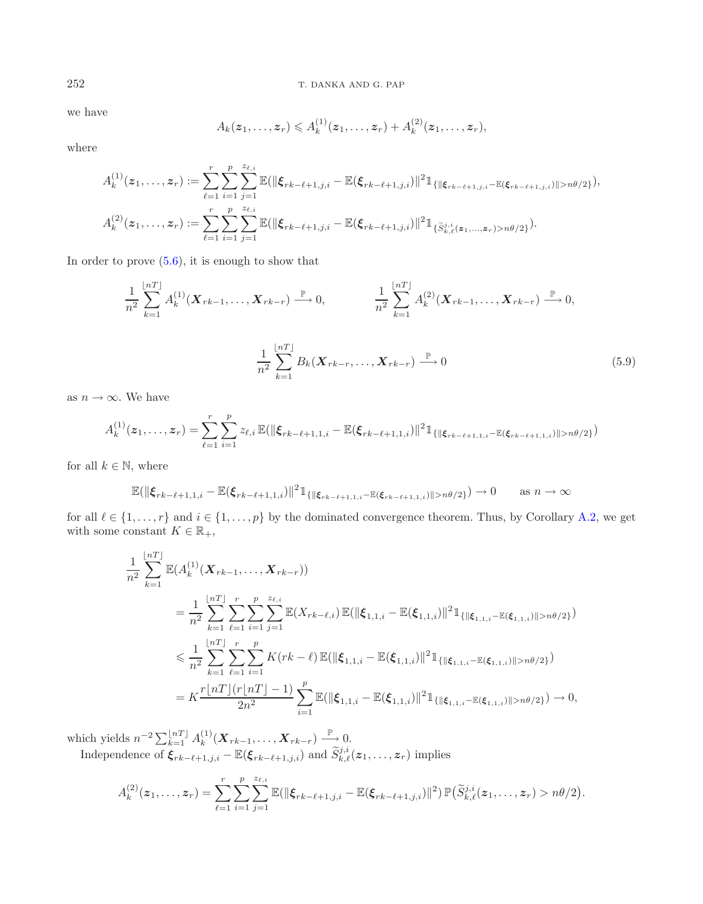we have

$$A_k(\boldsymbol{z}_1, \ldots, \boldsymbol{z}_r) \leqslant A_k^{(1)}(\boldsymbol{z}_1, \ldots, \boldsymbol{z}_r) + A_k^{(2)}(\boldsymbol{z}_1, \ldots, \boldsymbol{z}_r),$$

where

$$A_k^{(1)}(\boldsymbol{z}_1, \ldots, \boldsymbol{z}_r) := \sum_{\ell=1}^{r} \sum_{i=1}^{p} \sum_{j=1}^{z_{\ell,i}} \mathbb{E}(\|\boldsymbol{\xi}_{rk-\ell+1,j,i} - \mathbb{E}(\boldsymbol{\xi}_{rk-\ell+1,j,i})\|^2 \mathbb{1}_{\{\|\boldsymbol{\xi}_{rk-\ell+1,j,i} - \mathbb{E}(\boldsymbol{\xi}_{rk-\ell+1,j,i})\| > n\theta/2\}}),$$

$$A_k^{(2)}(\boldsymbol{z}_1, \ldots, \boldsymbol{z}_r) := \sum_{\ell=1}^{r} \sum_{i=1}^{p} \sum_{j=1}^{z_{\ell,i}} \mathbb{E}(\|\boldsymbol{\xi}_{rk-\ell+1,j,i} - \mathbb{E}(\boldsymbol{\xi}_{rk-\ell+1,j,i})\|^2 \mathbb{1}_{\{\widetilde{S}_{k,\ell}^{j,i}(\boldsymbol{z}_1, \ldots, \boldsymbol{z}_r) > n\theta/2\}}).$$

In order to prove (5.6), it is enough to show that

$$\frac{1}{n^2} \sum_{k=1}^{\lfloor nT \rfloor} A_k^{(1)}(\boldsymbol{X}_{rk-1}, \ldots, \boldsymbol{X}_{rk-r}) \xrightarrow{\mathbb{P}} 0, \qquad \frac{1}{n^2} \sum_{k=1}^{\lfloor nT \rfloor} A_k^{(2)}(\boldsymbol{X}_{rk-1}, \ldots, \boldsymbol{X}_{rk-r}) \xrightarrow{\mathbb{P}} 0,$$

$$\frac{1}{n^2} \sum_{k=1}^{\lfloor nT \rfloor} B_k(\boldsymbol{X}_{rk-r}, \ldots, \boldsymbol{X}_{rk-r}) \xrightarrow{\mathbb{P}} 0 \tag{5.9}$$

as $n \to \infty$. We have

$$A_k^{(1)}(\boldsymbol{z}_1, \ldots, \boldsymbol{z}_r) = \sum_{\ell=1}^{r} \sum_{i=1}^{p} z_{\ell,i} \, \mathbb{E}(\|\boldsymbol{\xi}_{rk-\ell+1,1,i} - \mathbb{E}(\boldsymbol{\xi}_{rk-\ell+1,1,i})\|^2 \mathbb{1}_{\{\|\boldsymbol{\xi}_{rk-\ell+1,1,i} - \mathbb{E}(\boldsymbol{\xi}_{rk-\ell+1,1,i})\| > n\theta/2\}})$$

for all $k \in \mathbb{N}$, where

$$\mathbb{E}(\|\boldsymbol{\xi}_{rk-\ell+1,1,i} - \mathbb{E}(\boldsymbol{\xi}_{rk-\ell+1,1,i})\|^2 \mathbb{1}_{\{\|\boldsymbol{\xi}_{rk-\ell+1,1,i} - \mathbb{E}(\boldsymbol{\xi}_{rk-\ell+1,1,i})\| > n\theta/2\}}) \to 0 \qquad \text{as } n \to \infty$$

for all $\ell \in \{1, \ldots, r\}$ and $i \in \{1, \ldots, p\}$ by the dominated convergence theorem. Thus, by Corollary A.2, we get with some constant $K \in \mathbb{R}_+$,

$$\begin{aligned}
\frac{1}{n^2} \sum_{k=1}^{\lfloor nT \rfloor} & \mathbb{E}(A_k^{(1)}(\boldsymbol{X}_{rk-1}, \ldots, \boldsymbol{X}_{rk-r})) \\
&= \frac{1}{n^2} \sum_{k=1}^{\lfloor nT \rfloor} \sum_{\ell=1}^{r} \sum_{i=1}^{p} \sum_{j=1}^{z_{\ell,i}} \mathbb{E}(X_{rk-\ell,i}) \, \mathbb{E}(\|\boldsymbol{\xi}_{1,1,i} - \mathbb{E}(\boldsymbol{\xi}_{1,1,i})\|^2 \mathbb{1}_{\{\|\boldsymbol{\xi}_{1,1,i} - \mathbb{E}(\boldsymbol{\xi}_{1,1,i})\| > n\theta/2\}}) \\
&\leqslant \frac{1}{n^2} \sum_{k=1}^{\lfloor nT \rfloor} \sum_{\ell=1}^{r} \sum_{i=1}^{p} K(rk-\ell) \, \mathbb{E}(\|\boldsymbol{\xi}_{1,1,i} - \mathbb{E}(\boldsymbol{\xi}_{1,1,i})\|^2 \mathbb{1}_{\{\|\boldsymbol{\xi}_{1,1,i} - \mathbb{E}(\boldsymbol{\xi}_{1,1,i})\| > n\theta/2\}}) \\
&= K \frac{r\lfloor nT \rfloor (r\lfloor nT \rfloor - 1)}{2n^2} \sum_{i=1}^{p} \mathbb{E}(\|\boldsymbol{\xi}_{1,1,i} - \mathbb{E}(\boldsymbol{\xi}_{1,1,i})\|^2 \mathbb{1}_{\{\|\boldsymbol{\xi}_{1,1,i} - \mathbb{E}(\boldsymbol{\xi}_{1,1,i})\| > n\theta/2\}}) \to 0,
\end{aligned}$$

which yields $n^{-2} \sum_{k=1}^{\lfloor nT \rfloor} A_k^{(1)}(\boldsymbol{X}_{rk-1}, \ldots, \boldsymbol{X}_{rk-r}) \xrightarrow{\mathbb{P}} 0$.

Independence of $\boldsymbol{\xi}_{rk-\ell+1,j,i} - \mathbb{E}(\boldsymbol{\xi}_{rk-\ell+1,j,i})$ and $\widetilde{S}_{k,\ell}^{j,i}(\boldsymbol{z}_1, \ldots, \boldsymbol{z}_r)$ implies

$$A_k^{(2)}(\boldsymbol{z}_1, \ldots, \boldsymbol{z}_r) = \sum_{\ell=1}^{r} \sum_{i=1}^{p} \sum_{j=1}^{z_{\ell,i}} \mathbb{E}(\|\boldsymbol{\xi}_{rk-\ell+1,j,i} - \mathbb{E}(\boldsymbol{\xi}_{rk-\ell+1,j,i})\|^2) \, \mathbb{P}\big(\widetilde{S}_{k,\ell}^{j,i}(\boldsymbol{z}_1, \ldots, \boldsymbol{z}_r) > n\theta/2\big).$$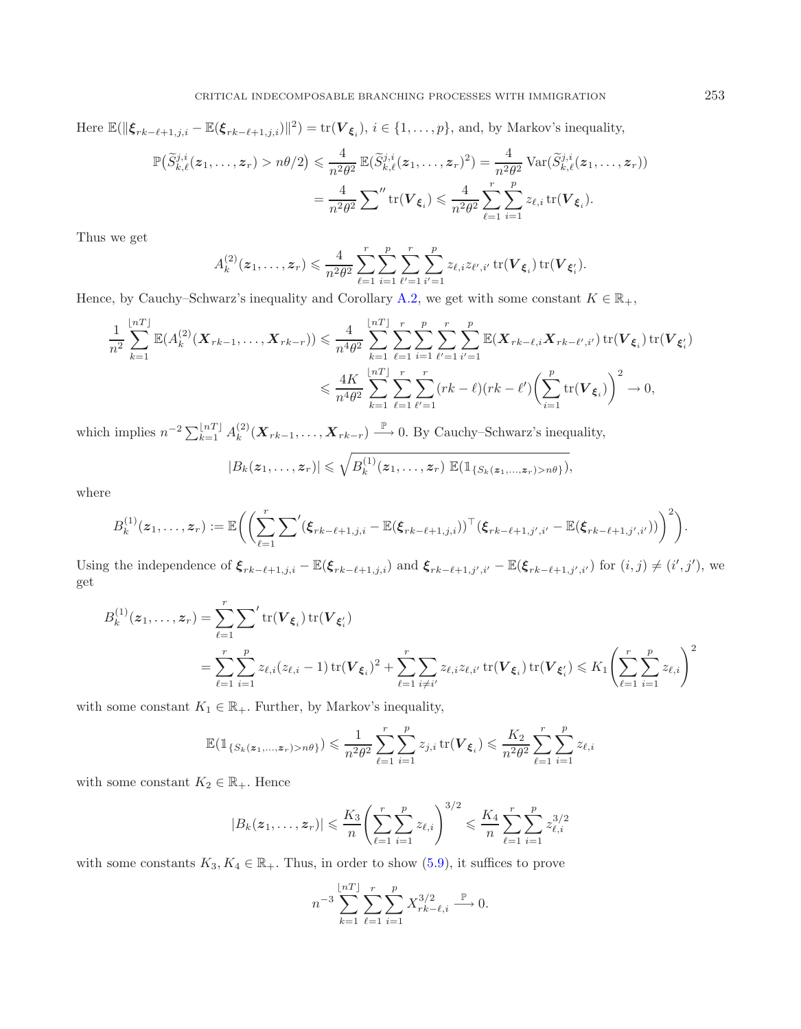Here $\mathbb{E}(\|\boldsymbol{\xi}_{rk-\ell+1,j,i} - \mathbb{E}(\boldsymbol{\xi}_{rk-\ell+1,j,i})\|^2) = \operatorname{tr}(\boldsymbol{V}_{\boldsymbol{\xi}_i})$, $i \in \{1, \ldots, p\}$, and, by Markov's inequality,

$$\mathbb{P}\big(\widetilde{S}_{k,\ell}^{j,i}(\boldsymbol{z}_1, \ldots, \boldsymbol{z}_r) > n\theta/2\big) \leqslant \frac{4}{n^2\theta^2}\, \mathbb{E}(\widetilde{S}_{k,\ell}^{j,i}(\boldsymbol{z}_1, \ldots, \boldsymbol{z}_r)^2) = \frac{4}{n^2\theta^2} \operatorname{Var}(\widetilde{S}_{k,\ell}^{j,i}(\boldsymbol{z}_1, \ldots, \boldsymbol{z}_r))$$
$$= \frac{4}{n^2\theta^2} \sum\nolimits'' \operatorname{tr}(\boldsymbol{V}_{\boldsymbol{\xi}_i}) \leqslant \frac{4}{n^2\theta^2} \sum_{\ell=1}^{r} \sum_{i=1}^{p} z_{\ell,i} \operatorname{tr}(\boldsymbol{V}_{\boldsymbol{\xi}_i}).$$

Thus we get

$$A_k^{(2)}(\boldsymbol{z}_1, \ldots, \boldsymbol{z}_r) \leqslant \frac{4}{n^2\theta^2} \sum_{\ell=1}^{r} \sum_{i=1}^{p} \sum_{\ell'=1}^{r} \sum_{i'=1}^{p} z_{\ell,i} z_{\ell',i'} \operatorname{tr}(\boldsymbol{V}_{\boldsymbol{\xi}_i}) \operatorname{tr}(\boldsymbol{V}_{\boldsymbol{\xi}_i'}).$$

Hence, by Cauchy–Schwarz's inequality and Corollary A.2, we get with some constant $K \in \mathbb{R}_+$,

$$\frac{1}{n^2} \sum_{k=1}^{\lfloor nT \rfloor} \mathbb{E}(A_k^{(2)}(\boldsymbol{X}_{rk-1}, \ldots, \boldsymbol{X}_{rk-r})) \leqslant \frac{4}{n^4\theta^2} \sum_{k=1}^{\lfloor nT \rfloor} \sum_{\ell=1}^{r} \sum_{i=1}^{p} \sum_{\ell'=1}^{r} \sum_{i'=1}^{p} \mathbb{E}(\boldsymbol{X}_{rk-\ell,i} \boldsymbol{X}_{rk-\ell',i'}) \operatorname{tr}(\boldsymbol{V}_{\boldsymbol{\xi}_i}) \operatorname{tr}(\boldsymbol{V}_{\boldsymbol{\xi}_i'})$$
$$\leqslant \frac{4K}{n^4\theta^2} \sum_{k=1}^{\lfloor nT \rfloor} \sum_{\ell=1}^{r} \sum_{\ell'=1}^{r} (rk-\ell)(rk-\ell') \bigg( \sum_{i=1}^{p} \operatorname{tr}(\boldsymbol{V}_{\boldsymbol{\xi}_i}) \bigg)^2 \to 0,$$

which implies $n^{-2} \sum_{k=1}^{\lfloor nT \rfloor} A_k^{(2)}(\boldsymbol{X}_{rk-1}, \ldots, \boldsymbol{X}_{rk-r}) \xrightarrow{\mathbb{P}} 0$. By Cauchy–Schwarz's inequality,

$$|B_k(\boldsymbol{z}_1, \ldots, \boldsymbol{z}_r)| \leqslant \sqrt{B_k^{(1)}(\boldsymbol{z}_1, \ldots, \boldsymbol{z}_r)\ \mathbb{E}(\mathbb{1}_{\{S_k(\boldsymbol{z}_1, \ldots, \boldsymbol{z}_r) > n\theta\}})},$$

where

$$B_k^{(1)}(\boldsymbol{z}_1, \ldots, \boldsymbol{z}_r) := \mathbb{E}\bigg( \bigg( \sum_{\ell=1}^{r} \sum\nolimits' (\boldsymbol{\xi}_{rk-\ell+1,j,i} - \mathbb{E}(\boldsymbol{\xi}_{rk-\ell+1,j,i}))^\top (\boldsymbol{\xi}_{rk-\ell+1,j',i'} - \mathbb{E}(\boldsymbol{\xi}_{rk-\ell+1,j',i'})) \bigg)^2 \bigg).$$

Using the independence of $\boldsymbol{\xi}_{rk-\ell+1,j,i} - \mathbb{E}(\boldsymbol{\xi}_{rk-\ell+1,j,i})$ and $\boldsymbol{\xi}_{rk-\ell+1,j',i'} - \mathbb{E}(\boldsymbol{\xi}_{rk-\ell+1,j',i'})$ for $(i,j) \neq (i',j')$, we get

$$B_k^{(1)}(\boldsymbol{z}_1, \ldots, \boldsymbol{z}_r) = \sum_{\ell=1}^{r} \sum\nolimits' \operatorname{tr}(\boldsymbol{V}_{\boldsymbol{\xi}_i}) \operatorname{tr}(\boldsymbol{V}_{\boldsymbol{\xi}_i'})$$
$$= \sum_{\ell=1}^{r} \sum_{i=1}^{p} z_{\ell,i}(z_{\ell,i}-1) \operatorname{tr}(\boldsymbol{V}_{\boldsymbol{\xi}_i})^2 + \sum_{\ell=1}^{r} \sum_{i \neq i'} z_{\ell,i} z_{\ell,i'} \operatorname{tr}(\boldsymbol{V}_{\boldsymbol{\xi}_i}) \operatorname{tr}(\boldsymbol{V}_{\boldsymbol{\xi}_i'}) \leqslant K_1 \bigg( \sum_{\ell=1}^{r} \sum_{i=1}^{p} z_{\ell,i} \bigg)^2$$

with some constant $K_1 \in \mathbb{R}_+$. Further, by Markov's inequality,

$$\mathbb{E}(\mathbb{1}_{\{S_k(\boldsymbol{z}_1, \ldots, \boldsymbol{z}_r) > n\theta\}}) \leqslant \frac{1}{n^2\theta^2} \sum_{\ell=1}^{r} \sum_{i=1}^{p} z_{j,i} \operatorname{tr}(\boldsymbol{V}_{\boldsymbol{\xi}_i}) \leqslant \frac{K_2}{n^2\theta^2} \sum_{\ell=1}^{r} \sum_{i=1}^{p} z_{\ell,i}$$

with some constant $K_2 \in \mathbb{R}_+$. Hence

$$|B_k(\boldsymbol{z}_1, \ldots, \boldsymbol{z}_r)| \leqslant \frac{K_3}{n} \bigg( \sum_{\ell=1}^{r} \sum_{i=1}^{p} z_{\ell,i} \bigg)^{3/2} \leqslant \frac{K_4}{n} \sum_{\ell=1}^{r} \sum_{i=1}^{p} z_{\ell,i}^{3/2}$$

with some constants $K_3, K_4 \in \mathbb{R}_+$. Thus, in order to show (5.9), it suffices to prove

$$n^{-3} \sum_{k=1}^{\lfloor nT \rfloor} \sum_{\ell=1}^{r} \sum_{i=1}^{p} X_{rk-\ell,i}^{3/2} \xrightarrow{\mathbb{P}} 0.$$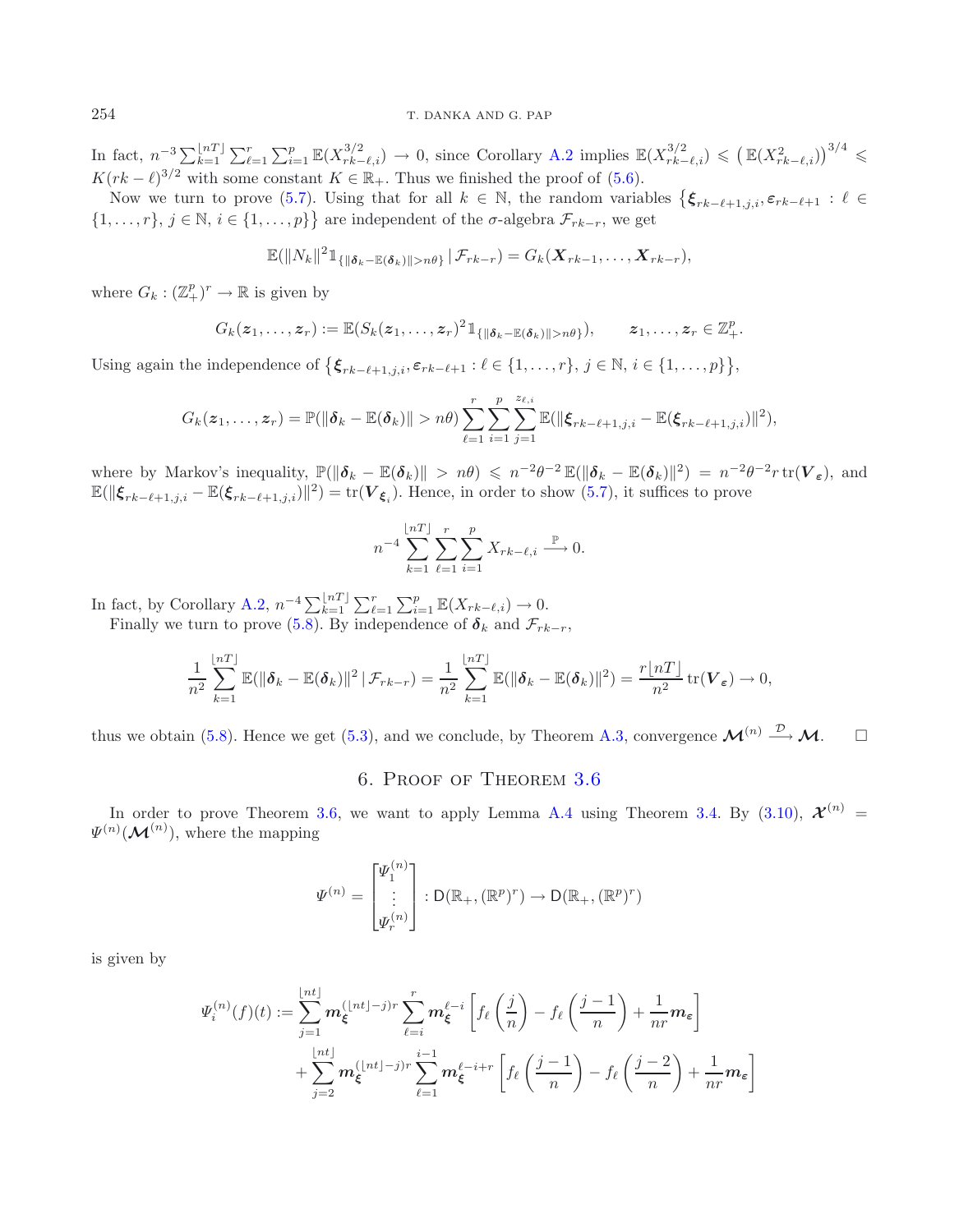In fact, $n^{-3}\sum_{k=1}^{\lfloor nT\rfloor}\sum_{\ell=1}^{r}\sum_{i=1}^{p}\mathbb{E}(X_{rk-\ell,i}^{3/2}) \to 0$, since Corollary A.2 implies $\mathbb{E}(X_{rk-\ell,i}^{3/2}) \leqslant \left(\mathbb{E}(X_{rk-\ell,i}^{2})\right)^{3/4} \leqslant K(rk-\ell)^{3/2}$ with some constant $K \in \mathbb{R}_+$. Thus we finished the proof of (5.6).

Now we turn to prove (5.7). Using that for all $k \in \mathbb{N}$, the random variables $\left\{\boldsymbol{\xi}_{rk-\ell+1,j,i}, \boldsymbol{\varepsilon}_{rk-\ell+1} : \ell \in \{1,\dots,r\},\, j \in \mathbb{N},\, i \in \{1,\dots,p\}\right\}$ are independent of the $\sigma$-algebra $\mathcal{F}_{rk-r}$, we get

$$\mathbb{E}(\|N_k\|^2 \mathbb{1}_{\{\|\boldsymbol{\delta}_k - \mathbb{E}(\boldsymbol{\delta}_k)\| > n\theta\}} \,|\, \mathcal{F}_{rk-r}) = G_k(\boldsymbol{X}_{rk-1},\dots,\boldsymbol{X}_{rk-r}),$$

where $G_k : (\mathbb{Z}_+^p)^r \to \mathbb{R}$ is given by

$$G_k(\boldsymbol{z}_1,\dots,\boldsymbol{z}_r) := \mathbb{E}(S_k(\boldsymbol{z}_1,\dots,\boldsymbol{z}_r)^2 \mathbb{1}_{\{\|\boldsymbol{\delta}_k - \mathbb{E}(\boldsymbol{\delta}_k)\| > n\theta\}}), \qquad \boldsymbol{z}_1,\dots,\boldsymbol{z}_r \in \mathbb{Z}_+^p.$$

Using again the independence of $\left\{\boldsymbol{\xi}_{rk-\ell+1,j,i}, \boldsymbol{\varepsilon}_{rk-\ell+1} : \ell \in \{1,\dots,r\},\, j \in \mathbb{N},\, i \in \{1,\dots,p\}\right\}$,

$$G_k(\boldsymbol{z}_1,\dots,\boldsymbol{z}_r) = \mathbb{P}(\|\boldsymbol{\delta}_k - \mathbb{E}(\boldsymbol{\delta}_k)\| > n\theta) \sum_{\ell=1}^{r}\sum_{i=1}^{p}\sum_{j=1}^{z_{\ell,i}} \mathbb{E}(\|\boldsymbol{\xi}_{rk-\ell+1,j,i} - \mathbb{E}(\boldsymbol{\xi}_{rk-\ell+1,j,i})\|^2),$$

where by Markov's inequality, $\mathbb{P}(\|\boldsymbol{\delta}_k - \mathbb{E}(\boldsymbol{\delta}_k)\| > n\theta) \leqslant n^{-2}\theta^{-2}\,\mathbb{E}(\|\boldsymbol{\delta}_k - \mathbb{E}(\boldsymbol{\delta}_k)\|^2) = n^{-2}\theta^{-2} r\,\mathrm{tr}(\boldsymbol{V}_{\boldsymbol{\varepsilon}})$, and $\mathbb{E}(\|\boldsymbol{\xi}_{rk-\ell+1,j,i} - \mathbb{E}(\boldsymbol{\xi}_{rk-\ell+1,j,i})\|^2) = \mathrm{tr}(\boldsymbol{V}_{\boldsymbol{\xi}_i})$. Hence, in order to show (5.7), it suffices to prove

$$n^{-4}\sum_{k=1}^{\lfloor nT\rfloor}\sum_{\ell=1}^{r}\sum_{i=1}^{p} X_{rk-\ell,i} \xrightarrow{\mathbb{P}} 0.$$

In fact, by Corollary A.2, $n^{-4}\sum_{k=1}^{\lfloor nT\rfloor}\sum_{\ell=1}^{r}\sum_{i=1}^{p}\mathbb{E}(X_{rk-\ell,i}) \to 0$.

Finally we turn to prove (5.8). By independence of $\boldsymbol{\delta}_k$ and $\mathcal{F}_{rk-r}$,

$$\frac{1}{n^2}\sum_{k=1}^{\lfloor nT\rfloor}\mathbb{E}(\|\boldsymbol{\delta}_k - \mathbb{E}(\boldsymbol{\delta}_k)\|^2 \,|\, \mathcal{F}_{rk-r}) = \frac{1}{n^2}\sum_{k=1}^{\lfloor nT\rfloor}\mathbb{E}(\|\boldsymbol{\delta}_k - \mathbb{E}(\boldsymbol{\delta}_k)\|^2) = \frac{r\lfloor nT\rfloor}{n^2}\,\mathrm{tr}(\boldsymbol{V}_{\boldsymbol{\varepsilon}}) \to 0,$$

thus we obtain (5.8). Hence we get (5.3), and we conclude, by Theorem A.3, convergence $\boldsymbol{\mathcal{M}}^{(n)} \xrightarrow{\mathcal{D}} \boldsymbol{\mathcal{M}}$. $\square$

## 6. Proof of Theorem 3.6

In order to prove Theorem 3.6, we want to apply Lemma A.4 using Theorem 3.4. By (3.10), $\boldsymbol{\mathcal{X}}^{(n)} = \Psi^{(n)}(\boldsymbol{\mathcal{M}}^{(n)})$, where the mapping

$$\Psi^{(n)} = \begin{bmatrix}\Psi_1^{(n)}\\ \vdots \\ \Psi_r^{(n)}\end{bmatrix} : \mathsf{D}(\mathbb{R}_+, (\mathbb{R}^p)^r) \to \mathsf{D}(\mathbb{R}_+, (\mathbb{R}^p)^r)$$

is given by

$$\begin{aligned}\Psi_i^{(n)}(f)(t) := &\sum_{j=1}^{\lfloor nt\rfloor} \boldsymbol{m}_{\boldsymbol{\xi}}^{(\lfloor nt\rfloor - j)r} \sum_{\ell=i}^{r} \boldsymbol{m}_{\boldsymbol{\xi}}^{\ell-i}\left[f_\ell\left(\frac{j}{n}\right) - f_\ell\left(\frac{j-1}{n}\right) + \frac{1}{nr}\boldsymbol{m}_{\boldsymbol{\varepsilon}}\right]\\ &+ \sum_{j=2}^{\lfloor nt\rfloor} \boldsymbol{m}_{\boldsymbol{\xi}}^{(\lfloor nt\rfloor - j)r} \sum_{\ell=1}^{i-1} \boldsymbol{m}_{\boldsymbol{\xi}}^{\ell-i+r}\left[f_\ell\left(\frac{j-1}{n}\right) - f_\ell\left(\frac{j-2}{n}\right) + \frac{1}{nr}\boldsymbol{m}_{\boldsymbol{\varepsilon}}\right]\end{aligned}$$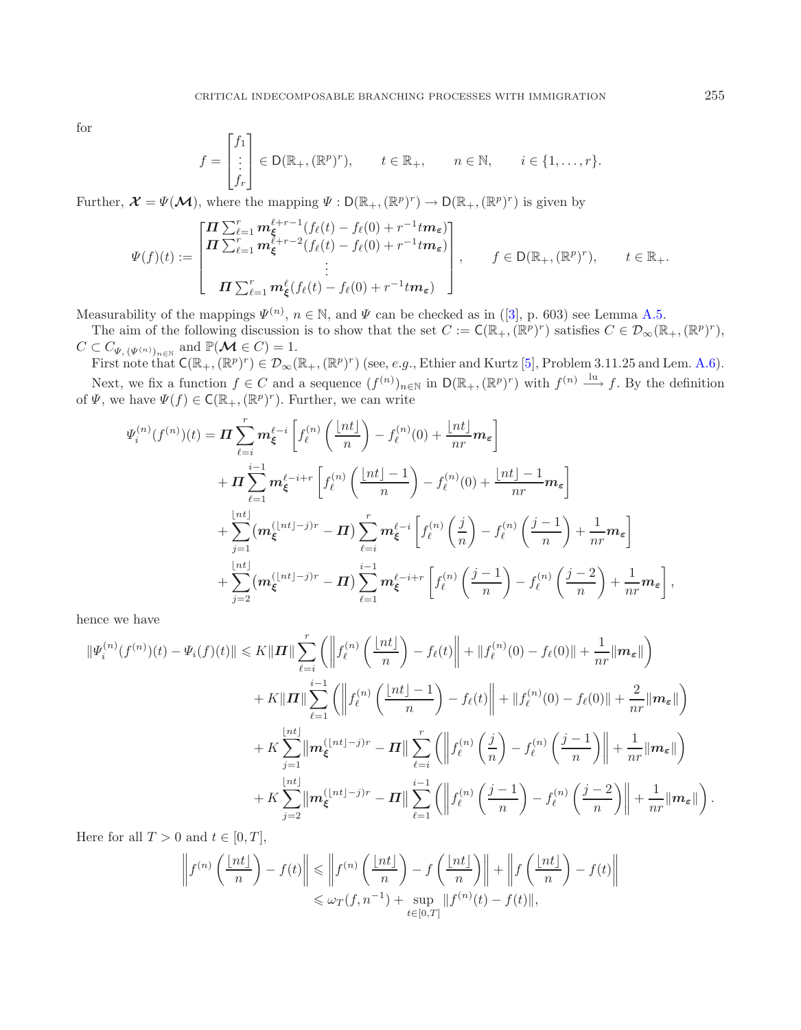for

$$f = \begin{bmatrix} f_1 \\ \vdots \\ f_r \end{bmatrix} \in \mathsf{D}(\mathbb{R}_+, (\mathbb{R}^p)^r), \qquad t \in \mathbb{R}_+, \qquad n \in \mathbb{N}, \qquad i \in \{1, \dots, r\}.$$

Further, $\boldsymbol{\mathcal{X}} = \Psi(\boldsymbol{\mathcal{M}})$, where the mapping $\Psi : \mathsf{D}(\mathbb{R}_+, (\mathbb{R}^p)^r) \to \mathsf{D}(\mathbb{R}_+, (\mathbb{R}^p)^r)$ is given by

$$\Psi(f)(t) := \begin{bmatrix} \boldsymbol{\Pi} \sum_{\ell=1}^r \boldsymbol{m}_{\boldsymbol{\xi}}^{\ell+r-1}(f_\ell(t) - f_\ell(0) + r^{-1}t\boldsymbol{m}_{\boldsymbol{\varepsilon}}) \\ \boldsymbol{\Pi} \sum_{\ell=1}^r \boldsymbol{m}_{\boldsymbol{\xi}}^{\ell+r-2}(f_\ell(t) - f_\ell(0) + r^{-1}t\boldsymbol{m}_{\boldsymbol{\varepsilon}}) \\ \vdots \\ \boldsymbol{\Pi} \sum_{\ell=1}^r \boldsymbol{m}_{\boldsymbol{\xi}}^{\ell}(f_\ell(t) - f_\ell(0) + r^{-1}t\boldsymbol{m}_{\boldsymbol{\varepsilon}}) \end{bmatrix}, \qquad f \in \mathsf{D}(\mathbb{R}_+, (\mathbb{R}^p)^r), \qquad t \in \mathbb{R}_+.$$

Measurability of the mappings $\Psi^{(n)}$, $n \in \mathbb{N}$, and $\Psi$ can be checked as in ([3], p. 603) see Lemma A.5.

The aim of the following discussion is to show that the set $C := \mathsf{C}(\mathbb{R}_+, (\mathbb{R}^p)^r)$ satisfies $C \in \mathcal{D}_\infty(\mathbb{R}_+, (\mathbb{R}^p)^r)$, $C \subset C_{\Psi, (\Psi^{(n)})_{n\in\mathbb{N}}}$ and $\mathbb{P}(\boldsymbol{\mathcal{M}} \in C) = 1$.

First note that $\mathsf{C}(\mathbb{R}_+, (\mathbb{R}^p)^r) \in \mathcal{D}_\infty(\mathbb{R}_+, (\mathbb{R}^p)^r)$ (see, *e.g.*, Ethier and Kurtz [5], Problem 3.11.25 and Lem. A.6).

Next, we fix a function $f \in C$ and a sequence $(f^{(n)})_{n\in\mathbb{N}}$ in $\mathsf{D}(\mathbb{R}_+, (\mathbb{R}^p)^r)$ with $f^{(n)} \xrightarrow{\mathrm{lu}} f$. By the definition of $\Psi$, we have $\Psi(f) \in \mathsf{C}(\mathbb{R}_+, (\mathbb{R}^p)^r)$. Further, we can write

$$\begin{aligned}
\Psi_i^{(n)}(f^{(n)})(t) &= \boldsymbol{\Pi} \sum_{\ell=i}^r \boldsymbol{m}_{\boldsymbol{\xi}}^{\ell-i} \left[ f_\ell^{(n)}\left(\frac{\lfloor nt \rfloor}{n}\right) - f_\ell^{(n)}(0) + \frac{\lfloor nt \rfloor}{nr} \boldsymbol{m}_{\boldsymbol{\varepsilon}} \right] \\
&\quad + \boldsymbol{\Pi} \sum_{\ell=1}^{i-1} \boldsymbol{m}_{\boldsymbol{\xi}}^{\ell-i+r} \left[ f_\ell^{(n)}\left(\frac{\lfloor nt \rfloor - 1}{n}\right) - f_\ell^{(n)}(0) + \frac{\lfloor nt \rfloor - 1}{nr} \boldsymbol{m}_{\boldsymbol{\varepsilon}} \right] \\
&\quad + \sum_{j=1}^{\lfloor nt \rfloor} (\boldsymbol{m}_{\boldsymbol{\xi}}^{(\lfloor nt \rfloor - j)r} - \boldsymbol{\Pi}) \sum_{\ell=i}^r \boldsymbol{m}_{\boldsymbol{\xi}}^{\ell-i} \left[ f_\ell^{(n)}\left(\frac{j}{n}\right) - f_\ell^{(n)}\left(\frac{j-1}{n}\right) + \frac{1}{nr} \boldsymbol{m}_{\boldsymbol{\varepsilon}} \right] \\
&\quad + \sum_{j=2}^{\lfloor nt \rfloor} (\boldsymbol{m}_{\boldsymbol{\xi}}^{(\lfloor nt \rfloor - j)r} - \boldsymbol{\Pi}) \sum_{\ell=1}^{i-1} \boldsymbol{m}_{\boldsymbol{\xi}}^{\ell-i+r} \left[ f_\ell^{(n)}\left(\frac{j-1}{n}\right) - f_\ell^{(n)}\left(\frac{j-2}{n}\right) + \frac{1}{nr} \boldsymbol{m}_{\boldsymbol{\varepsilon}} \right],
\end{aligned}$$

hence we have

$$\begin{aligned}
\|\Psi_i^{(n)}(f^{(n)})(t) - \Psi_i(f)(t)\| &\leqslant K \|\boldsymbol{\Pi}\| \sum_{\ell=i}^r \left( \left\| f_\ell^{(n)}\left(\frac{\lfloor nt \rfloor}{n}\right) - f_\ell(t) \right\| + \|f_\ell^{(n)}(0) - f_\ell(0)\| + \frac{1}{nr}\|\boldsymbol{m}_{\boldsymbol{\varepsilon}}\| \right) \\
&\quad + K \|\boldsymbol{\Pi}\| \sum_{\ell=1}^{i-1} \left( \left\| f_\ell^{(n)}\left(\frac{\lfloor nt \rfloor - 1}{n}\right) - f_\ell(t) \right\| + \|f_\ell^{(n)}(0) - f_\ell(0)\| + \frac{2}{nr}\|\boldsymbol{m}_{\boldsymbol{\varepsilon}}\| \right) \\
&\quad + K \sum_{j=1}^{\lfloor nt \rfloor} \|\boldsymbol{m}_{\boldsymbol{\xi}}^{(\lfloor nt \rfloor - j)r} - \boldsymbol{\Pi}\| \sum_{\ell=i}^r \left( \left\| f_\ell^{(n)}\left(\frac{j}{n}\right) - f_\ell^{(n)}\left(\frac{j-1}{n}\right) \right\| + \frac{1}{nr}\|\boldsymbol{m}_{\boldsymbol{\varepsilon}}\| \right) \\
&\quad + K \sum_{j=2}^{\lfloor nt \rfloor} \|\boldsymbol{m}_{\boldsymbol{\xi}}^{(\lfloor nt \rfloor - j)r} - \boldsymbol{\Pi}\| \sum_{\ell=1}^{i-1} \left( \left\| f_\ell^{(n)}\left(\frac{j-1}{n}\right) - f_\ell^{(n)}\left(\frac{j-2}{n}\right) \right\| + \frac{1}{nr}\|\boldsymbol{m}_{\boldsymbol{\varepsilon}}\| \right).
\end{aligned}$$

Here for all $T > 0$ and $t \in [0, T]$,

$$\begin{aligned}
\left\| f^{(n)}\left(\frac{\lfloor nt \rfloor}{n}\right) - f(t) \right\| &\leqslant \left\| f^{(n)}\left(\frac{\lfloor nt \rfloor}{n}\right) - f\left(\frac{\lfloor nt \rfloor}{n}\right) \right\| + \left\| f\left(\frac{\lfloor nt \rfloor}{n}\right) - f(t) \right\| \\
&\leqslant \omega_T(f, n^{-1}) + \sup_{t\in[0,T]} \|f^{(n)}(t) - f(t)\|,
\end{aligned}$$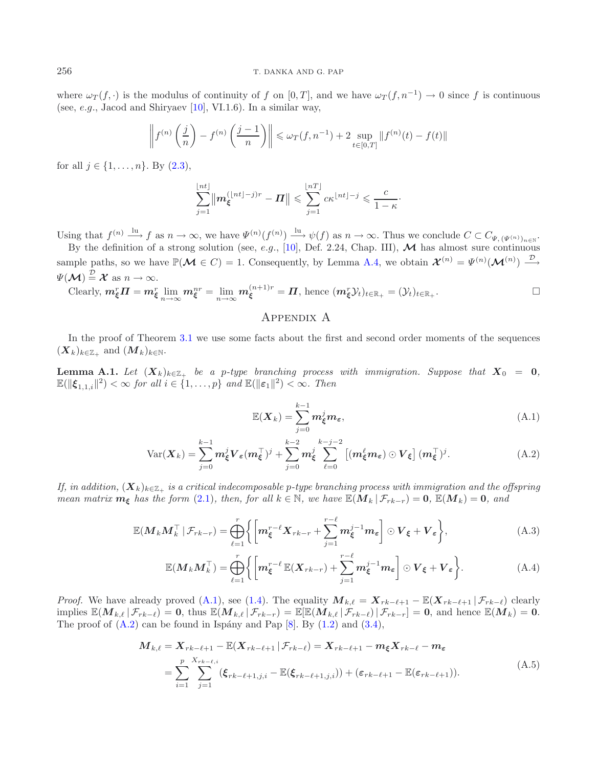where $\omega_T(f, \cdot)$ is the modulus of continuity of $f$ on $[0, T]$, and we have $\omega_T(f, n^{-1}) \to 0$ since $f$ is continuous (see, *e.g.*, Jacod and Shiryaev [10], VI.1.6). In a similar way,

$$\left\| f^{(n)}\left(\frac{j}{n}\right) - f^{(n)}\left(\frac{j-1}{n}\right) \right\| \leqslant \omega_T(f, n^{-1}) + 2 \sup_{t \in [0,T]} \|f^{(n)}(t) - f(t)\|$$

for all $j \in \{1, \ldots, n\}$. By (2.3),

$$\sum_{j=1}^{\lfloor nt \rfloor} \|\boldsymbol{m}_{\boldsymbol{\xi}}^{(\lfloor nt \rfloor - j)r} - \boldsymbol{\Pi}\| \leqslant \sum_{j=1}^{\lfloor nT \rfloor} c\kappa^{\lfloor nt \rfloor - j} \leqslant \frac{c}{1-\kappa}.$$

Using that $f^{(n)} \xrightarrow{\text{lu}} f$ as $n \to \infty$, we have $\Psi^{(n)}(f^{(n)}) \xrightarrow{\text{lu}} \psi(f)$ as $n \to \infty$. Thus we conclude $C \subset C_{\Psi, (\Psi^{(n)})_{n \in \mathbb{N}}}$.

By the definition of a strong solution (see, *e.g.*, [10], Def. 2.24, Chap. III), $\boldsymbol{\mathcal{M}}$ has almost sure continuous sample paths, so we have $\mathbb{P}(\boldsymbol{\mathcal{M}} \in C) = 1$. Consequently, by Lemma A.4, we obtain $\boldsymbol{\mathcal{X}}^{(n)} = \Psi^{(n)}(\boldsymbol{\mathcal{M}}^{(n)}) \xrightarrow{\mathcal{D}} \Psi(\boldsymbol{\mathcal{M}}) \stackrel{\mathcal{D}}{=} \boldsymbol{\mathcal{X}}$ as $n \to \infty$.

Clearly, $\boldsymbol{m}_{\boldsymbol{\xi}}^r \boldsymbol{\Pi} = \boldsymbol{m}_{\boldsymbol{\xi}}^r \lim_{n \to \infty} \boldsymbol{m}_{\boldsymbol{\xi}}^{nr} = \lim_{n \to \infty} \boldsymbol{m}_{\boldsymbol{\xi}}^{(n+1)r} = \boldsymbol{\Pi}$, hence $(\boldsymbol{m}_{\boldsymbol{\xi}}^r \mathcal{Y}_t)_{t \in \mathbb{R}_+} = (\mathcal{Y}_t)_{t \in \mathbb{R}_+}$. $\square$

## Appendix A

In the proof of Theorem 3.1 we use some facts about the first and second order moments of the sequences $(\boldsymbol{X}_k)_{k \in \mathbb{Z}_+}$ and $(\boldsymbol{M}_k)_{k \in \mathbb{N}}$.

**Lemma A.1.** *Let $(\boldsymbol{X}_k)_{k \in \mathbb{Z}_+}$ be a $p$-type branching process with immigration. Suppose that $\boldsymbol{X}_0 = \boldsymbol{0}$, $\mathbb{E}(\|\boldsymbol{\xi}_{1,1,i}\|^2) < \infty$ for all $i \in \{1, \ldots, p\}$ and $\mathbb{E}(\|\boldsymbol{\varepsilon}_1\|^2) < \infty$. Then*

$$\mathbb{E}(\boldsymbol{X}_k) = \sum_{j=0}^{k-1} \boldsymbol{m}_{\boldsymbol{\xi}}^j \boldsymbol{m}_{\boldsymbol{\varepsilon}}, \tag{A.1}$$

$$\operatorname{Var}(\boldsymbol{X}_k) = \sum_{j=0}^{k-1} \boldsymbol{m}_{\boldsymbol{\xi}}^j \boldsymbol{V}_{\boldsymbol{\varepsilon}} (\boldsymbol{m}_{\boldsymbol{\xi}}^\top)^j + \sum_{j=0}^{k-2} \boldsymbol{m}_{\boldsymbol{\xi}}^j \sum_{\ell=0}^{k-j-2} \left[(\boldsymbol{m}_{\boldsymbol{\xi}}^\ell \boldsymbol{m}_{\boldsymbol{\varepsilon}}) \odot \boldsymbol{V}_{\boldsymbol{\xi}}\right] (\boldsymbol{m}_{\boldsymbol{\xi}}^\top)^j. \tag{A.2}$$

*If, in addition, $(\boldsymbol{X}_k)_{k \in \mathbb{Z}_+}$ is a critical indecomposable $p$-type branching process with immigration and the offspring mean matrix $\boldsymbol{m}_{\boldsymbol{\xi}}$ has the form (2.1), then, for all $k \in \mathbb{N}$, we have $\mathbb{E}(\boldsymbol{M}_k \,|\, \mathcal{F}_{rk-r}) = \boldsymbol{0}$, $\mathbb{E}(\boldsymbol{M}_k) = \boldsymbol{0}$, and*

$$\mathbb{E}(\boldsymbol{M}_k \boldsymbol{M}_k^\top \,|\, \mathcal{F}_{rk-r}) = \bigoplus_{\ell=1}^{r} \left\{ \left[ \boldsymbol{m}_{\boldsymbol{\xi}}^{r-\ell} \boldsymbol{X}_{rk-r} + \sum_{j=1}^{r-\ell} \boldsymbol{m}_{\boldsymbol{\xi}}^{j-1} \boldsymbol{m}_{\boldsymbol{\varepsilon}} \right] \odot \boldsymbol{V}_{\boldsymbol{\xi}} + \boldsymbol{V}_{\boldsymbol{\varepsilon}} \right\}, \tag{A.3}$$

$$\mathbb{E}(\boldsymbol{M}_k \boldsymbol{M}_k^\top) = \bigoplus_{\ell=1}^{r} \left\{ \left[ \boldsymbol{m}_{\boldsymbol{\xi}}^{r-\ell} \,\mathbb{E}(\boldsymbol{X}_{rk-r}) + \sum_{j=1}^{r-\ell} \boldsymbol{m}_{\boldsymbol{\xi}}^{j-1} \boldsymbol{m}_{\boldsymbol{\varepsilon}} \right] \odot \boldsymbol{V}_{\boldsymbol{\xi}} + \boldsymbol{V}_{\boldsymbol{\varepsilon}} \right\}. \tag{A.4}$$

*Proof.* We have already proved (A.1), see (1.4). The equality $\boldsymbol{M}_{k,\ell} = \boldsymbol{X}_{rk-\ell+1} - \mathbb{E}(\boldsymbol{X}_{rk-\ell+1} \,|\, \mathcal{F}_{rk-\ell})$ clearly implies $\mathbb{E}(\boldsymbol{M}_{k,\ell} \,|\, \mathcal{F}_{rk-\ell}) = \boldsymbol{0}$, thus $\mathbb{E}(\boldsymbol{M}_{k,\ell} \,|\, \mathcal{F}_{rk-r}) = \mathbb{E}[\mathbb{E}(\boldsymbol{M}_{k,\ell} \,|\, \mathcal{F}_{rk-\ell}) \,|\, \mathcal{F}_{rk-r}] = \boldsymbol{0}$, and hence $\mathbb{E}(\boldsymbol{M}_k) = \boldsymbol{0}$. The proof of (A.2) can be found in Ispány and Pap [8]. By (1.2) and (3.4),

$$\begin{aligned}
\boldsymbol{M}_{k,\ell} &= \boldsymbol{X}_{rk-\ell+1} - \mathbb{E}(\boldsymbol{X}_{rk-\ell+1} \,|\, \mathcal{F}_{rk-\ell}) = \boldsymbol{X}_{rk-\ell+1} - \boldsymbol{m}_{\boldsymbol{\xi}} \boldsymbol{X}_{rk-\ell} - \boldsymbol{m}_{\boldsymbol{\varepsilon}} \\
&= \sum_{i=1}^{p} \sum_{j=1}^{X_{rk-\ell,i}} (\boldsymbol{\xi}_{rk-\ell+1,j,i} - \mathbb{E}(\boldsymbol{\xi}_{rk-\ell+1,j,i})) + (\boldsymbol{\varepsilon}_{rk-\ell+1} - \mathbb{E}(\boldsymbol{\varepsilon}_{rk-\ell+1})).
\end{aligned} \tag{A.5}$$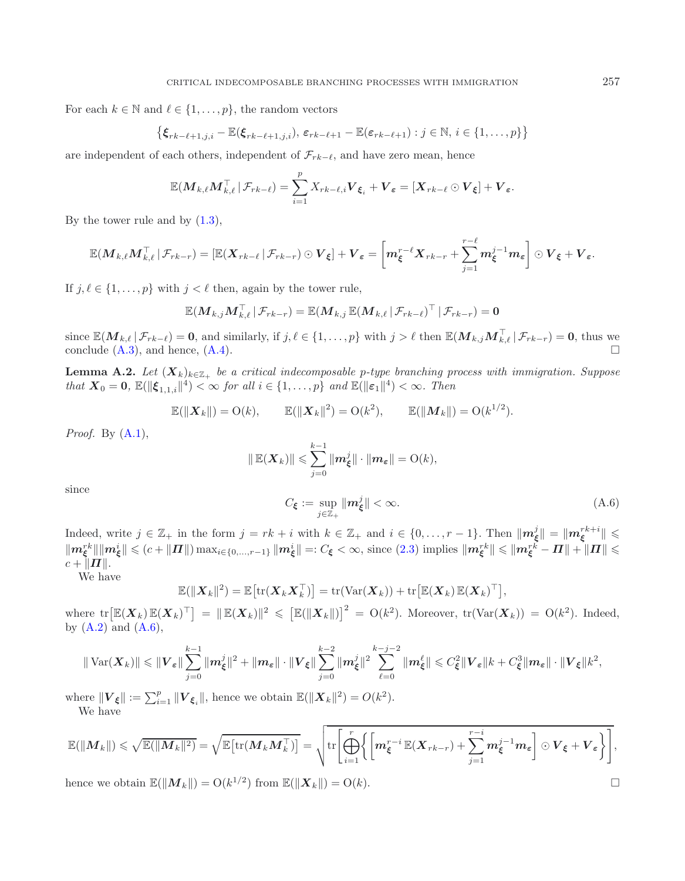For each $k \in \mathbb{N}$ and $\ell \in \{1, \dots, p\}$, the random vectors

$$\left\{\boldsymbol{\xi}_{rk-\ell+1,j,i} - \mathbb{E}(\boldsymbol{\xi}_{rk-\ell+1,j,i}),\ \boldsymbol{\varepsilon}_{rk-\ell+1} - \mathbb{E}(\boldsymbol{\varepsilon}_{rk-\ell+1}) : j \in \mathbb{N},\ i \in \{1, \dots, p\}\right\}$$

are independent of each others, independent of $\mathcal{F}_{rk-\ell}$, and have zero mean, hence

$$\mathbb{E}(\boldsymbol{M}_{k,\ell}\boldsymbol{M}_{k,\ell}^\top \,|\, \mathcal{F}_{rk-\ell}) = \sum_{i=1}^{p} X_{rk-\ell,i}\boldsymbol{V}_{\boldsymbol{\xi}_i} + \boldsymbol{V}_{\boldsymbol{\varepsilon}} = [\boldsymbol{X}_{rk-\ell} \odot \boldsymbol{V}_{\boldsymbol{\xi}}] + \boldsymbol{V}_{\boldsymbol{\varepsilon}}.$$

By the tower rule and by (1.3),

$$\mathbb{E}(\boldsymbol{M}_{k,\ell}\boldsymbol{M}_{k,\ell}^\top \,|\, \mathcal{F}_{rk-r}) = [\mathbb{E}(\boldsymbol{X}_{rk-\ell} \,|\, \mathcal{F}_{rk-r}) \odot \boldsymbol{V}_{\boldsymbol{\xi}}] + \boldsymbol{V}_{\boldsymbol{\varepsilon}} = \left[\boldsymbol{m}_{\boldsymbol{\xi}}^{r-\ell}\boldsymbol{X}_{rk-r} + \sum_{j=1}^{r-\ell}\boldsymbol{m}_{\boldsymbol{\xi}}^{j-1}\boldsymbol{m}_{\boldsymbol{\varepsilon}}\right] \odot \boldsymbol{V}_{\boldsymbol{\xi}} + \boldsymbol{V}_{\boldsymbol{\varepsilon}}.$$

If $j, \ell \in \{1, \dots, p\}$ with $j < \ell$ then, again by the tower rule,

$$\mathbb{E}(\boldsymbol{M}_{k,j}\boldsymbol{M}_{k,\ell}^\top \,|\, \mathcal{F}_{rk-r}) = \mathbb{E}(\boldsymbol{M}_{k,j}\,\mathbb{E}(\boldsymbol{M}_{k,\ell} \,|\, \mathcal{F}_{rk-\ell})^\top \,|\, \mathcal{F}_{rk-r}) = \boldsymbol{0}$$

since $\mathbb{E}(\boldsymbol{M}_{k,\ell} \,|\, \mathcal{F}_{rk-\ell}) = \boldsymbol{0}$, and similarly, if $j, \ell \in \{1, \dots, p\}$ with $j > \ell$ then $\mathbb{E}(\boldsymbol{M}_{k,j}\boldsymbol{M}_{k,\ell}^\top \,|\, \mathcal{F}_{rk-r}) = \boldsymbol{0}$, thus we conclude (A.3), and hence, (A.4). □

**Lemma A.2.** *Let $(\boldsymbol{X}_k)_{k\in\mathbb{Z}_+}$ be a critical indecomposable $p$-type branching process with immigration. Suppose that $\boldsymbol{X}_0 = \boldsymbol{0}$, $\mathbb{E}(\|\boldsymbol{\xi}_{1,1,i}\|^4) < \infty$ for all $i \in \{1, \dots, p\}$ and $\mathbb{E}(\|\boldsymbol{\varepsilon}_1\|^4) < \infty$. Then*

$$\mathbb{E}(\|\boldsymbol{X}_k\|) = \mathrm{O}(k), \qquad \mathbb{E}(\|\boldsymbol{X}_k\|^2) = \mathrm{O}(k^2), \qquad \mathbb{E}(\|\boldsymbol{M}_k\|) = \mathrm{O}(k^{1/2}).$$

*Proof.* By (A.1),

$$\|\,\mathbb{E}(\boldsymbol{X}_k)\| \leqslant \sum_{j=0}^{k-1}\|\boldsymbol{m}_{\boldsymbol{\xi}}^j\| \cdot \|\boldsymbol{m}_{\boldsymbol{\varepsilon}}\| = \mathrm{O}(k),$$

since

$$C_{\boldsymbol{\xi}} := \sup_{j\in\mathbb{Z}_+}\|\boldsymbol{m}_{\boldsymbol{\xi}}^j\| < \infty. \tag{A.6}$$

Indeed, write $j \in \mathbb{Z}_+$ in the form $j = rk + i$ with $k \in \mathbb{Z}_+$ and $i \in \{0, \dots, r-1\}$. Then $\|\boldsymbol{m}_{\boldsymbol{\xi}}^j\| = \|\boldsymbol{m}_{\boldsymbol{\xi}}^{rk+i}\| \leqslant \|\boldsymbol{m}_{\boldsymbol{\xi}}^{rk}\|\|\boldsymbol{m}_{\boldsymbol{\xi}}^i\| \leqslant (c + \|\boldsymbol{\Pi}\|)\max_{i\in\{0,\dots,r-1\}}\|\boldsymbol{m}_{\boldsymbol{\xi}}^i\| =: C_{\boldsymbol{\xi}} < \infty$, since (2.3) implies $\|\boldsymbol{m}_{\boldsymbol{\xi}}^{rk}\| \leqslant \|\boldsymbol{m}_{\boldsymbol{\xi}}^{rk} - \boldsymbol{\Pi}\| + \|\boldsymbol{\Pi}\| \leqslant c + \|\boldsymbol{\Pi}\|$.

We have

$$\mathbb{E}(\|\boldsymbol{X}_k\|^2) = \mathbb{E}\big[\mathrm{tr}(\boldsymbol{X}_k\boldsymbol{X}_k^\top)\big] = \mathrm{tr}(\mathrm{Var}(\boldsymbol{X}_k)) + \mathrm{tr}\big[\mathbb{E}(\boldsymbol{X}_k)\,\mathbb{E}(\boldsymbol{X}_k)^\top\big],$$

where $\mathrm{tr}\big[\mathbb{E}(\boldsymbol{X}_k)\,\mathbb{E}(\boldsymbol{X}_k)^\top\big] = \|\,\mathbb{E}(\boldsymbol{X}_k)\|^2 \leqslant \big[\mathbb{E}(\|\boldsymbol{X}_k\|)\big]^2 = \mathrm{O}(k^2)$. Moreover, $\mathrm{tr}(\mathrm{Var}(\boldsymbol{X}_k)) = \mathrm{O}(k^2)$. Indeed, by (A.2) and (A.6),

$$\|\,\mathrm{Var}(\boldsymbol{X}_k)\| \leqslant \|\boldsymbol{V}_{\boldsymbol{\varepsilon}}\|\sum_{j=0}^{k-1}\|\boldsymbol{m}_{\boldsymbol{\xi}}^j\|^2 + \|\boldsymbol{m}_{\boldsymbol{\varepsilon}}\| \cdot \|\boldsymbol{V}_{\boldsymbol{\xi}}\|\sum_{j=0}^{k-2}\|\boldsymbol{m}_{\boldsymbol{\xi}}^j\|^2\sum_{\ell=0}^{k-j-2}\|\boldsymbol{m}_{\boldsymbol{\xi}}^\ell\| \leqslant C_{\boldsymbol{\xi}}^2\|\boldsymbol{V}_{\boldsymbol{\varepsilon}}\|k + C_{\boldsymbol{\xi}}^3\|\boldsymbol{m}_{\boldsymbol{\varepsilon}}\| \cdot \|\boldsymbol{V}_{\boldsymbol{\xi}}\|k^2,$$

where $\|\boldsymbol{V}_{\boldsymbol{\xi}}\| := \sum_{i=1}^{p}\|\boldsymbol{V}_{\boldsymbol{\xi}_i}\|$, hence we obtain $\mathbb{E}(\|\boldsymbol{X}_k\|^2) = O(k^2)$.

We have

$$\mathbb{E}(\|\boldsymbol{M}_k\|) \leqslant \sqrt{\mathbb{E}(\|\boldsymbol{M}_k\|^2)} = \sqrt{\mathbb{E}\big[\mathrm{tr}(\boldsymbol{M}_k\boldsymbol{M}_k^\top)\big]} = \sqrt{\mathrm{tr}\left[\bigoplus_{i=1}^{r}\left\{\left[\boldsymbol{m}_{\boldsymbol{\xi}}^{r-i}\,\mathbb{E}(\boldsymbol{X}_{rk-r}) + \sum_{j=1}^{r-i}\boldsymbol{m}_{\boldsymbol{\xi}}^{j-1}\boldsymbol{m}_{\boldsymbol{\varepsilon}}\right] \odot \boldsymbol{V}_{\boldsymbol{\xi}} + \boldsymbol{V}_{\boldsymbol{\varepsilon}}\right\}\right]},$$

hence we obtain $\mathbb{E}(\|\boldsymbol{M}_k\|) = \mathrm{O}(k^{1/2})$ from $\mathbb{E}(\|\boldsymbol{X}_k\|) = \mathrm{O}(k)$. □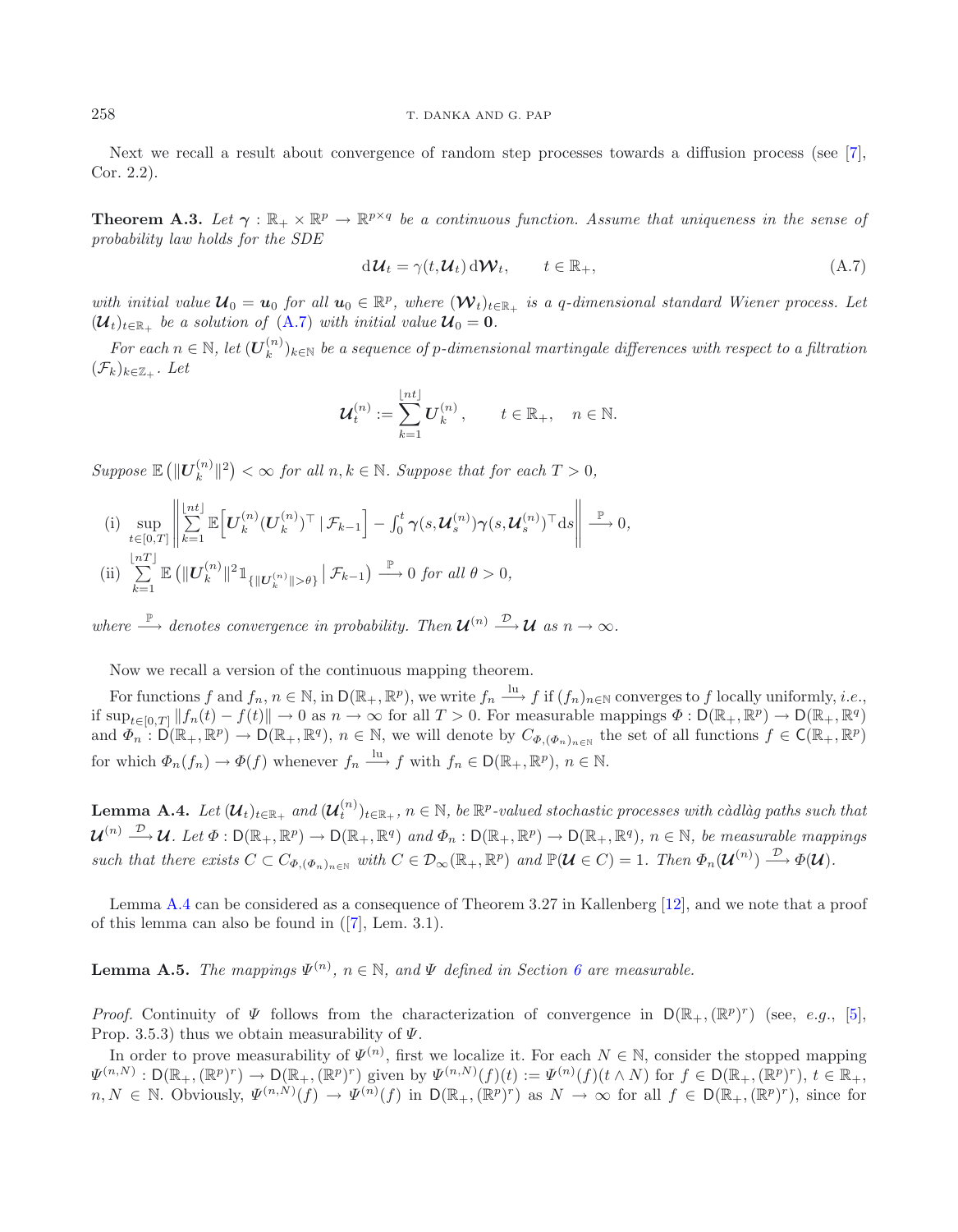Next we recall a result about convergence of random step processes towards a diffusion process (see [7], Cor. 2.2).

**Theorem A.3.** *Let $\boldsymbol{\gamma} : \mathbb{R}_+ \times \mathbb{R}^p \to \mathbb{R}^{p\times q}$ be a continuous function. Assume that uniqueness in the sense of probability law holds for the SDE*

$$\mathrm{d}\boldsymbol{\mathcal{U}}_t = \gamma(t, \boldsymbol{\mathcal{U}}_t)\,\mathrm{d}\boldsymbol{\mathcal{W}}_t, \qquad t \in \mathbb{R}_+, \tag{A.7}$$

*with initial value $\boldsymbol{\mathcal{U}}_0 = \boldsymbol{u}_0$ for all $\boldsymbol{u}_0 \in \mathbb{R}^p$, where $(\boldsymbol{\mathcal{W}}_t)_{t\in\mathbb{R}_+}$ is a $q$-dimensional standard Wiener process. Let $(\boldsymbol{\mathcal{U}}_t)_{t\in\mathbb{R}_+}$ be a solution of (A.7) with initial value $\boldsymbol{\mathcal{U}}_0 = \boldsymbol{0}$.*

*For each $n \in \mathbb{N}$, let $(\boldsymbol{U}_k^{(n)})_{k\in\mathbb{N}}$ be a sequence of $p$-dimensional martingale differences with respect to a filtration $(\mathcal{F}_k)_{k\in\mathbb{Z}_+}$. Let*

$$\boldsymbol{\mathcal{U}}_t^{(n)} := \sum_{k=1}^{\lfloor nt\rfloor} \boldsymbol{U}_k^{(n)}, \qquad t \in \mathbb{R}_+, \quad n \in \mathbb{N}.$$

*Suppose $\mathbb{E}\left(\|\boldsymbol{U}_k^{(n)}\|^2\right) < \infty$ for all $n, k \in \mathbb{N}$. Suppose that for each $T > 0$,*

(i) $\displaystyle\sup_{t\in[0,T]} \left\| \sum_{k=1}^{\lfloor nt\rfloor} \mathbb{E}\Big[\boldsymbol{U}_k^{(n)}(\boldsymbol{U}_k^{(n)})^\top \,|\, \mathcal{F}_{k-1}\Big] - \int_0^t \boldsymbol{\gamma}(s, \boldsymbol{\mathcal{U}}_s^{(n)})\boldsymbol{\gamma}(s, \boldsymbol{\mathcal{U}}_s^{(n)})^\top \mathrm{d}s \right\| \stackrel{\mathbb{P}}{\longrightarrow} 0,$

(ii) $\displaystyle\sum_{k=1}^{\lfloor nT\rfloor} \mathbb{E}\left(\|\boldsymbol{U}_k^{(n)}\|^2 \mathbb{1}_{\{\|\boldsymbol{U}_k^{(n)}\|>\theta\}} \,\big|\, \mathcal{F}_{k-1}\right) \stackrel{\mathbb{P}}{\longrightarrow} 0$ *for all $\theta > 0$,*

*where $\stackrel{\mathbb{P}}{\longrightarrow}$ denotes convergence in probability. Then $\boldsymbol{\mathcal{U}}^{(n)} \stackrel{\mathcal{D}}{\longrightarrow} \boldsymbol{\mathcal{U}}$ as $n \to \infty$.*

Now we recall a version of the continuous mapping theorem.

For functions $f$ and $f_n$, $n \in \mathbb{N}$, in $\mathsf{D}(\mathbb{R}_+, \mathbb{R}^p)$, we write $f_n \stackrel{\mathrm{lu}}{\longrightarrow} f$ if $(f_n)_{n\in\mathbb{N}}$ converges to $f$ locally uniformly, *i.e.*, if $\sup_{t\in[0,T]} \|f_n(t) - f(t)\| \to 0$ as $n \to \infty$ for all $T > 0$. For measurable mappings $\Phi : \mathsf{D}(\mathbb{R}_+, \mathbb{R}^p) \to \mathsf{D}(\mathbb{R}_+, \mathbb{R}^q)$ and $\Phi_n : \mathsf{D}(\mathbb{R}_+, \mathbb{R}^p) \to \mathsf{D}(\mathbb{R}_+, \mathbb{R}^q)$, $n \in \mathbb{N}$, we will denote by $C_{\Phi,(\Phi_n)_{n\in\mathbb{N}}}$ the set of all functions $f \in \mathsf{C}(\mathbb{R}_+, \mathbb{R}^p)$ for which $\Phi_n(f_n) \to \Phi(f)$ whenever $f_n \stackrel{\mathrm{lu}}{\longrightarrow} f$ with $f_n \in \mathsf{D}(\mathbb{R}_+, \mathbb{R}^p)$, $n \in \mathbb{N}$.

**Lemma A.4.** *Let $(\boldsymbol{\mathcal{U}}_t)_{t\in\mathbb{R}_+}$ and $(\boldsymbol{\mathcal{U}}_t^{(n)})_{t\in\mathbb{R}_+}$, $n \in \mathbb{N}$, be $\mathbb{R}^p$-valued stochastic processes with càdlàg paths such that $\boldsymbol{\mathcal{U}}^{(n)} \stackrel{\mathcal{D}}{\longrightarrow} \boldsymbol{\mathcal{U}}$. Let $\Phi : \mathsf{D}(\mathbb{R}_+, \mathbb{R}^p) \to \mathsf{D}(\mathbb{R}_+, \mathbb{R}^q)$ and $\Phi_n : \mathsf{D}(\mathbb{R}_+, \mathbb{R}^p) \to \mathsf{D}(\mathbb{R}_+, \mathbb{R}^q)$, $n \in \mathbb{N}$, be measurable mappings such that there exists $C \subset C_{\Phi,(\Phi_n)_{n\in\mathbb{N}}}$ with $C \in \mathcal{D}_\infty(\mathbb{R}_+, \mathbb{R}^p)$ and $\mathbb{P}(\boldsymbol{\mathcal{U}} \in C) = 1$. Then $\Phi_n(\boldsymbol{\mathcal{U}}^{(n)}) \stackrel{\mathcal{D}}{\longrightarrow} \Phi(\boldsymbol{\mathcal{U}})$.*

Lemma A.4 can be considered as a consequence of Theorem 3.27 in Kallenberg [12], and we note that a proof of this lemma can also be found in ([7], Lem. 3.1).

**Lemma A.5.** *The mappings $\Psi^{(n)}$, $n \in \mathbb{N}$, and $\Psi$ defined in Section 6 are measurable.*

*Proof.* Continuity of $\Psi$ follows from the characterization of convergence in $\mathsf{D}(\mathbb{R}_+, (\mathbb{R}^p)^r)$ (see, *e.g.*, [5], Prop. 3.5.3) thus we obtain measurability of $\Psi$.

In order to prove measurability of $\Psi^{(n)}$, first we localize it. For each $N \in \mathbb{N}$, consider the stopped mapping $\Psi^{(n,N)} : \mathsf{D}(\mathbb{R}_+, (\mathbb{R}^p)^r) \to \mathsf{D}(\mathbb{R}_+, (\mathbb{R}^p)^r)$ given by $\Psi^{(n,N)}(f)(t) := \Psi^{(n)}(f)(t \wedge N)$ for $f \in \mathsf{D}(\mathbb{R}_+, (\mathbb{R}^p)^r)$, $t \in \mathbb{R}_+$, $n, N \in \mathbb{N}$. Obviously, $\Psi^{(n,N)}(f) \to \Psi^{(n)}(f)$ in $\mathsf{D}(\mathbb{R}_+, (\mathbb{R}^p)^r)$ as $N \to \infty$ for all $f \in \mathsf{D}(\mathbb{R}_+, (\mathbb{R}^p)^r)$, since for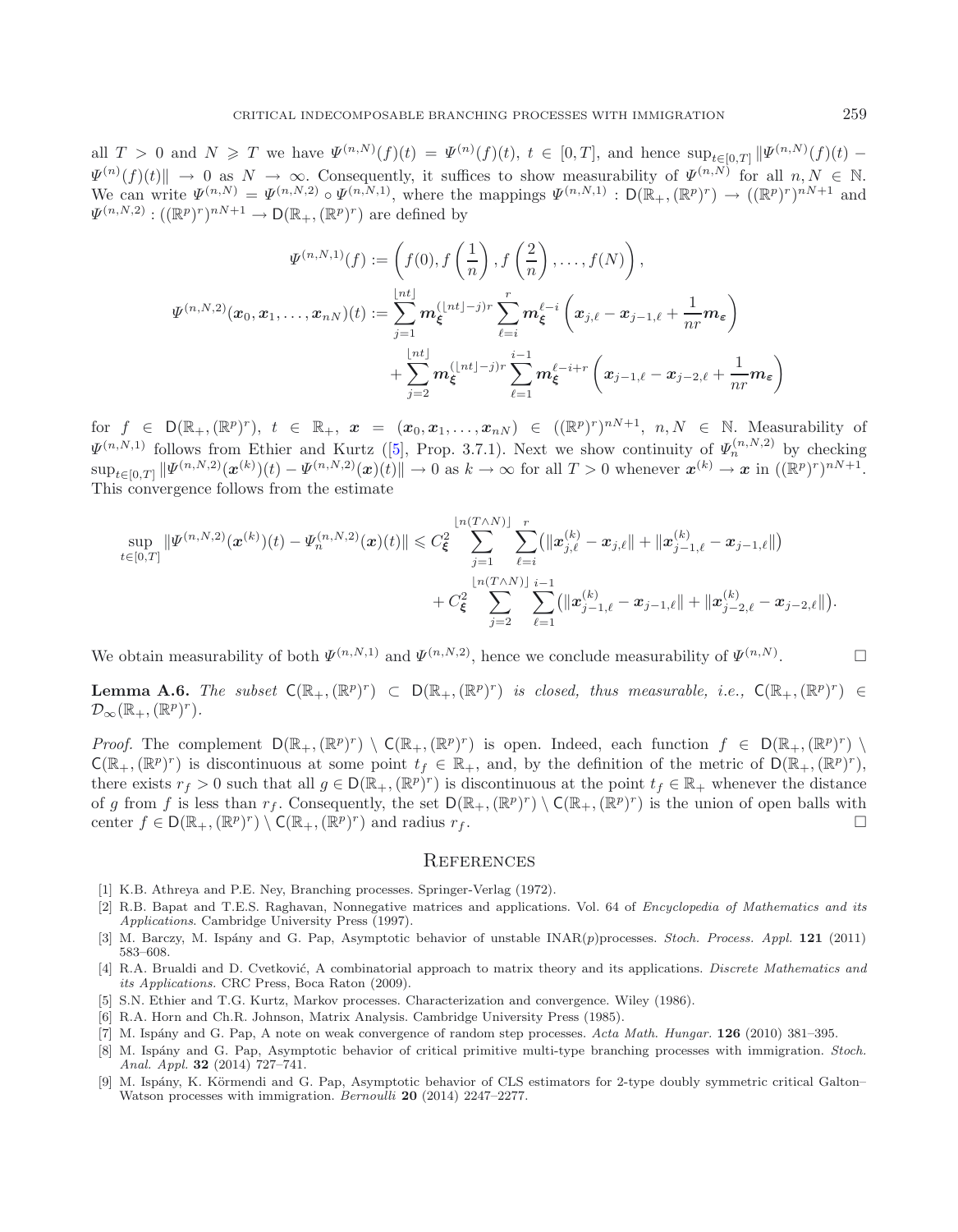all $T > 0$ and $N \geqslant T$ we have $\Psi^{(n,N)}(f)(t) = \Psi^{(n)}(f)(t)$, $t \in [0,T]$, and hence $\sup_{t\in[0,T]} \|\Psi^{(n,N)}(f)(t) - \Psi^{(n)}(f)(t)\| \to 0$ as $N \to \infty$. Consequently, it suffices to show measurability of $\Psi^{(n,N)}$ for all $n, N \in \mathbb{N}$. We can write $\Psi^{(n,N)} = \Psi^{(n,N,2)} \circ \Psi^{(n,N,1)}$, where the mappings $\Psi^{(n,N,1)} : \mathsf{D}(\mathbb{R}_+, (\mathbb{R}^p)^r) \to ((\mathbb{R}^p)^r)^{nN+1}$ and $\Psi^{(n,N,2)} : ((\mathbb{R}^p)^r)^{nN+1} \to \mathsf{D}(\mathbb{R}_+, (\mathbb{R}^p)^r)$ are defined by

$$\Psi^{(n,N,1)}(f) := \left(f(0), f\left(\frac{1}{n}\right), f\left(\frac{2}{n}\right), \dots, f(N)\right),$$

$$\begin{aligned}\Psi^{(n,N,2)}(\boldsymbol{x}_0, \boldsymbol{x}_1, \dots, \boldsymbol{x}_{nN})(t) := &\sum_{j=1}^{\lfloor nt \rfloor} \boldsymbol{m}_{\boldsymbol{\xi}}^{(\lfloor nt \rfloor - j)r} \sum_{\ell=i}^{r} \boldsymbol{m}_{\boldsymbol{\xi}}^{\ell-i} \left(\boldsymbol{x}_{j,\ell} - \boldsymbol{x}_{j-1,\ell} + \frac{1}{nr}\boldsymbol{m}_{\boldsymbol{\varepsilon}}\right) \\ &+ \sum_{j=2}^{\lfloor nt \rfloor} \boldsymbol{m}_{\boldsymbol{\xi}}^{(\lfloor nt \rfloor - j)r} \sum_{\ell=1}^{i-1} \boldsymbol{m}_{\boldsymbol{\xi}}^{\ell-i+r} \left(\boldsymbol{x}_{j-1,\ell} - \boldsymbol{x}_{j-2,\ell} + \frac{1}{nr}\boldsymbol{m}_{\boldsymbol{\varepsilon}}\right)\end{aligned}$$

for $f \in \mathsf{D}(\mathbb{R}_+, (\mathbb{R}^p)^r)$, $t \in \mathbb{R}_+$, $\boldsymbol{x} = (\boldsymbol{x}_0, \boldsymbol{x}_1, \dots, \boldsymbol{x}_{nN}) \in ((\mathbb{R}^p)^r)^{nN+1}$, $n, N \in \mathbb{N}$. Measurability of $\Psi^{(n,N,1)}$ follows from Ethier and Kurtz ([5], Prop. 3.7.1). Next we show continuity of $\Psi_n^{(n,N,2)}$ by checking $\sup_{t\in[0,T]} \|\Psi^{(n,N,2)}(\boldsymbol{x}^{(k)})(t) - \Psi^{(n,N,2)}(\boldsymbol{x})(t)\| \to 0$ as $k \to \infty$ for all $T > 0$ whenever $\boldsymbol{x}^{(k)} \to \boldsymbol{x}$ in $((\mathbb{R}^p)^r)^{nN+1}$. This convergence follows from the estimate

$$\begin{aligned}\sup_{t\in[0,T]} \|\Psi^{(n,N,2)}(\boldsymbol{x}^{(k)})(t) - \Psi_n^{(n,N,2)}(\boldsymbol{x})(t)\| \leqslant\; &C_{\boldsymbol{\xi}}^2 \sum_{j=1}^{\lfloor n(T\wedge N) \rfloor} \sum_{\ell=i}^{r} \left(\|\boldsymbol{x}_{j,\ell}^{(k)} - \boldsymbol{x}_{j,\ell}\| + \|\boldsymbol{x}_{j-1,\ell}^{(k)} - \boldsymbol{x}_{j-1,\ell}\|\right) \\ &+ C_{\boldsymbol{\xi}}^2 \sum_{j=2}^{\lfloor n(T\wedge N) \rfloor} \sum_{\ell=1}^{i-1} \left(\|\boldsymbol{x}_{j-1,\ell}^{(k)} - \boldsymbol{x}_{j-1,\ell}\| + \|\boldsymbol{x}_{j-2,\ell}^{(k)} - \boldsymbol{x}_{j-2,\ell}\|\right).\end{aligned}$$

We obtain measurability of both $\Psi^{(n,N,1)}$ and $\Psi^{(n,N,2)}$, hence we conclude measurability of $\Psi^{(n,N)}$. □

**Lemma A.6.** *The subset $\mathsf{C}(\mathbb{R}_+, (\mathbb{R}^p)^r) \subset \mathsf{D}(\mathbb{R}_+, (\mathbb{R}^p)^r)$ is closed, thus measurable, i.e., $\mathsf{C}(\mathbb{R}_+, (\mathbb{R}^p)^r) \in \mathcal{D}_\infty(\mathbb{R}_+, (\mathbb{R}^p)^r)$.*

*Proof.* The complement $\mathsf{D}(\mathbb{R}_+, (\mathbb{R}^p)^r) \setminus \mathsf{C}(\mathbb{R}_+, (\mathbb{R}^p)^r)$ is open. Indeed, each function $f \in \mathsf{D}(\mathbb{R}_+, (\mathbb{R}^p)^r) \setminus \mathsf{C}(\mathbb{R}_+, (\mathbb{R}^p)^r)$ is discontinuous at some point $t_f \in \mathbb{R}_+$, and, by the definition of the metric of $\mathsf{D}(\mathbb{R}_+, (\mathbb{R}^p)^r)$, there exists $r_f > 0$ such that all $g \in \mathsf{D}(\mathbb{R}_+, (\mathbb{R}^p)^r)$ is discontinuous at the point $t_f \in \mathbb{R}_+$ whenever the distance of $g$ from $f$ is less than $r_f$. Consequently, the set $\mathsf{D}(\mathbb{R}_+, (\mathbb{R}^p)^r) \setminus \mathsf{C}(\mathbb{R}_+, (\mathbb{R}^p)^r)$ is the union of open balls with center $f \in \mathsf{D}(\mathbb{R}_+, (\mathbb{R}^p)^r) \setminus \mathsf{C}(\mathbb{R}_+, (\mathbb{R}^p)^r)$ and radius $r_f$. □

## References

[1] K.B. Athreya and P.E. Ney, Branching processes. Springer-Verlag (1972).

[2] R.B. Bapat and T.E.S. Raghavan, Nonnegative matrices and applications. Vol. 64 of *Encyclopedia of Mathematics and its Applications*. Cambridge University Press (1997).

[3] M. Barczy, M. Ispány and G. Pap, Asymptotic behavior of unstable INAR($p$)processes. *Stoch. Process. Appl.* **121** (2011) 583–608.

[4] R.A. Brualdi and D. Cvetković, A combinatorial approach to matrix theory and its applications. *Discrete Mathematics and its Applications.* CRC Press, Boca Raton (2009).

[5] S.N. Ethier and T.G. Kurtz, Markov processes. Characterization and convergence. Wiley (1986).

[6] R.A. Horn and Ch.R. Johnson, Matrix Analysis. Cambridge University Press (1985).

[7] M. Ispány and G. Pap, A note on weak convergence of random step processes. *Acta Math. Hungar.* **126** (2010) 381–395.

[8] M. Ispány and G. Pap, Asymptotic behavior of critical primitive multi-type branching processes with immigration. *Stoch. Anal. Appl.* **32** (2014) 727–741.

[9] M. Ispány, K. Körmendi and G. Pap, Asymptotic behavior of CLS estimators for 2-type doubly symmetric critical Galton–Watson processes with immigration. *Bernoulli* **20** (2014) 2247–2277.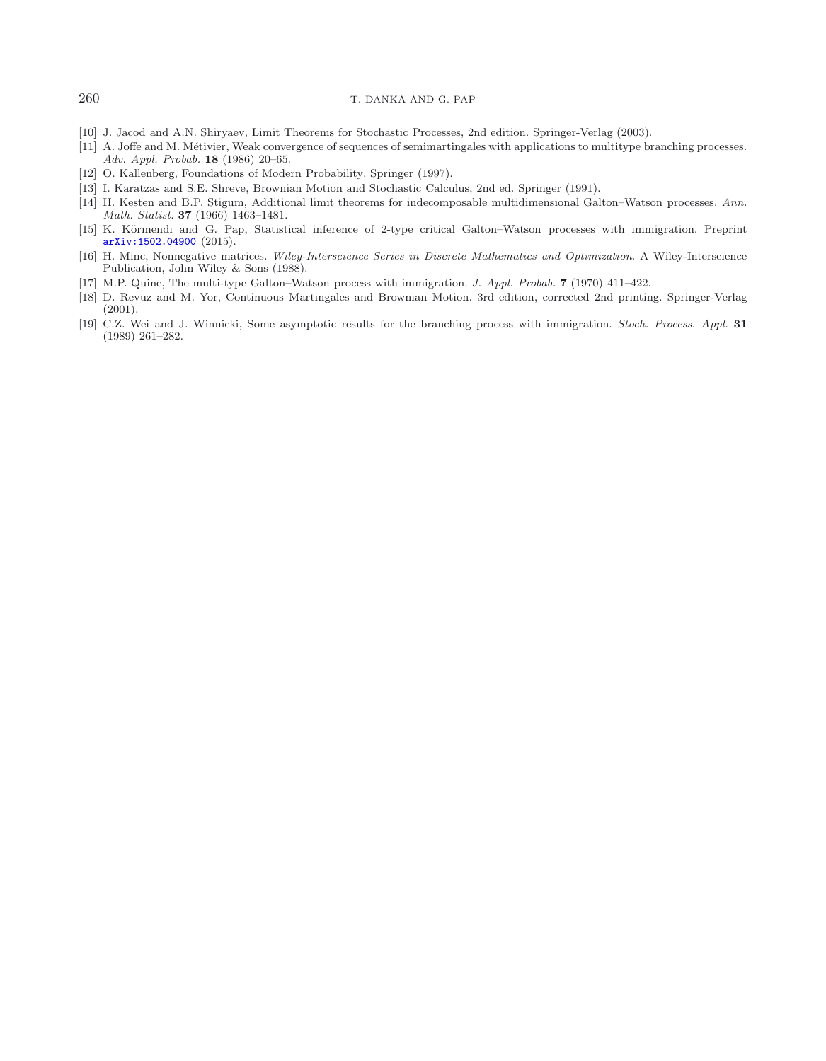[10] J. Jacod and A.N. Shiryaev, Limit Theorems for Stochastic Processes, 2nd edition. Springer-Verlag (2003).

[11] A. Joffe and M. Métivier, Weak convergence of sequences of semimartingales with applications to multitype branching processes. *Adv. Appl. Probab.* **18** (1986) 20–65.

[12] O. Kallenberg, Foundations of Modern Probability. Springer (1997).

[13] I. Karatzas and S.E. Shreve, Brownian Motion and Stochastic Calculus, 2nd ed. Springer (1991).

[14] H. Kesten and B.P. Stigum, Additional limit theorems for indecomposable multidimensional Galton–Watson processes. *Ann. Math. Statist.* **37** (1966) 1463–1481.

[15] K. Körmendi and G. Pap, Statistical inference of 2-type critical Galton–Watson processes with immigration. Preprint arXiv:1502.04900 (2015).

[16] H. Minc, Nonnegative matrices. *Wiley-Interscience Series in Discrete Mathematics and Optimization*. A Wiley-Interscience Publication, John Wiley & Sons (1988).

[17] M.P. Quine, The multi-type Galton–Watson process with immigration. *J. Appl. Probab.* **7** (1970) 411–422.

[18] D. Revuz and M. Yor, Continuous Martingales and Brownian Motion. 3rd edition, corrected 2nd printing. Springer-Verlag (2001).

[19] C.Z. Wei and J. Winnicki, Some asymptotic results for the branching process with immigration. *Stoch. Process. Appl.* **31** (1989) 261–282.